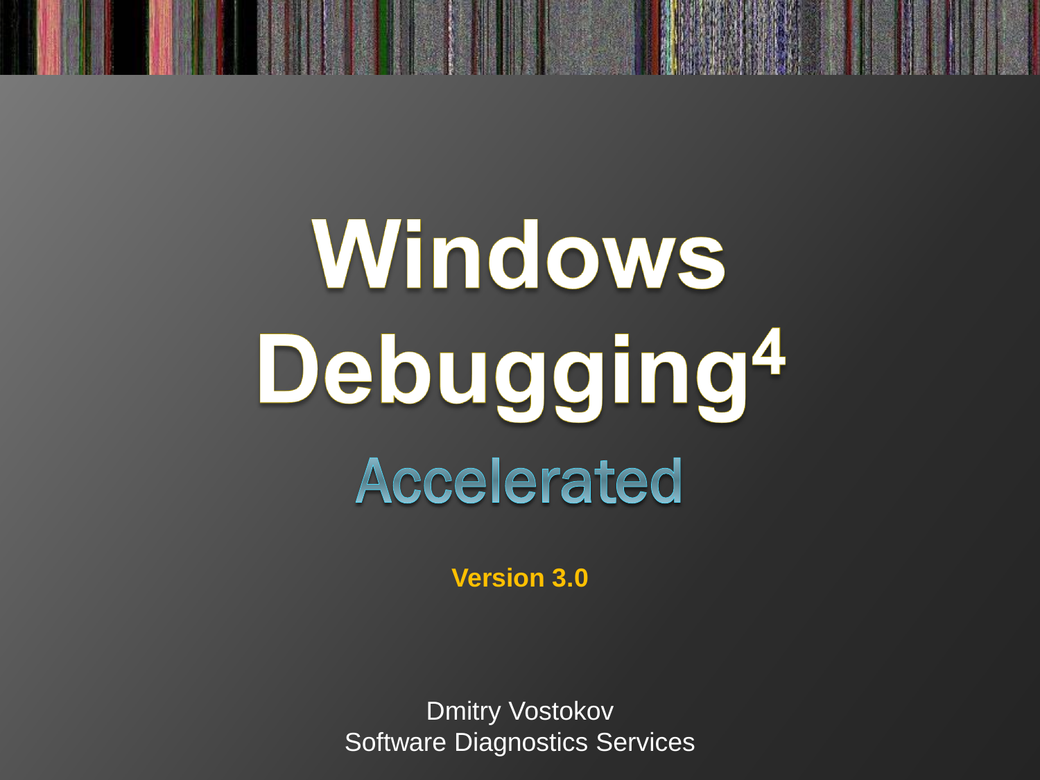# Windows Debugging$^4$

## Accelerated

**Version 3.0**

Dmitry Vostokov
Software Diagnostics Services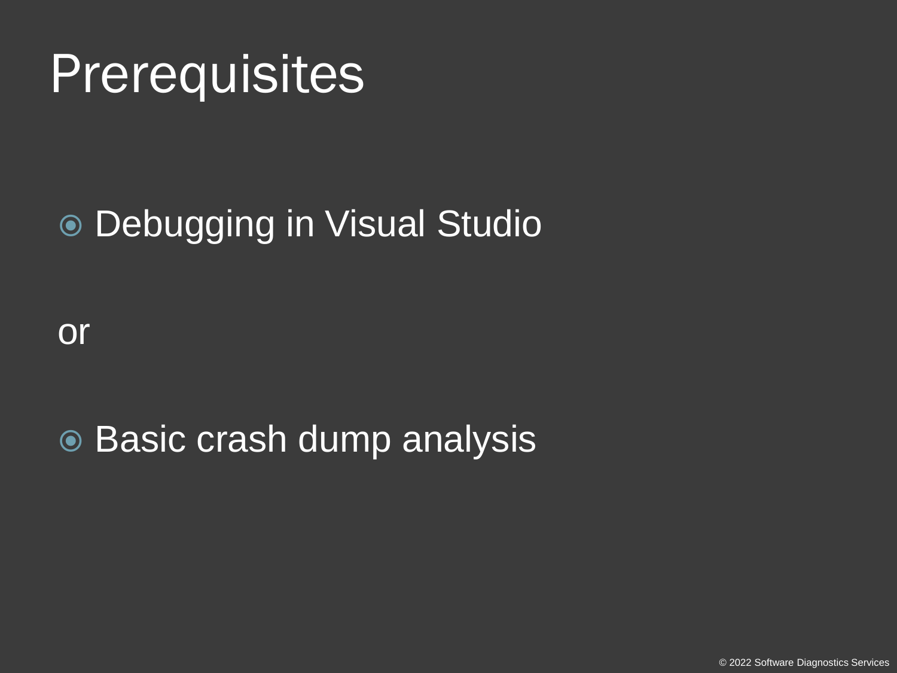# Prerequisites

- Debugging in Visual Studio

or

- Basic crash dump analysis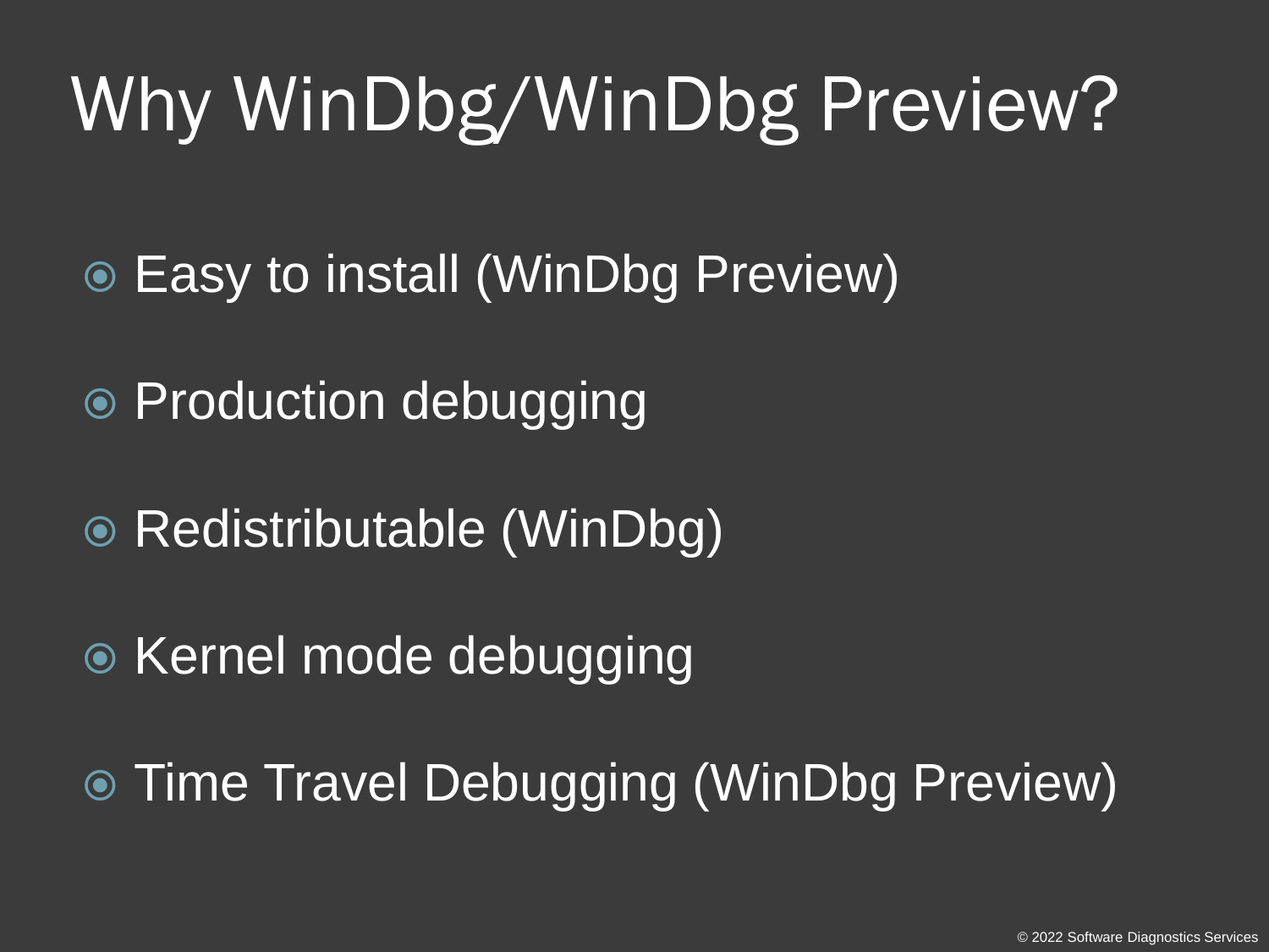# Why WinDbg/WinDbg Preview?

- Easy to install (WinDbg Preview)
- Production debugging
- Redistributable (WinDbg)
- Kernel mode debugging
- Time Travel Debugging (WinDbg Preview)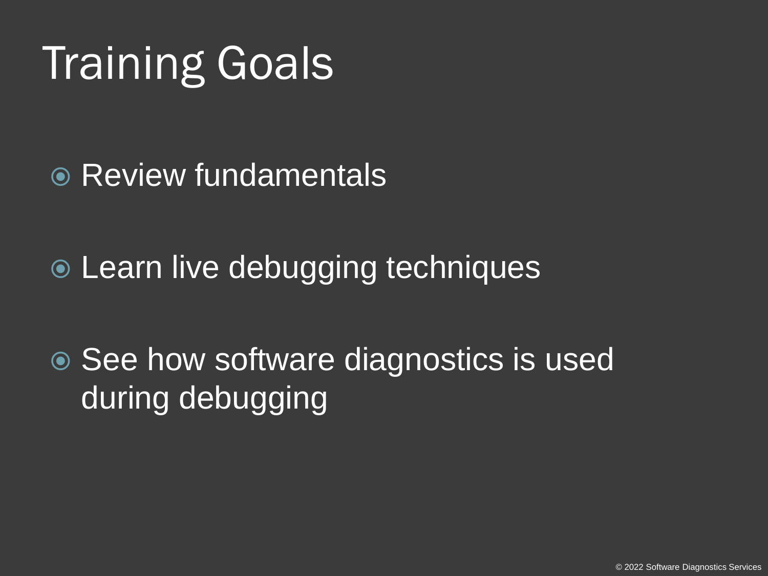# Training Goals

- Review fundamentals
- Learn live debugging techniques
- See how software diagnostics is used during debugging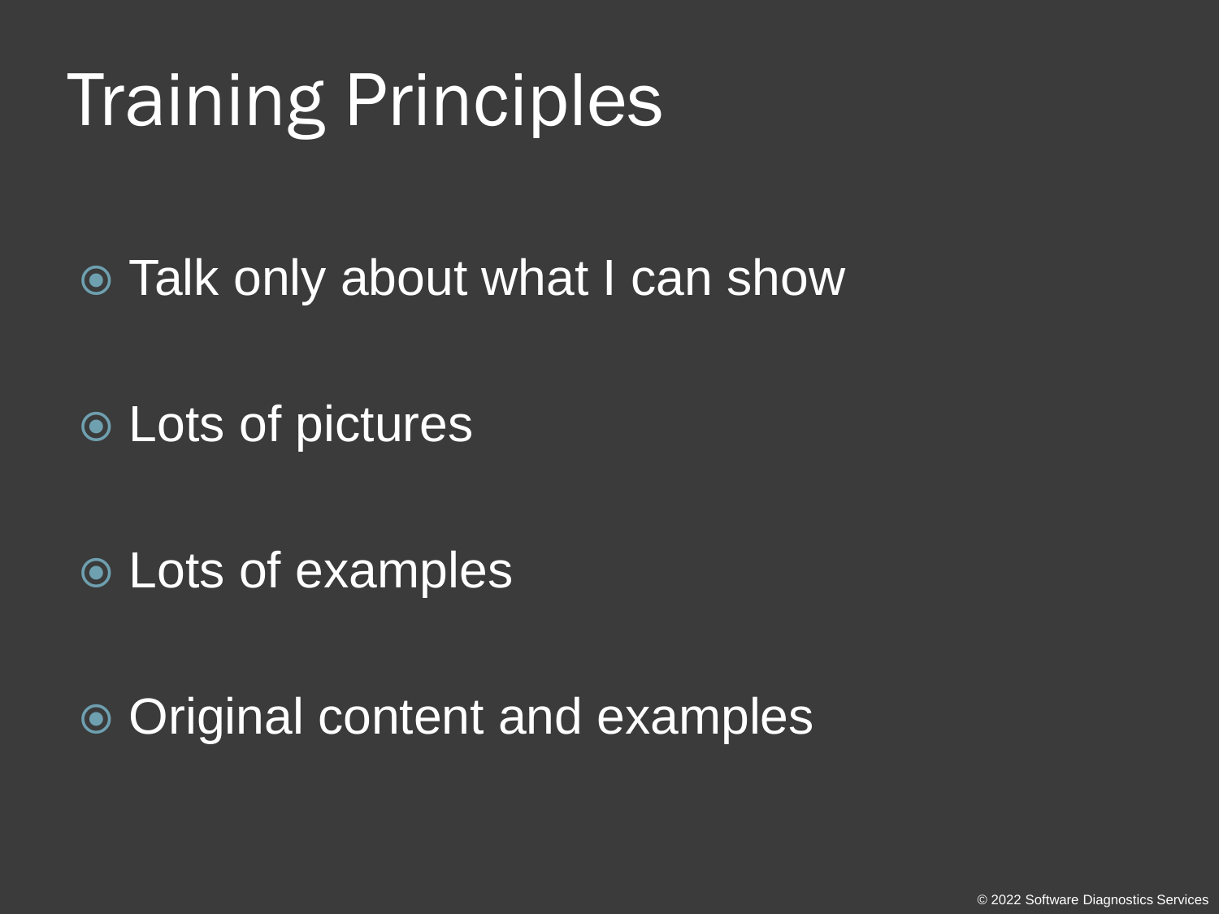# Training Principles

- Talk only about what I can show
- Lots of pictures
- Lots of examples
- Original content and examples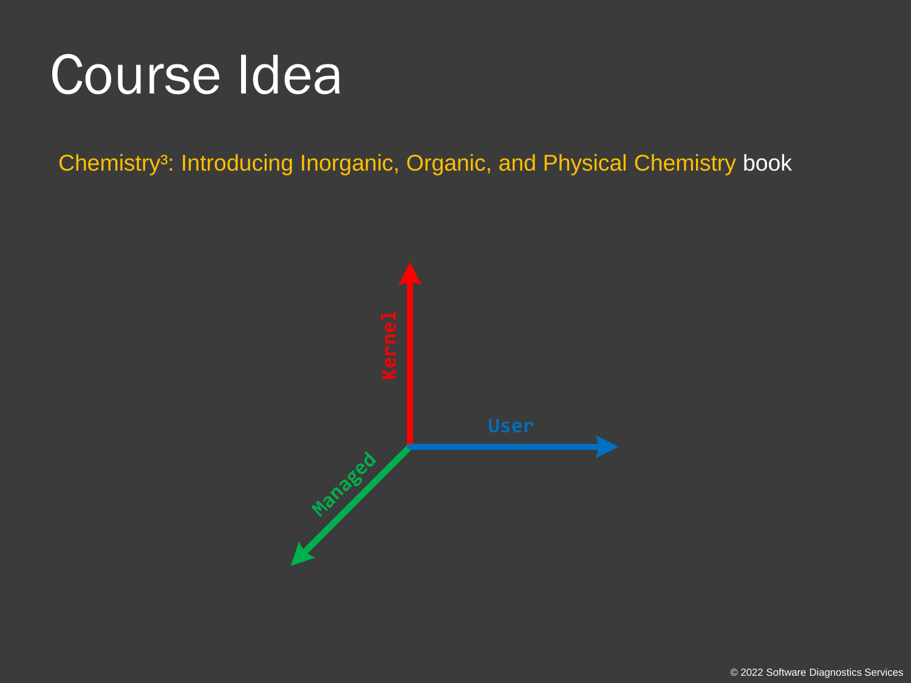# Course Idea

Chemistry³: Introducing Inorganic, Organic, and Physical Chemistry book

Kernel

User

Managed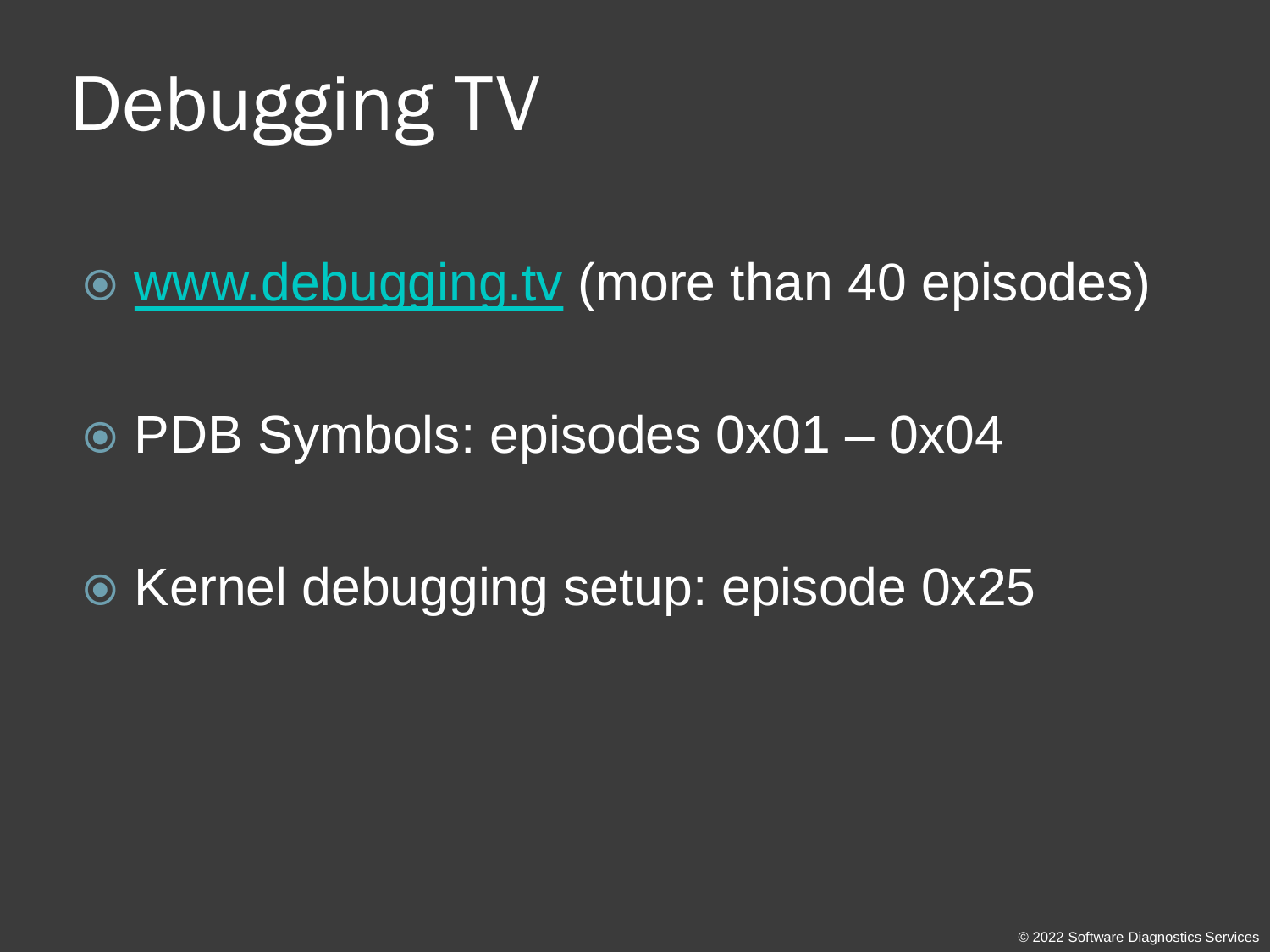# Debugging TV

- [www.debugging.tv](http://www.debugging.tv) (more than 40 episodes)
- PDB Symbols: episodes 0x01 – 0x04
- Kernel debugging setup: episode 0x25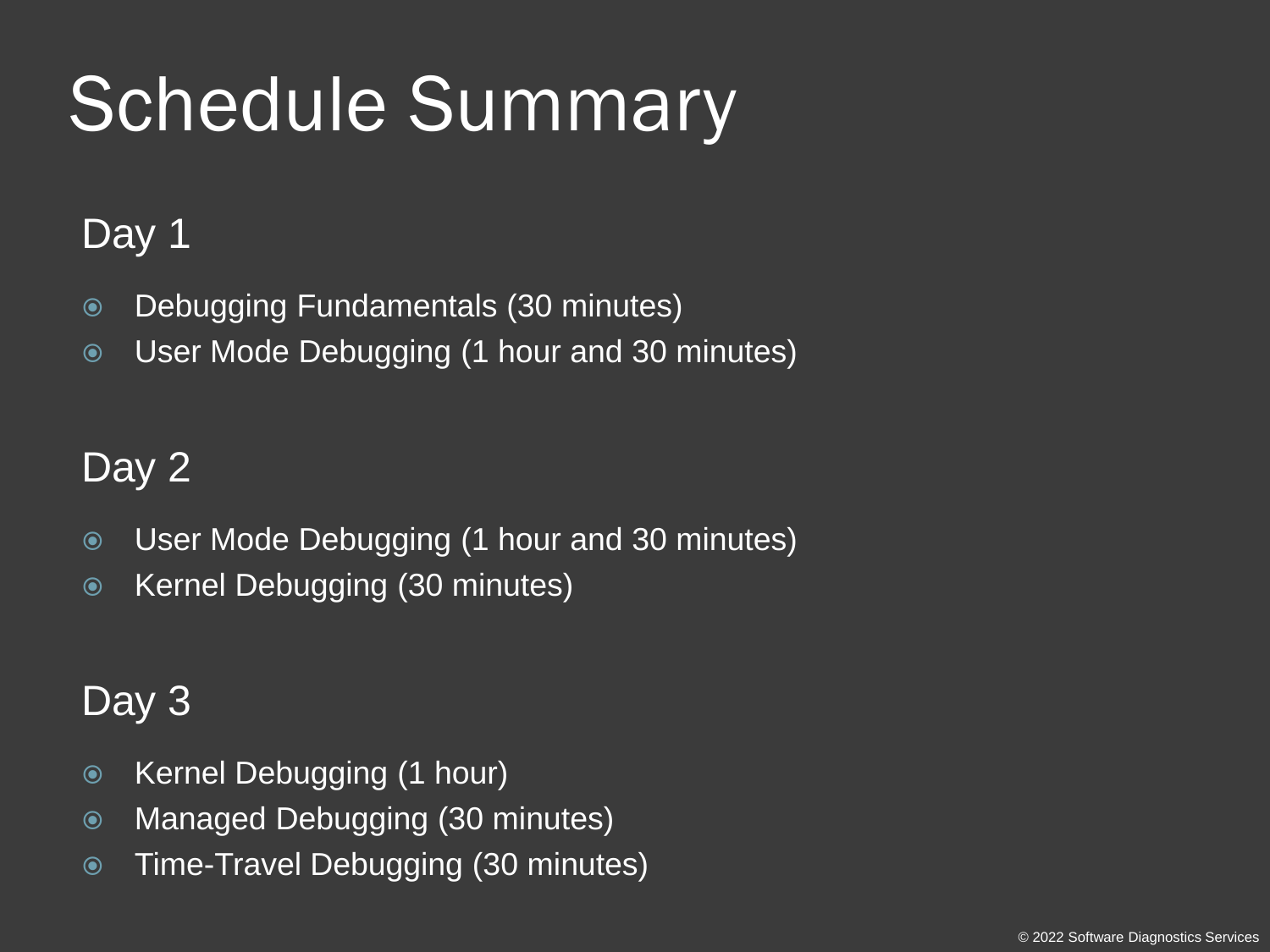# Schedule Summary

## Day 1

- Debugging Fundamentals (30 minutes)
- User Mode Debugging (1 hour and 30 minutes)

## Day 2

- User Mode Debugging (1 hour and 30 minutes)
- Kernel Debugging (30 minutes)

## Day 3

- Kernel Debugging (1 hour)
- Managed Debugging (30 minutes)
- Time-Travel Debugging (30 minutes)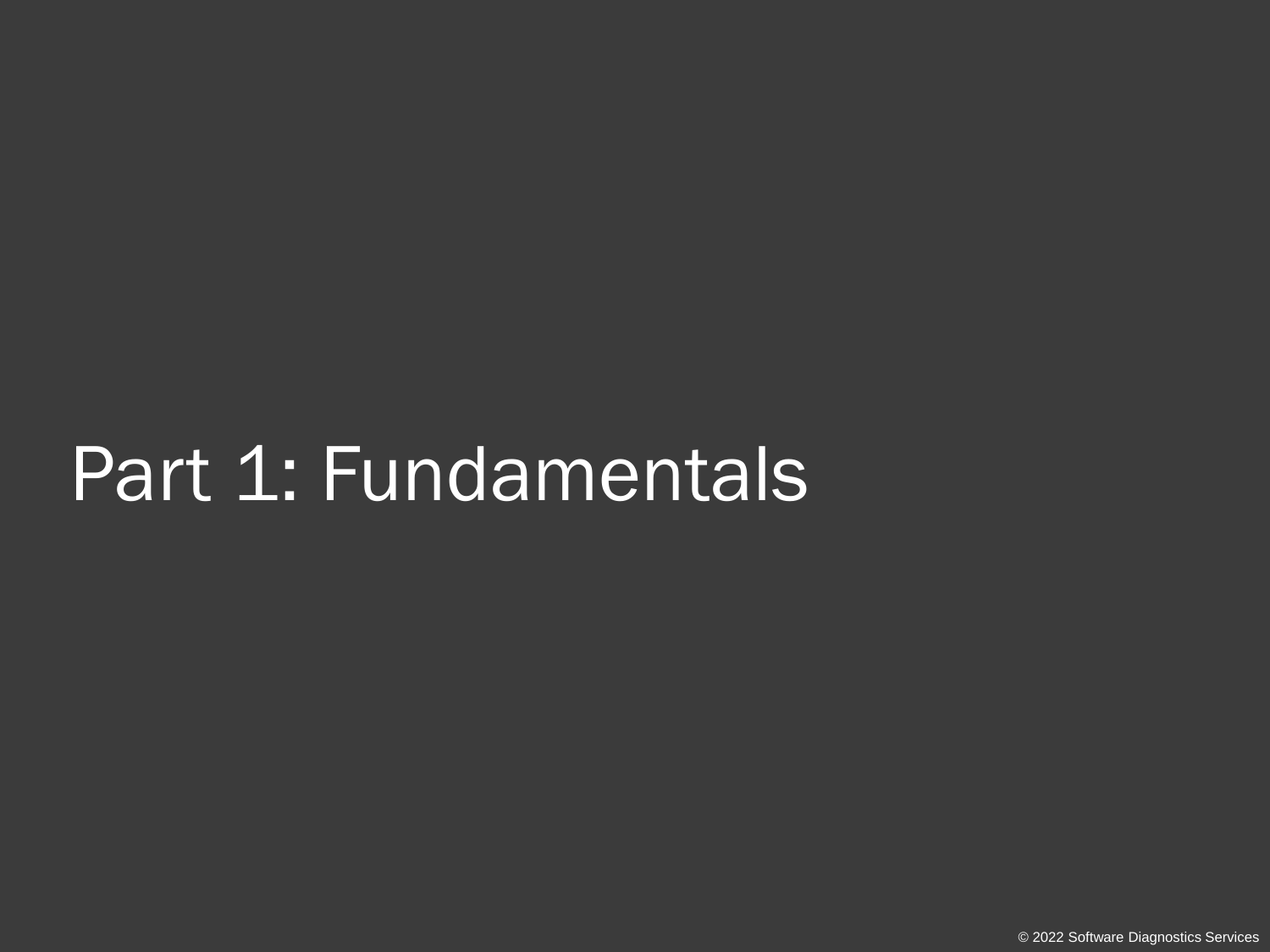# Part 1: Fundamentals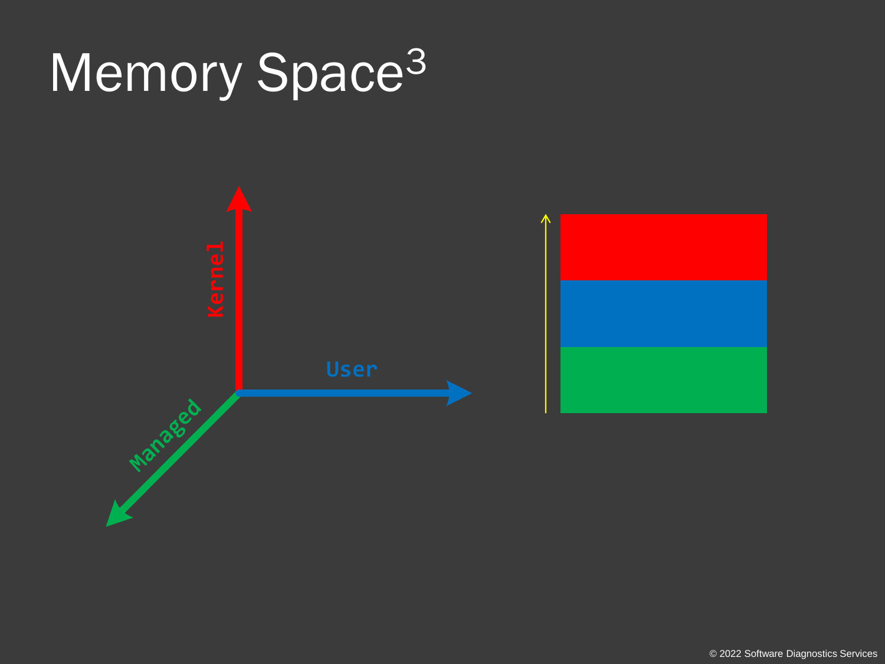# Memory Space$^3$

Kernel

User

Managed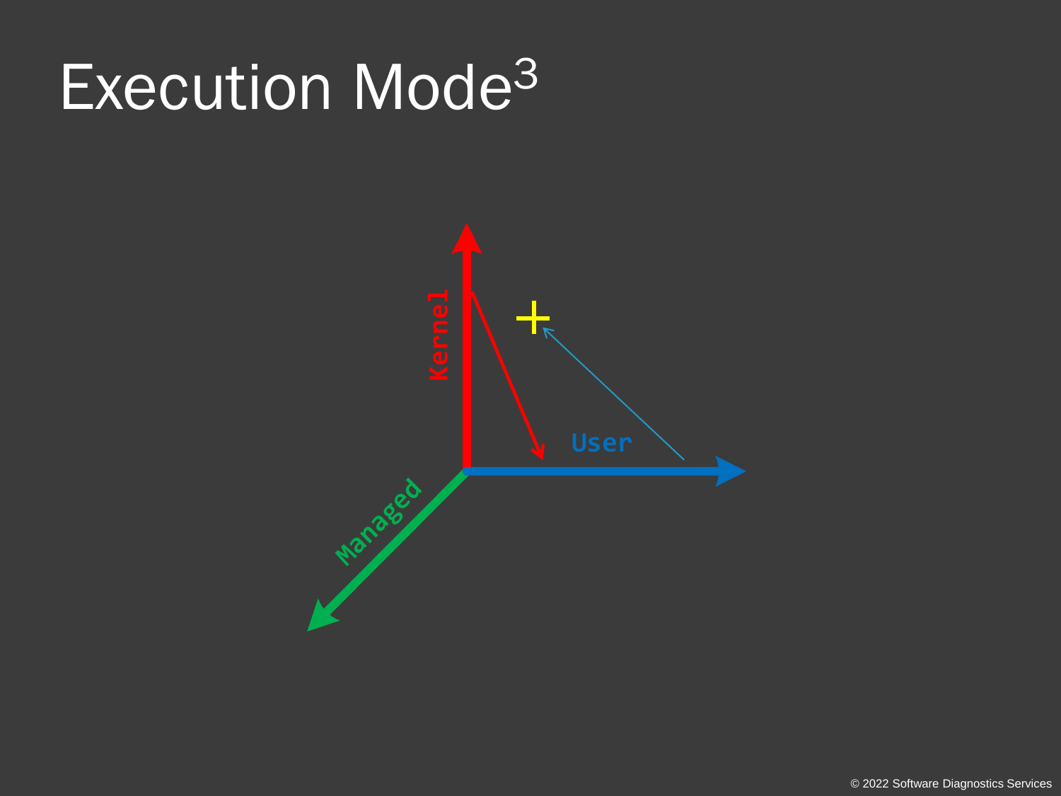# Execution Mode[3]

Kernel

User

Managed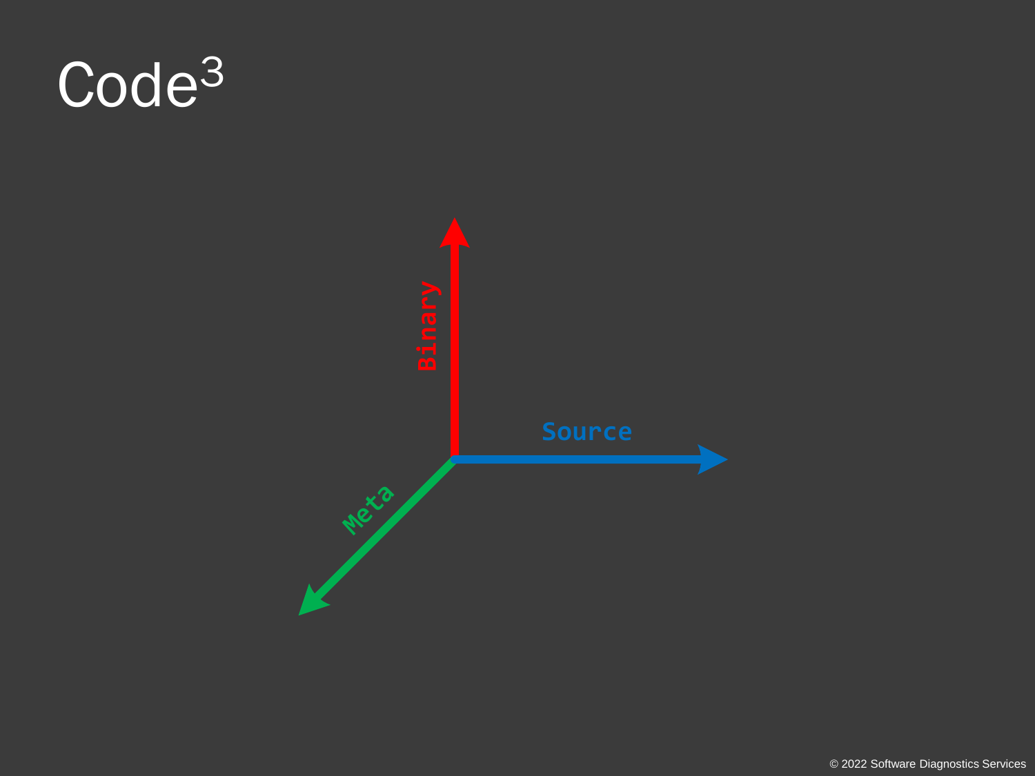# Code$^3$

Binary

Source

Meta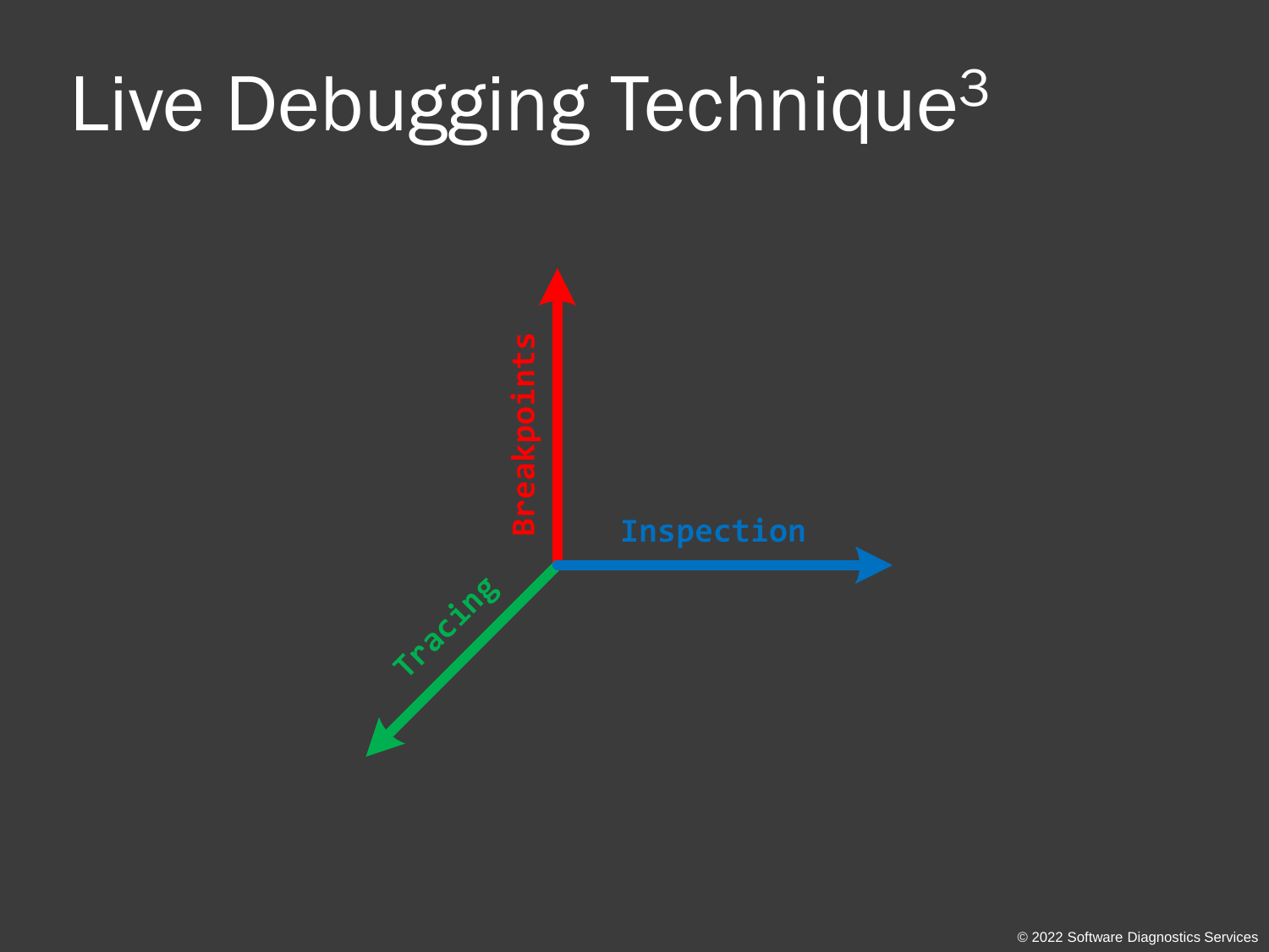# Live Debugging Technique$^3$

Breakpoints

Inspection

Tracing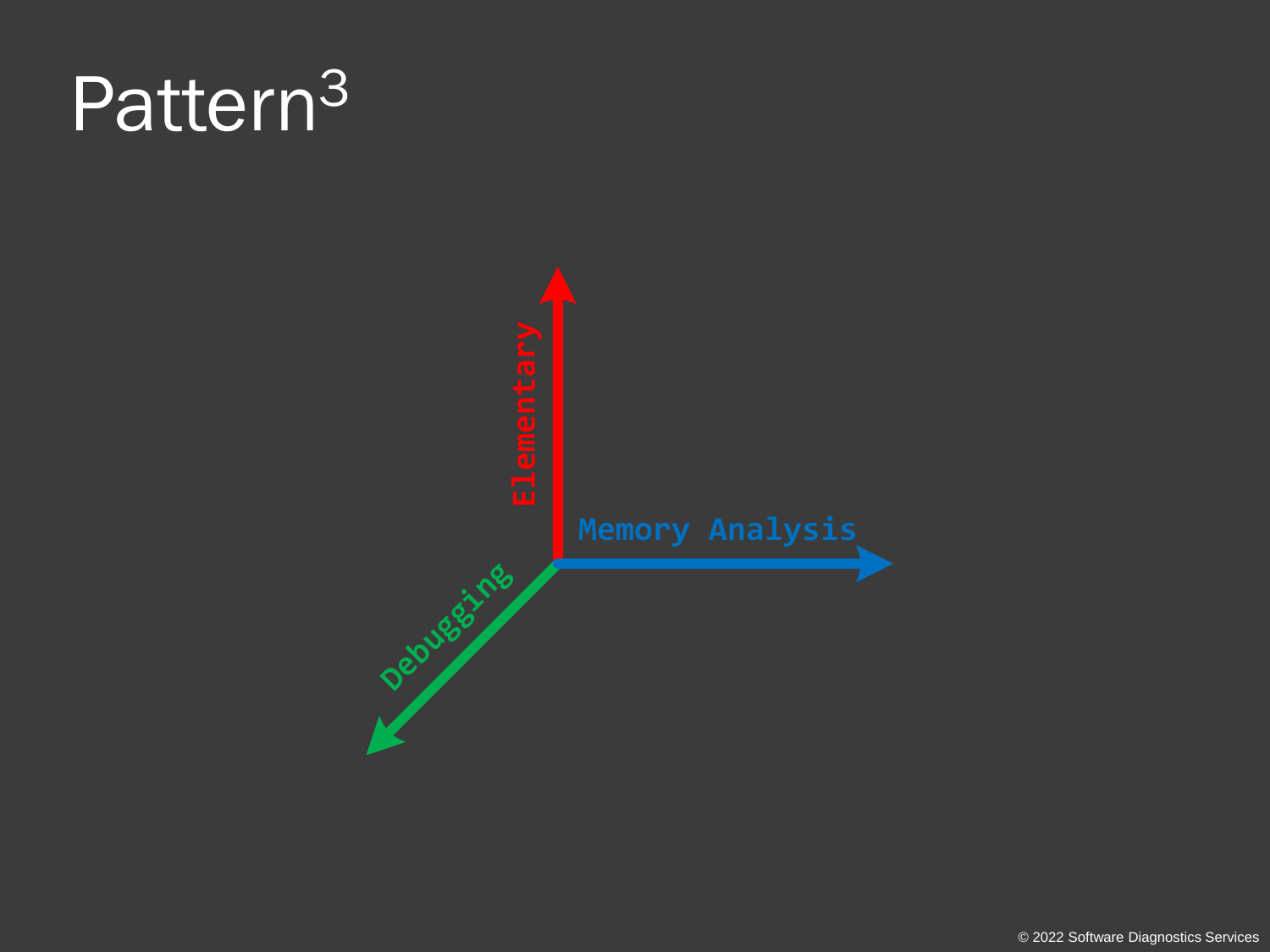# Pattern$^3$

Elementary

Memory Analysis

Debugging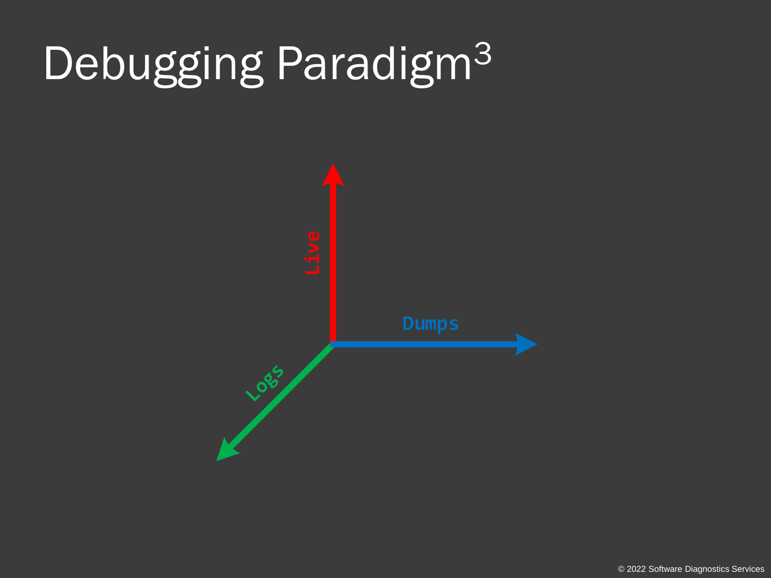# Debugging Paradigm$^3$

Live

Dumps

Logs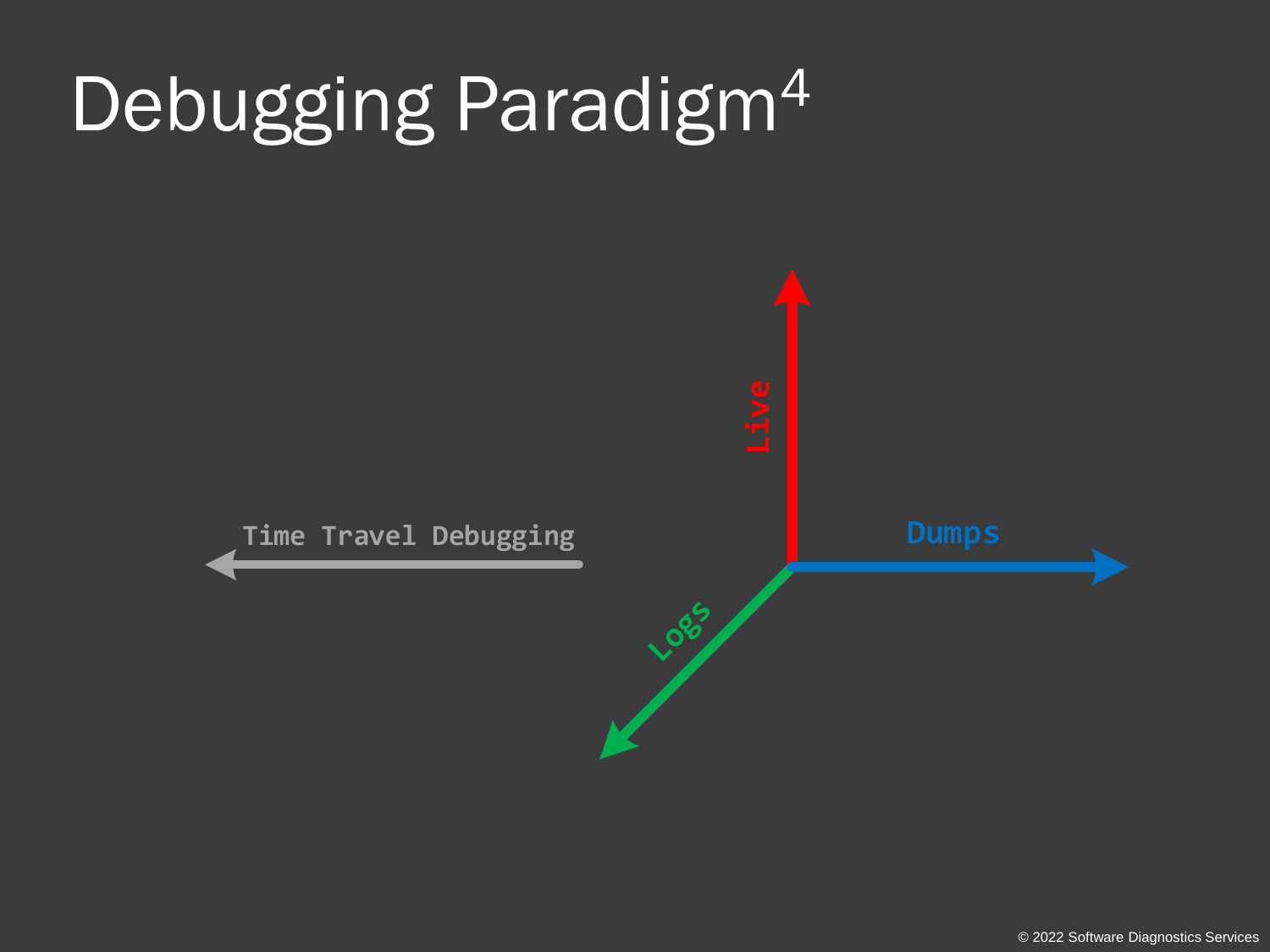# Debugging Paradigm$^4$

Live

Dumps

Logs

Time Travel Debugging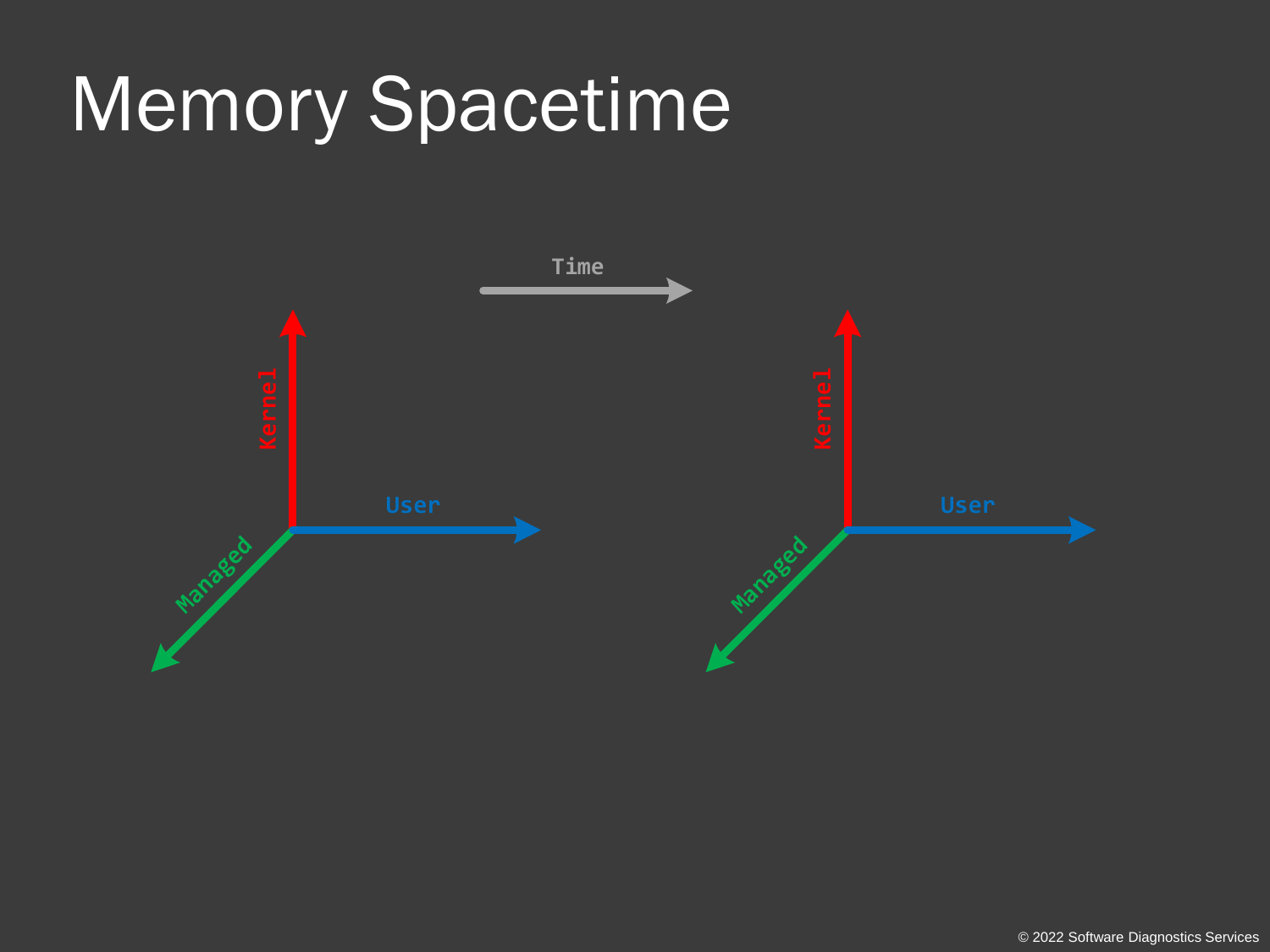# Memory Spacetime

Time

Kernel

User

Managed

Kernel

User

Managed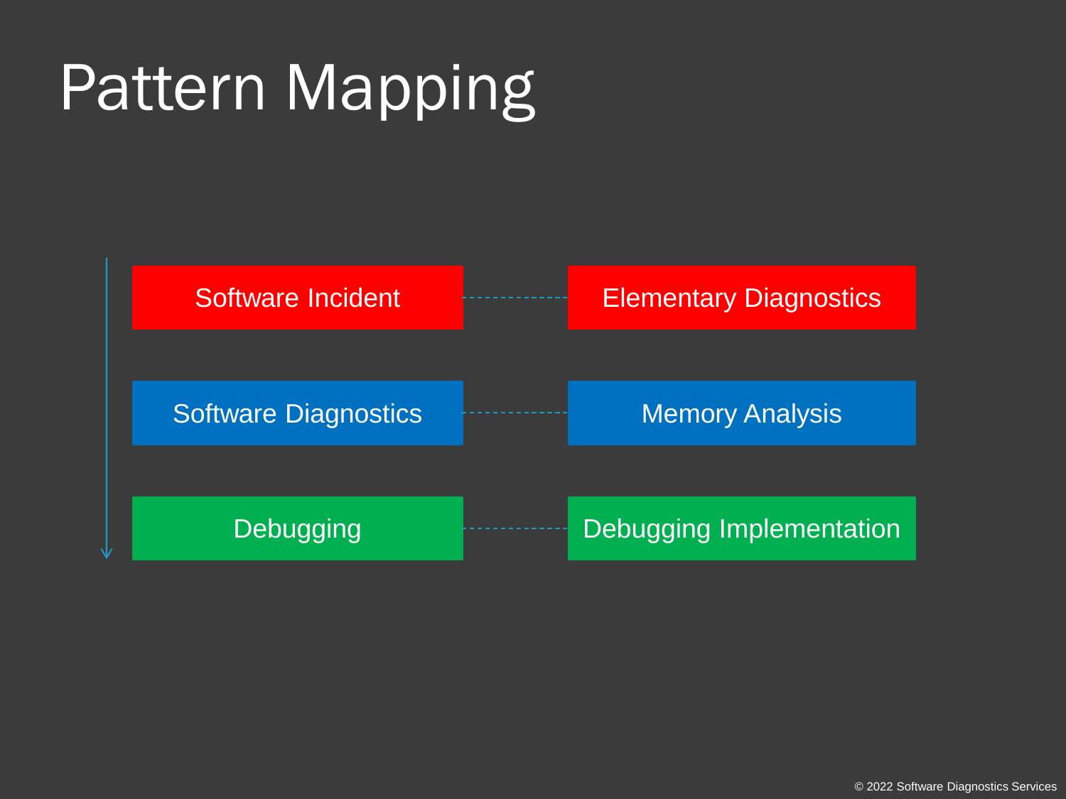# Pattern Mapping

| | |
|---|---|
| Software Incident | Elementary Diagnostics |
| Software Diagnostics | Memory Analysis |
| Debugging | Debugging Implementation |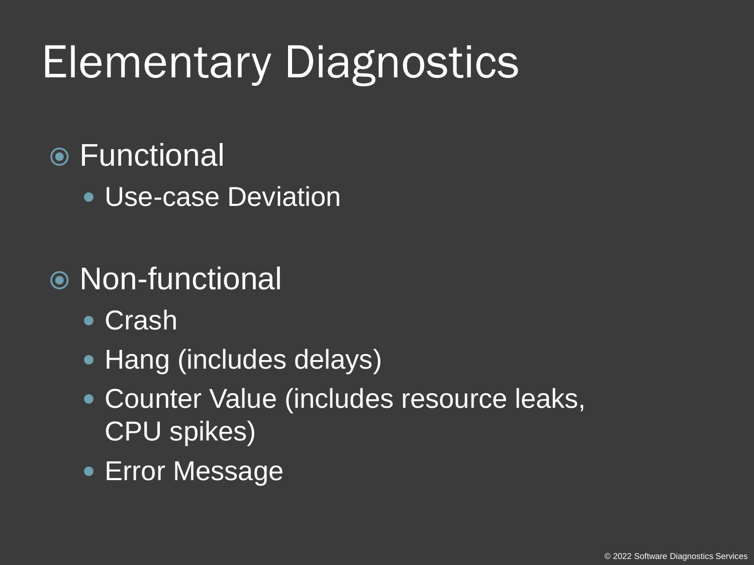# Elementary Diagnostics

- Functional
  - Use-case Deviation

- Non-functional
  - Crash
  - Hang (includes delays)
  - Counter Value (includes resource leaks, CPU spikes)
  - Error Message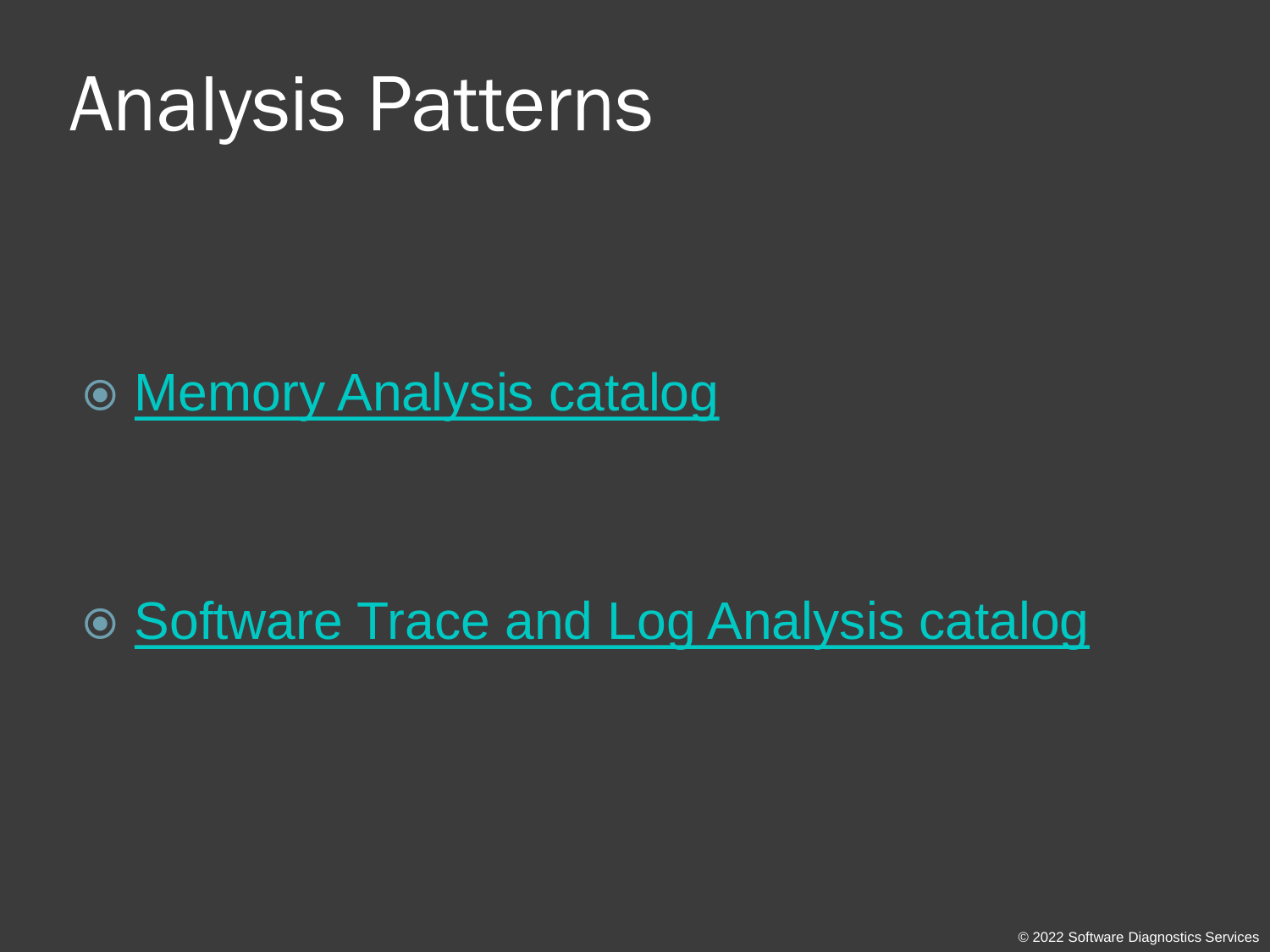# Analysis Patterns

- Memory Analysis catalog
- Software Trace and Log Analysis catalog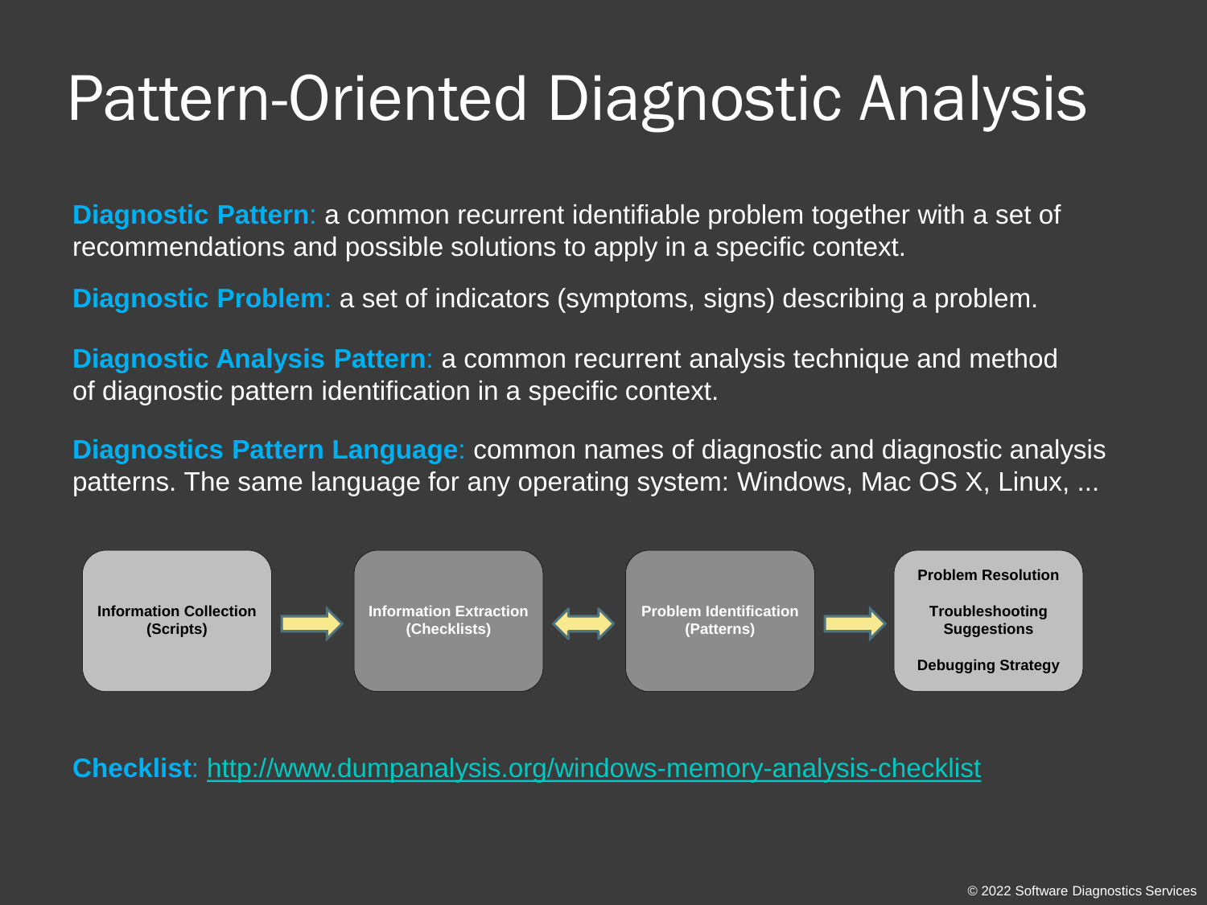# Pattern-Oriented Diagnostic Analysis

**Diagnostic Pattern**: a common recurrent identifiable problem together with a set of recommendations and possible solutions to apply in a specific context.

**Diagnostic Problem**: a set of indicators (symptoms, signs) describing a problem.

**Diagnostic Analysis Pattern**: a common recurrent analysis technique and method of diagnostic pattern identification in a specific context.

**Diagnostics Pattern Language**: common names of diagnostic and diagnostic analysis patterns. The same language for any operating system: Windows, Mac OS X, Linux, ...

**Information Collection (Scripts)** → **Information Extraction (Checklists)** ↔ **Problem Identification (Patterns)** → **Problem Resolution** / **Troubleshooting Suggestions** / **Debugging Strategy**

**Checklist**: http://www.dumpanalysis.org/windows-memory-analysis-checklist

© 2022 Software Diagnostics Services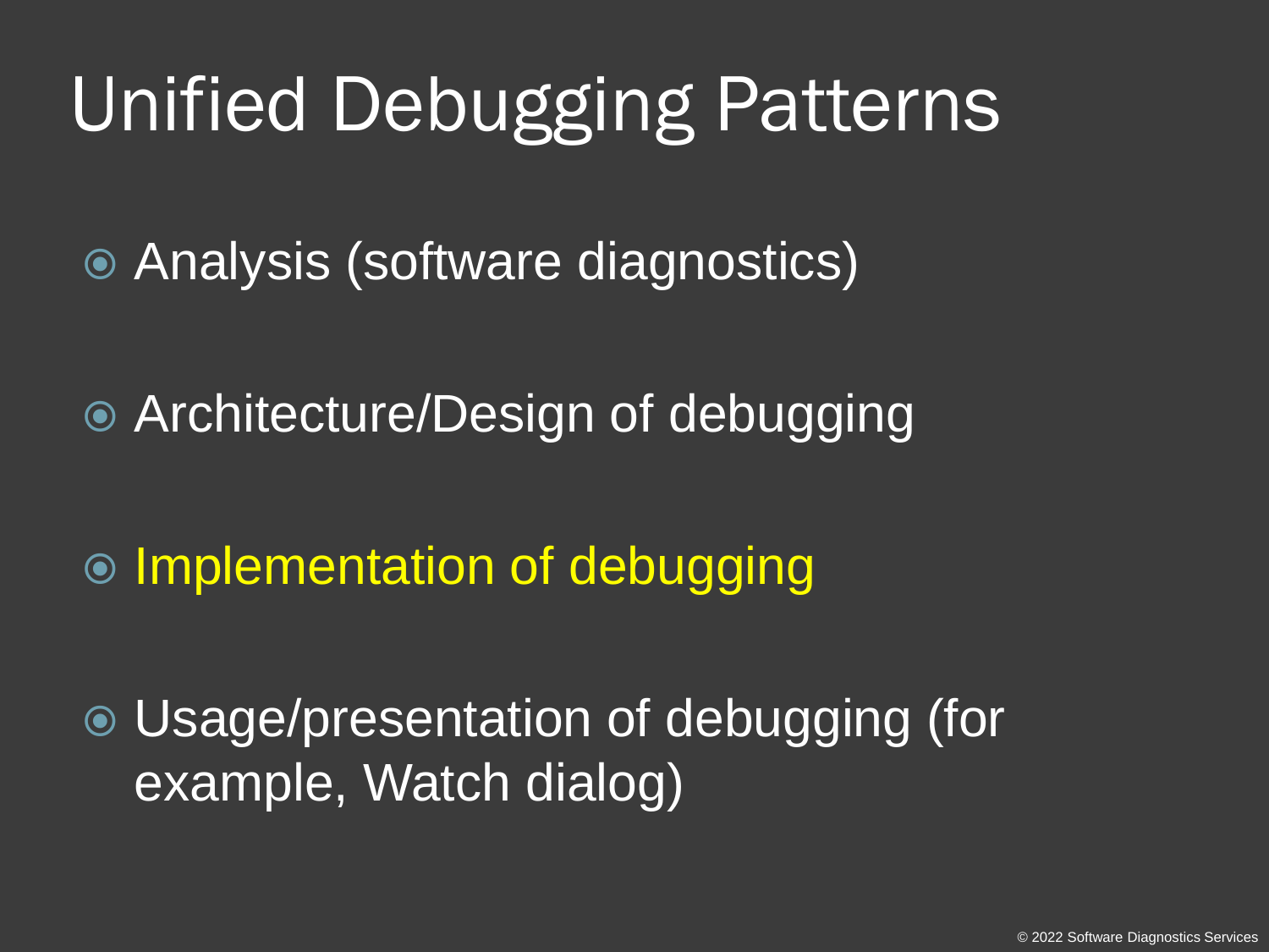# Unified Debugging Patterns

- Analysis (software diagnostics)
- Architecture/Design of debugging
- Implementation of debugging
- Usage/presentation of debugging (for example, Watch dialog)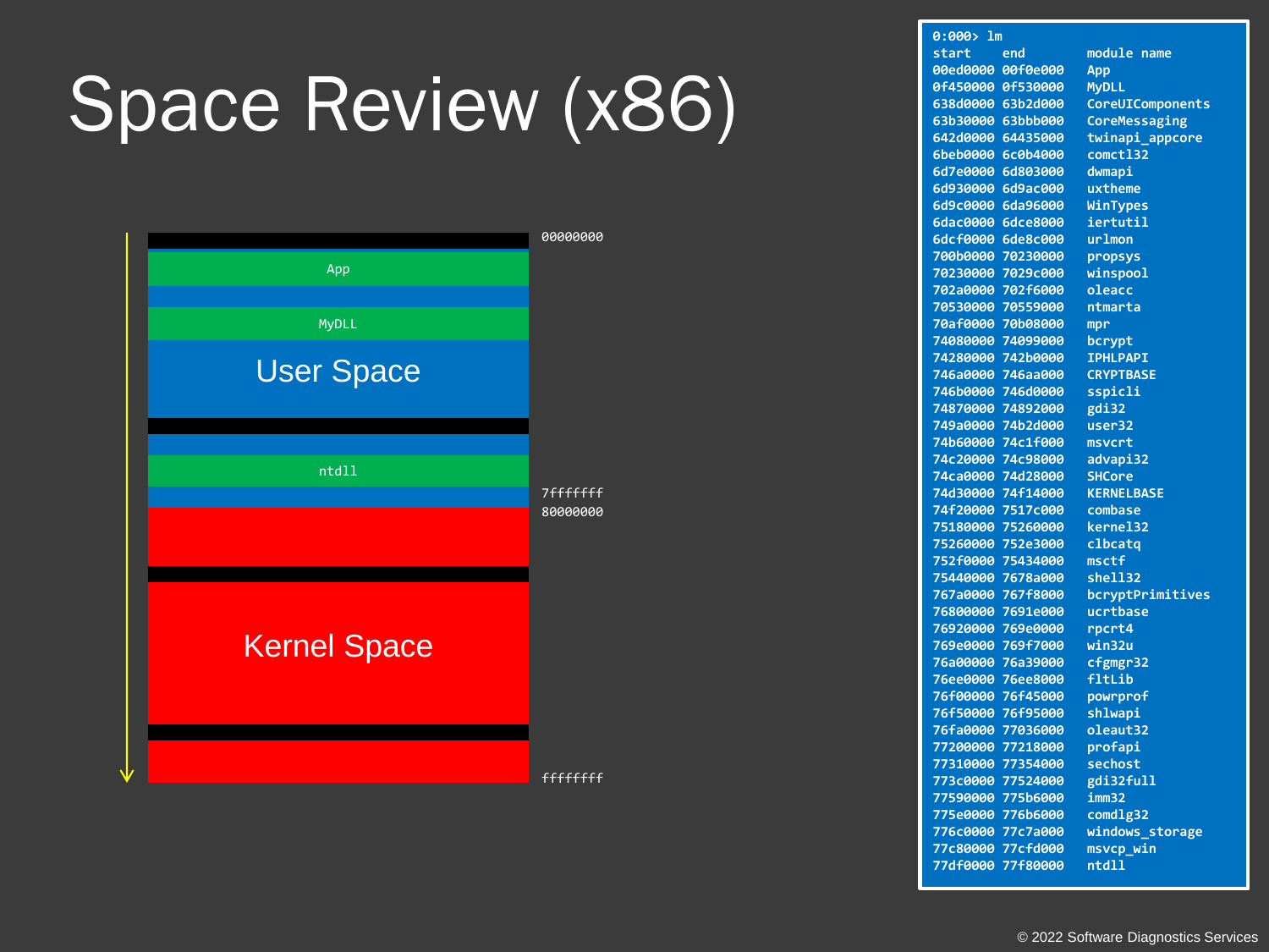# Space Review (x86)

| | |
|---|---|
| 00000000 | |
| App | |
| MyDLL | |
| User Space | |
| ntdll | |
| | 7fffffff |
| | 80000000 |
| Kernel Space | |
| | ffffffff |

```
0:000> lm
start    end        module name
00ed0000 00f0e000   App
0f450000 0f530000   MyDLL
638d0000 63b2d000   CoreUIComponents
63b30000 63bbb000   CoreMessaging
642d0000 64435000   twinapi_appcore
6beb0000 6c0b4000   comctl32
6d7e0000 6d803000   dwmapi
6d930000 6d9ac000   uxtheme
6d9c0000 6da96000   WinTypes
6dac0000 6dce8000   iertutil
6dcf0000 6de8c000   urlmon
700b0000 70230000   propsys
70230000 7029c000   winspool
702a0000 702f6000   oleacc
70530000 70559000   ntmarta
70af0000 70b08000   mpr
74080000 74099000   bcrypt
74280000 742b0000   IPHLPAPI
746a0000 746aa000   CRYPTBASE
746b0000 746d0000   sspicli
74870000 74892000   gdi32
749a0000 74b2d000   user32
74b60000 74c1f000   msvcrt
74c20000 74c98000   advapi32
74ca0000 74d28000   SHCore
74d30000 74f14000   KERNELBASE
74f20000 7517c000   combase
75180000 75260000   kernel32
75260000 752e3000   clbcatq
752f0000 75434000   msctf
75440000 7678a000   shell32
767a0000 767f8000   bcryptPrimitives
76800000 7691e000   ucrtbase
76920000 769e0000   rpcrt4
769e0000 769f7000   win32u
76a00000 76a39000   cfgmgr32
76ee0000 76ee8000   fltLib
76f00000 76f45000   powrprof
76f50000 76f95000   shlwapi
76fa0000 77036000   oleaut32
77200000 77218000   profapi
77310000 77354000   sechost
773c0000 77524000   gdi32full
77590000 775b6000   imm32
775e0000 776b6000   comdlg32
776c0000 77c7a000   windows_storage
77c80000 77cfd000   msvcp_win
77df0000 77f80000   ntdll
```

© 2022 Software Diagnostics Services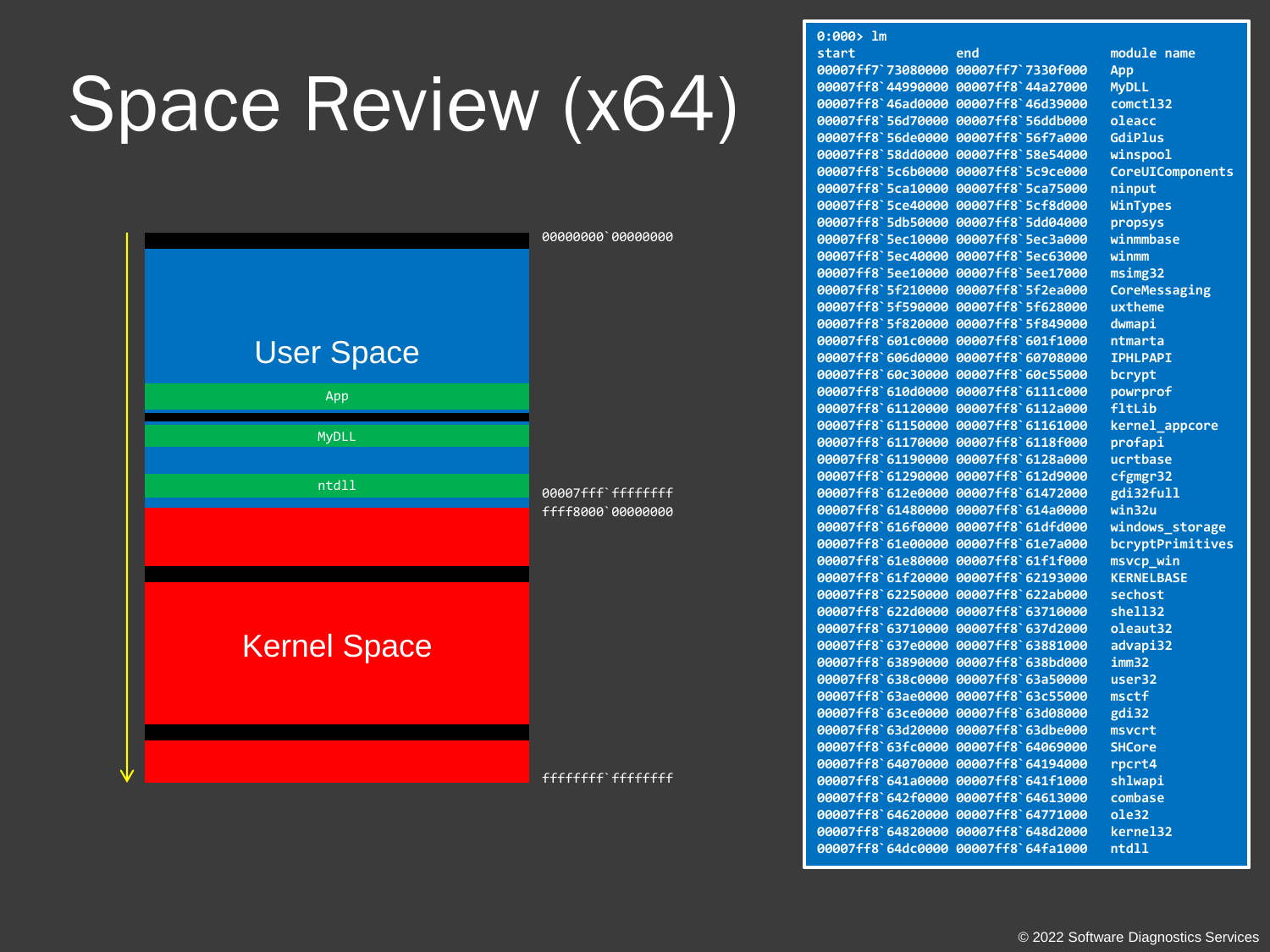# Space Review (x64)

User Space

App

MyDLL

ntdll

Kernel Space

00000000`00000000

00007fff`ffffffff

ffff8000`00000000

ffffffff`ffffffff

```
0:000> lm
start             end                 module name
00007ff7`73080000 00007ff7`7330f000   App
00007ff8`44990000 00007ff8`44a27000   MyDLL
00007ff8`46ad0000 00007ff8`46d39000   comctl32
00007ff8`56d70000 00007ff8`56ddb000   oleacc
00007ff8`56de0000 00007ff8`56f7a000   GdiPlus
00007ff8`58dd0000 00007ff8`58e54000   winspool
00007ff8`5c6b0000 00007ff8`5c9ce000   CoreUIComponents
00007ff8`5ca10000 00007ff8`5ca75000   ninput
00007ff8`5ce40000 00007ff8`5cf8d000   WinTypes
00007ff8`5db50000 00007ff8`5dd04000   propsys
00007ff8`5ec10000 00007ff8`5ec3a000   winmmbase
00007ff8`5ec40000 00007ff8`5ec63000   winmm
00007ff8`5ee10000 00007ff8`5ee17000   msimg32
00007ff8`5f210000 00007ff8`5f2ea000   CoreMessaging
00007ff8`5f590000 00007ff8`5f628000   uxtheme
00007ff8`5f820000 00007ff8`5f849000   dwmapi
00007ff8`601c0000 00007ff8`601f1000   ntmarta
00007ff8`606d0000 00007ff8`60708000   IPHLPAPI
00007ff8`60c30000 00007ff8`60c55000   bcrypt
00007ff8`610d0000 00007ff8`6111c000   powrprof
00007ff8`61120000 00007ff8`6112a000   fltLib
00007ff8`61150000 00007ff8`61161000   kernel_appcore
00007ff8`61170000 00007ff8`6118f000   profapi
00007ff8`61190000 00007ff8`6128a000   ucrtbase
00007ff8`61290000 00007ff8`612d9000   cfgmgr32
00007ff8`612e0000 00007ff8`61472000   gdi32full
00007ff8`61480000 00007ff8`614a0000   win32u
00007ff8`616f0000 00007ff8`61dfd000   windows_storage
00007ff8`61e00000 00007ff8`61e7a000   bcryptPrimitives
00007ff8`61e80000 00007ff8`61f1f000   msvcp_win
00007ff8`61f20000 00007ff8`62193000   KERNELBASE
00007ff8`62250000 00007ff8`622ab000   sechost
00007ff8`622d0000 00007ff8`63710000   shell32
00007ff8`63710000 00007ff8`637d2000   oleaut32
00007ff8`637e0000 00007ff8`63881000   advapi32
00007ff8`63890000 00007ff8`638bd000   imm32
00007ff8`638c0000 00007ff8`63a50000   user32
00007ff8`63ae0000 00007ff8`63c55000   msctf
00007ff8`63ce0000 00007ff8`63d08000   gdi32
00007ff8`63d20000 00007ff8`63dbe000   msvcrt
00007ff8`63fc0000 00007ff8`64069000   SHCore
00007ff8`64070000 00007ff8`64194000   rpcrt4
00007ff8`641a0000 00007ff8`641f1000   shlwapi
00007ff8`642f0000 00007ff8`64613000   combase
00007ff8`64620000 00007ff8`64771000   ole32
00007ff8`64820000 00007ff8`648d2000   kernel32
00007ff8`64dc0000 00007ff8`64fa1000   ntdll
```

© 2022 Software Diagnostics Services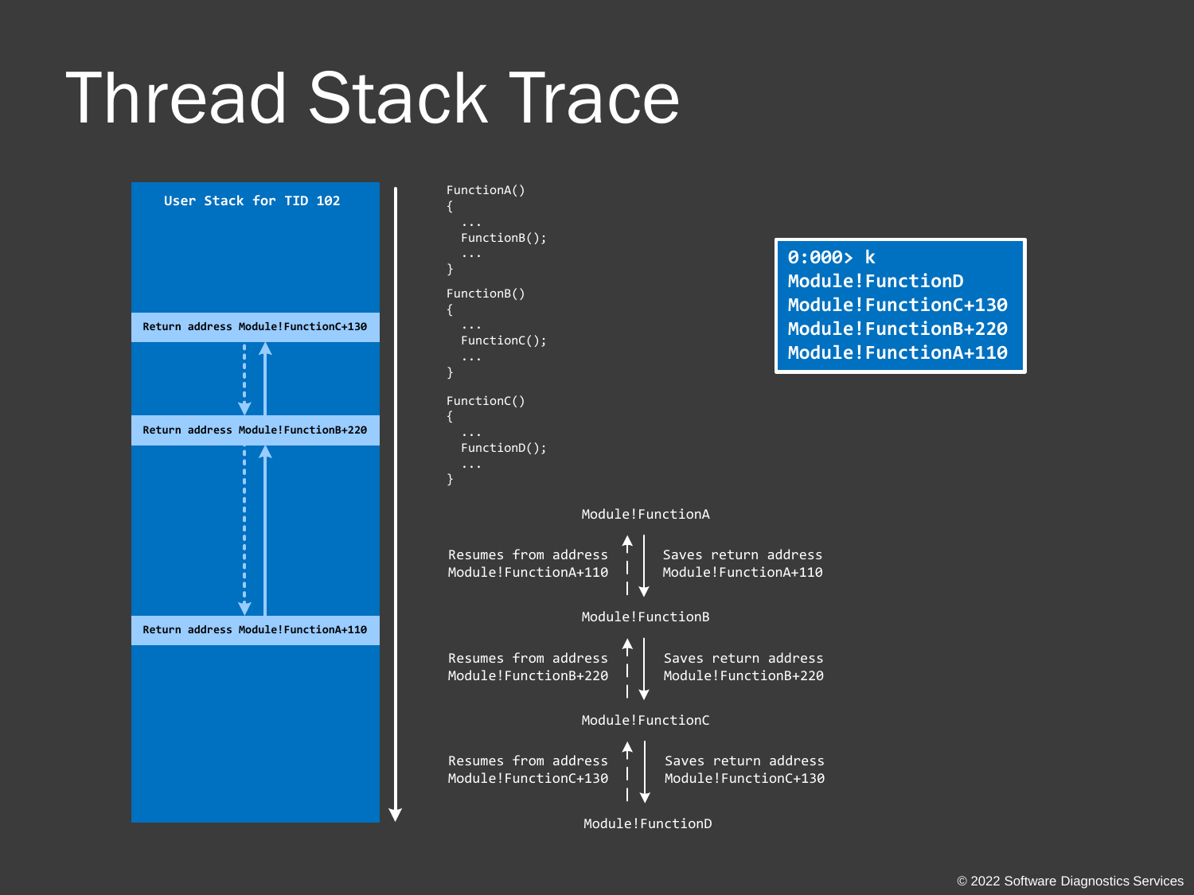# Thread Stack Trace

**User Stack for TID 102**

Return address Module!FunctionC+130

Return address Module!FunctionB+220

Return address Module!FunctionA+110

```
FunctionA()
{
  ...
  FunctionB();
  ...
}
FunctionB()
{
  ...
  FunctionC();
  ...
}

FunctionC()
{
  ...
  FunctionD();
  ...
}
```

```
0:000> k
Module!FunctionD
Module!FunctionC+130
Module!FunctionB+220
Module!FunctionA+110
```

Module!FunctionA

Resumes from address Module!FunctionA+110 | Saves return address Module!FunctionA+110

Module!FunctionB

Resumes from address Module!FunctionB+220 | Saves return address Module!FunctionB+220

Module!FunctionC

Resumes from address Module!FunctionC+130 | Saves return address Module!FunctionC+130

Module!FunctionD

© 2022 Software Diagnostics Services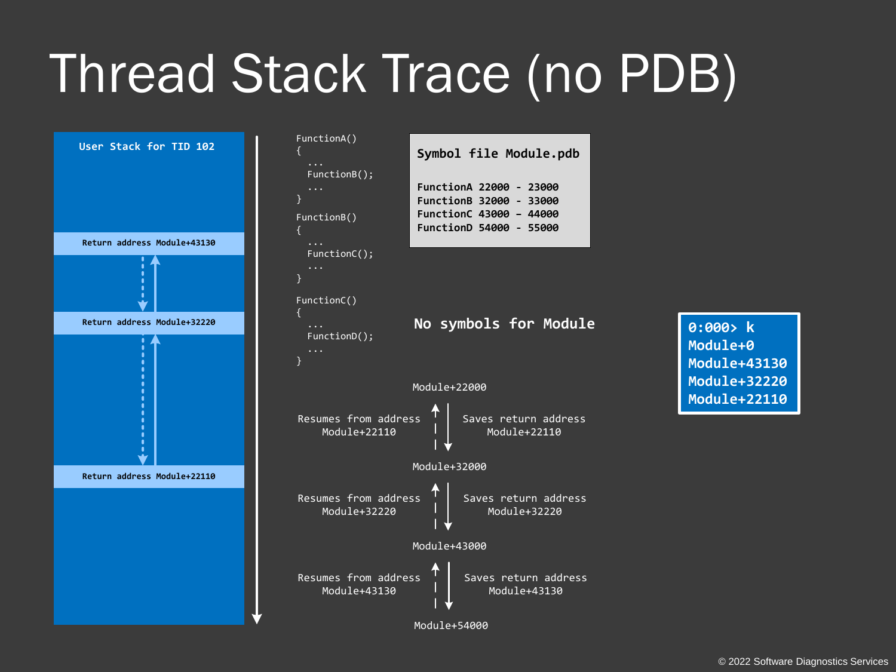# Thread Stack Trace (no PDB)

**User Stack for TID 102**

- Return address Module+43130
- Return address Module+32220
- Return address Module+22110

```
FunctionA()
{
  ...
  FunctionB();
  ...
}
FunctionB()
{
  ...
  FunctionC();
  ...
}
FunctionC()
{
  ...
  FunctionD();
  ...
}
```

**Symbol file Module.pdb**

```
FunctionA 22000 - 23000
FunctionB 32000 - 33000
FunctionC 43000 - 44000
FunctionD 54000 - 55000
```

**No symbols for Module**

Module+22000

Resumes from address Module+22110 | Saves return address Module+22110

Module+32000

Resumes from address Module+32220 | Saves return address Module+32220

Module+43000

Resumes from address Module+43130 | Saves return address Module+43130

Module+54000

```
0:000> k
Module+0
Module+43130
Module+32220
Module+22110
```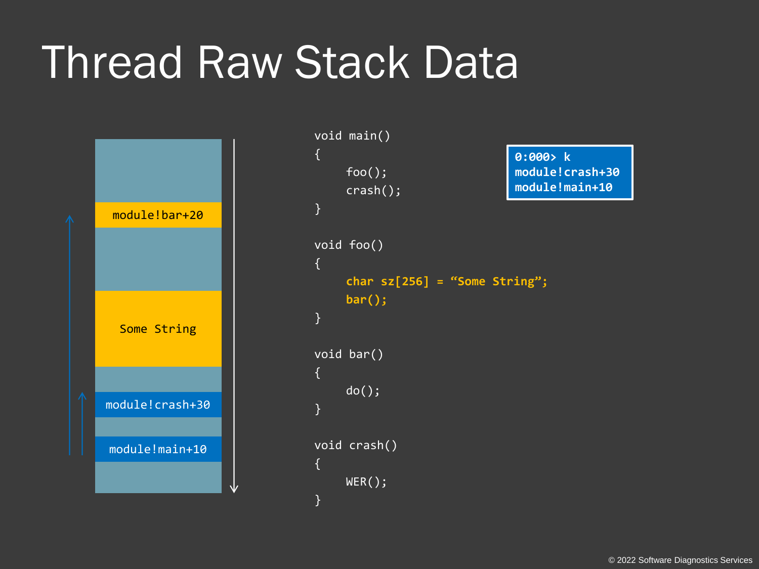# Thread Raw Stack Data

module!bar+20

Some String

module!crash+30

module!main+10

```
void main()
{
    foo();
    crash();
}

void foo()
{
    char sz[256] = "Some String";
    bar();
}

void bar()
{
    do();
}

void crash()
{
    WER();
}
```

```
0:000> k
module!crash+30
module!main+10
```

© 2022 Software Diagnostics Services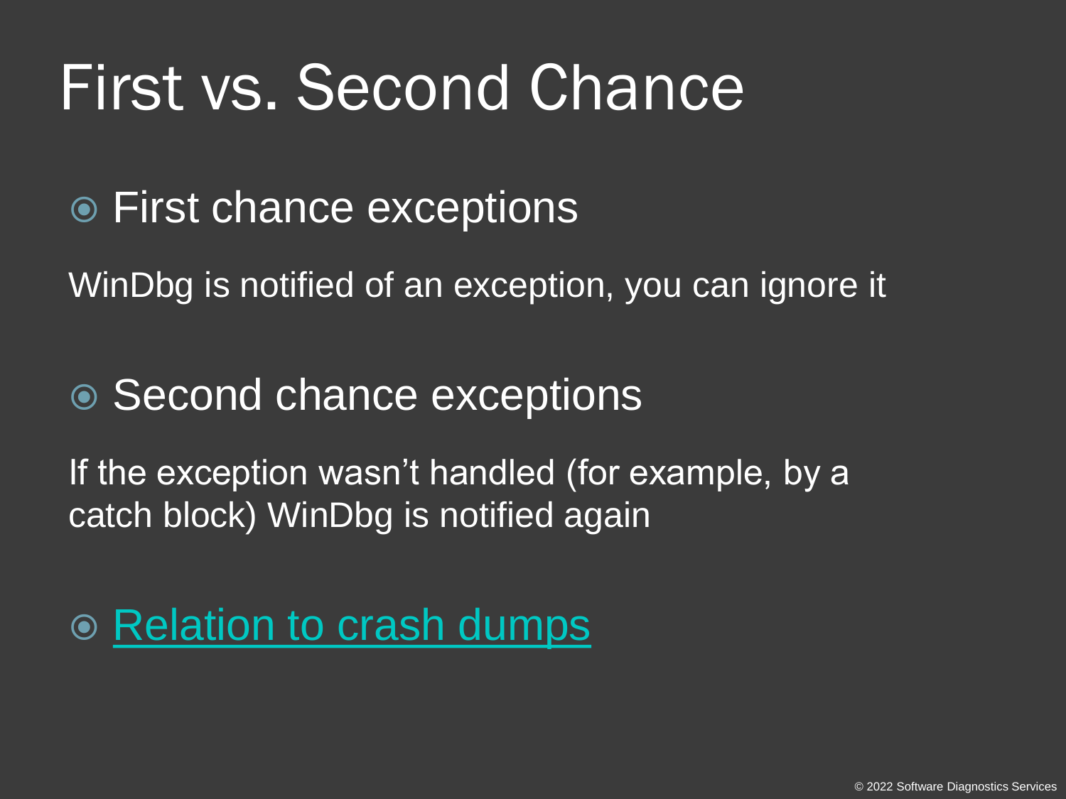# First vs. Second Chance

- First chance exceptions

WinDbg is notified of an exception, you can ignore it

- Second chance exceptions

If the exception wasn't handled (for example, by a catch block) WinDbg is notified again

- Relation to crash dumps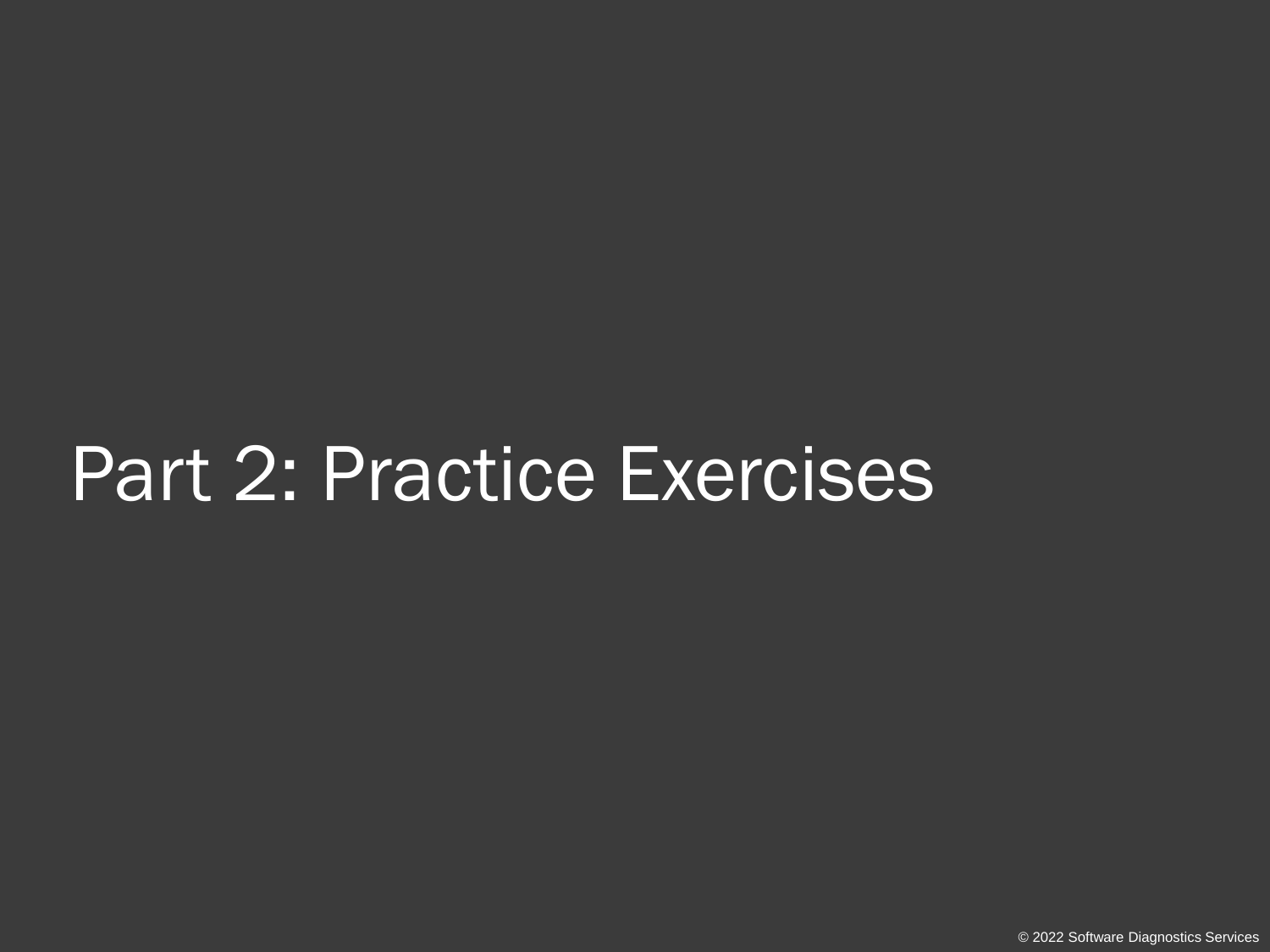# Part 2: Practice Exercises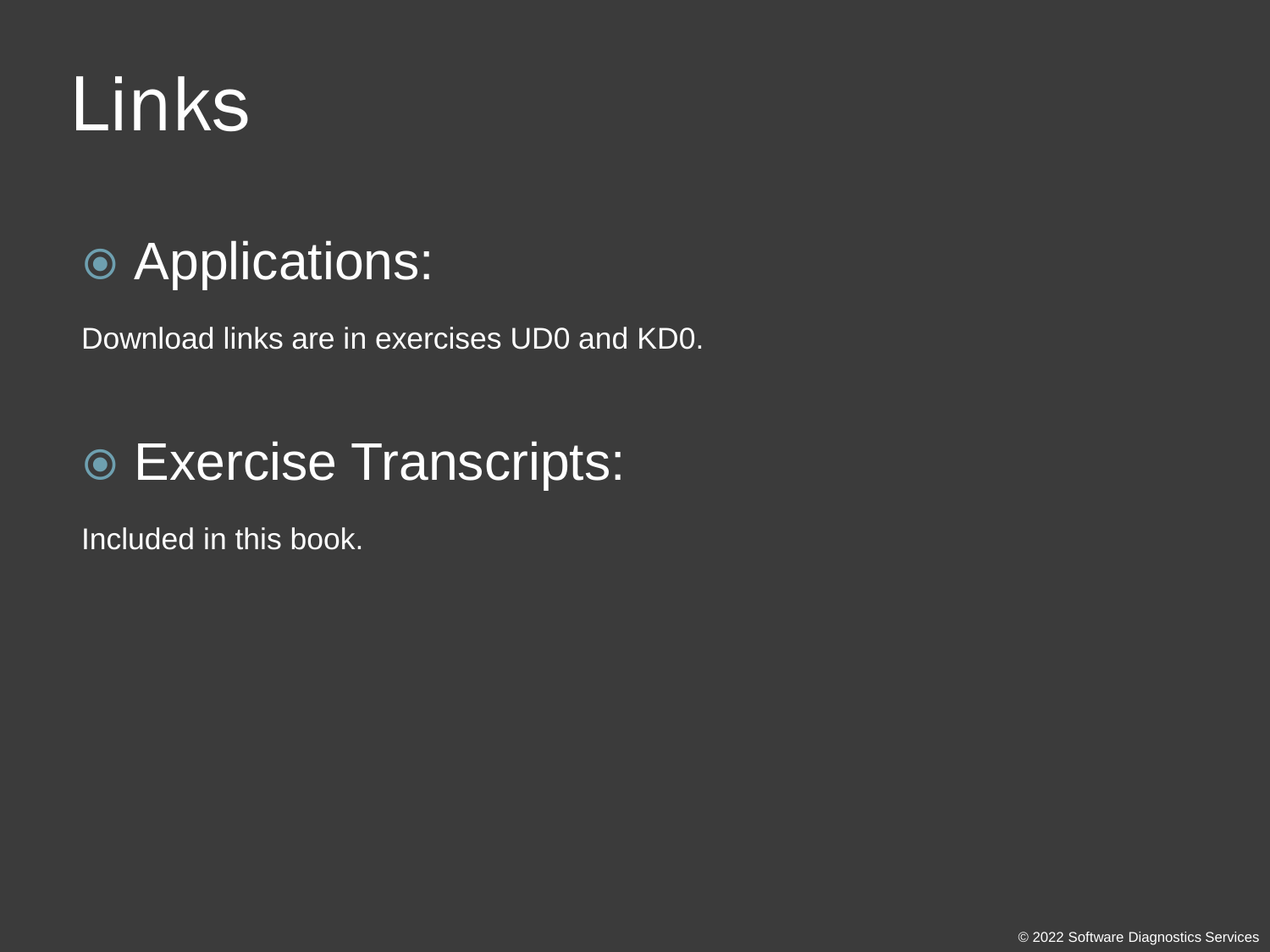# Links

- Applications:

Download links are in exercises UD0 and KD0.

- Exercise Transcripts:

Included in this book.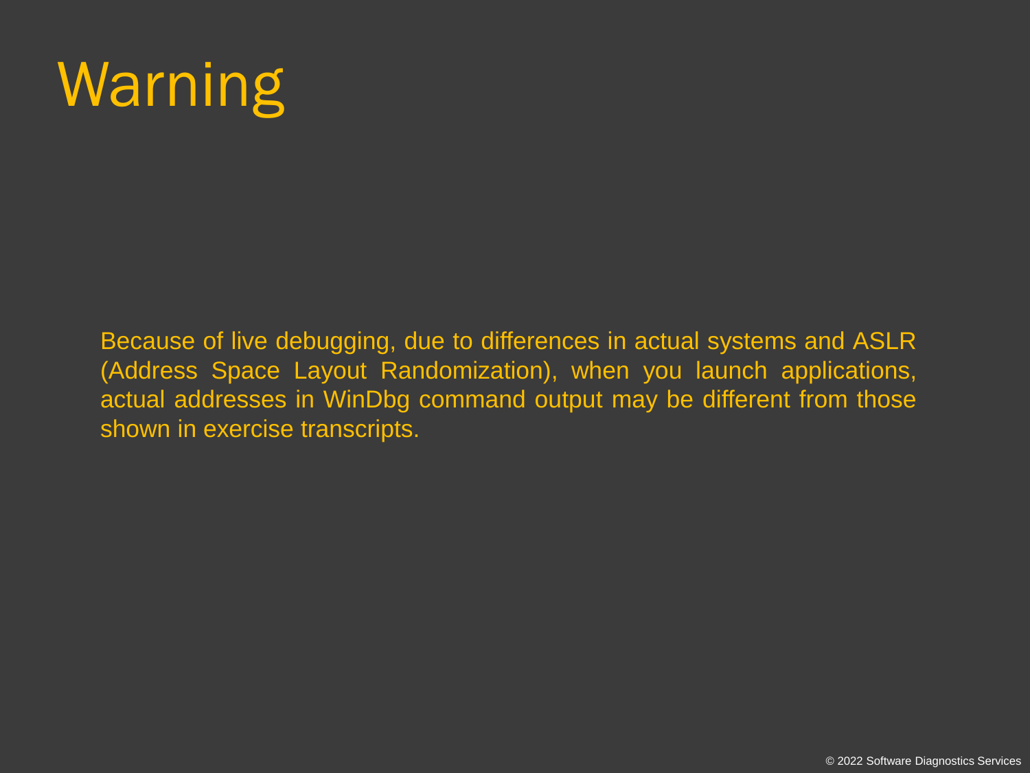# Warning

Because of live debugging, due to differences in actual systems and ASLR (Address Space Layout Randomization), when you launch applications, actual addresses in WinDbg command output may be different from those shown in exercise transcripts.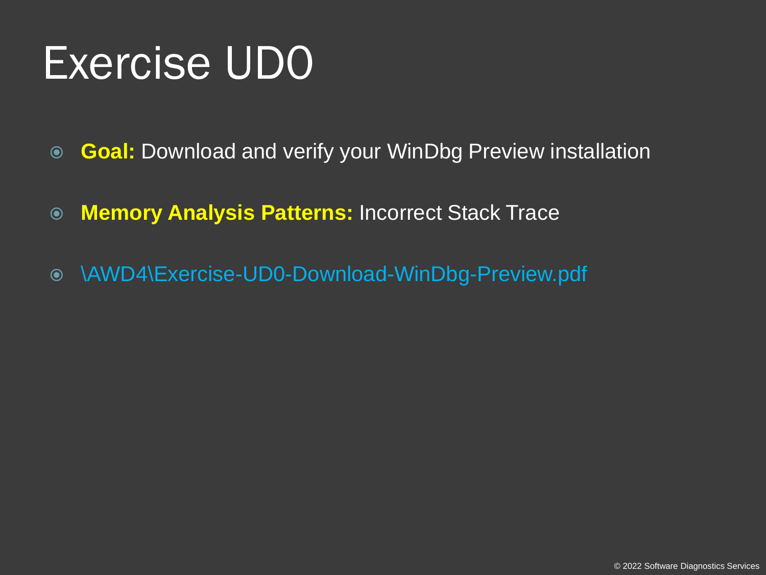# Exercise UD0

- **Goal:** Download and verify your WinDbg Preview installation
- **Memory Analysis Patterns:** Incorrect Stack Trace
- \AWD4\Exercise-UD0-Download-WinDbg-Preview.pdf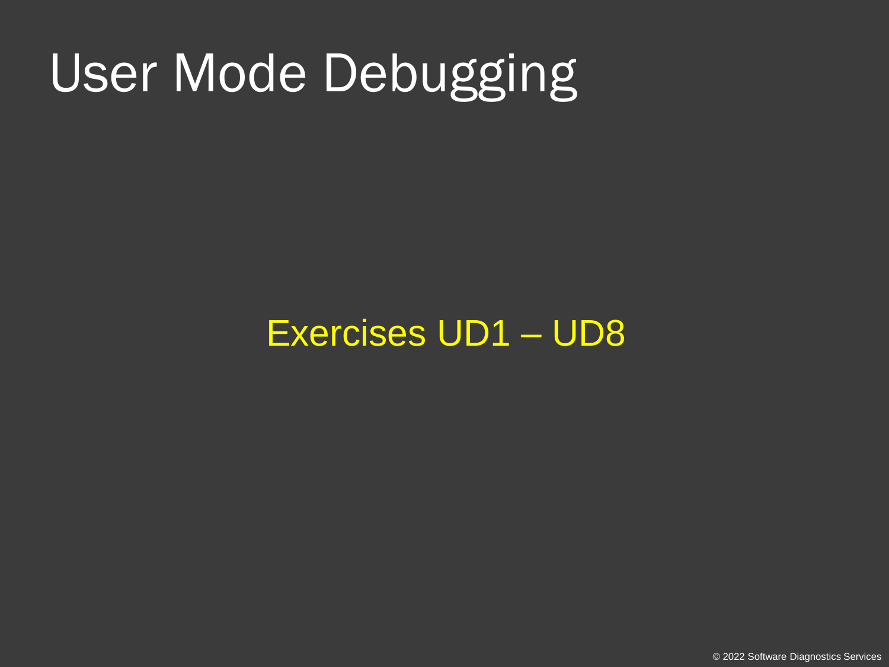# User Mode Debugging

Exercises UD1 – UD8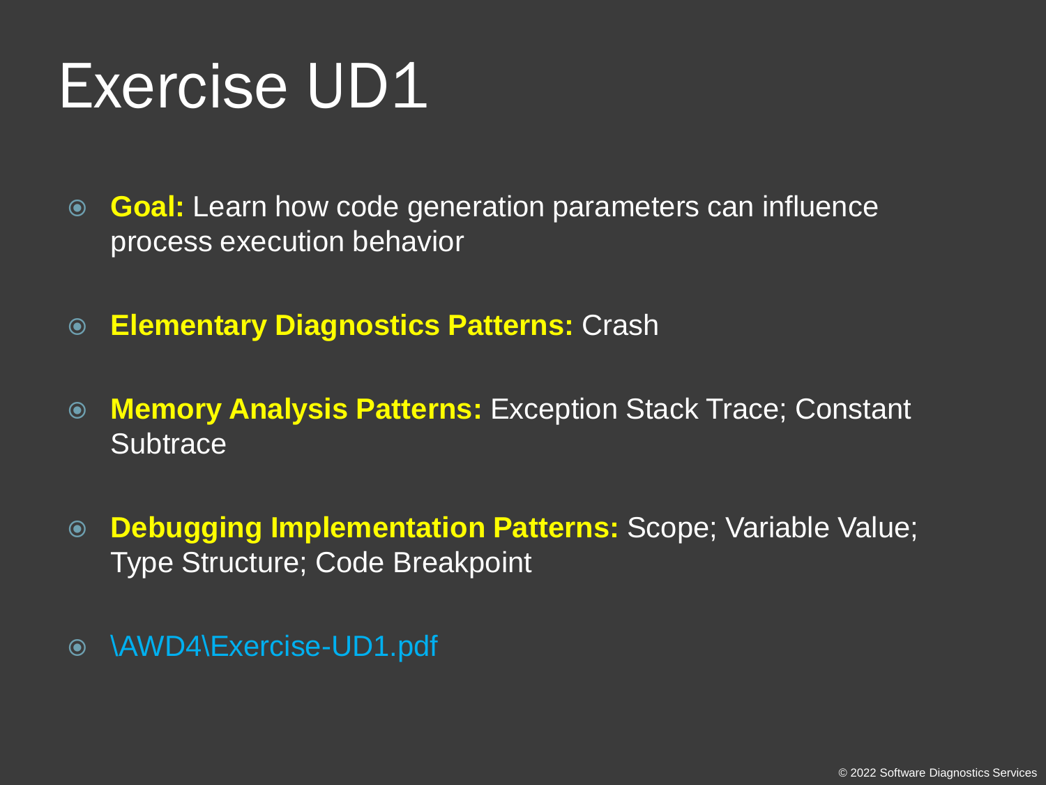# Exercise UD1

- **Goal:** Learn how code generation parameters can influence process execution behavior
- **Elementary Diagnostics Patterns:** Crash
- **Memory Analysis Patterns:** Exception Stack Trace; Constant Subtrace
- **Debugging Implementation Patterns:** Scope; Variable Value; Type Structure; Code Breakpoint
- \AWD4\Exercise-UD1.pdf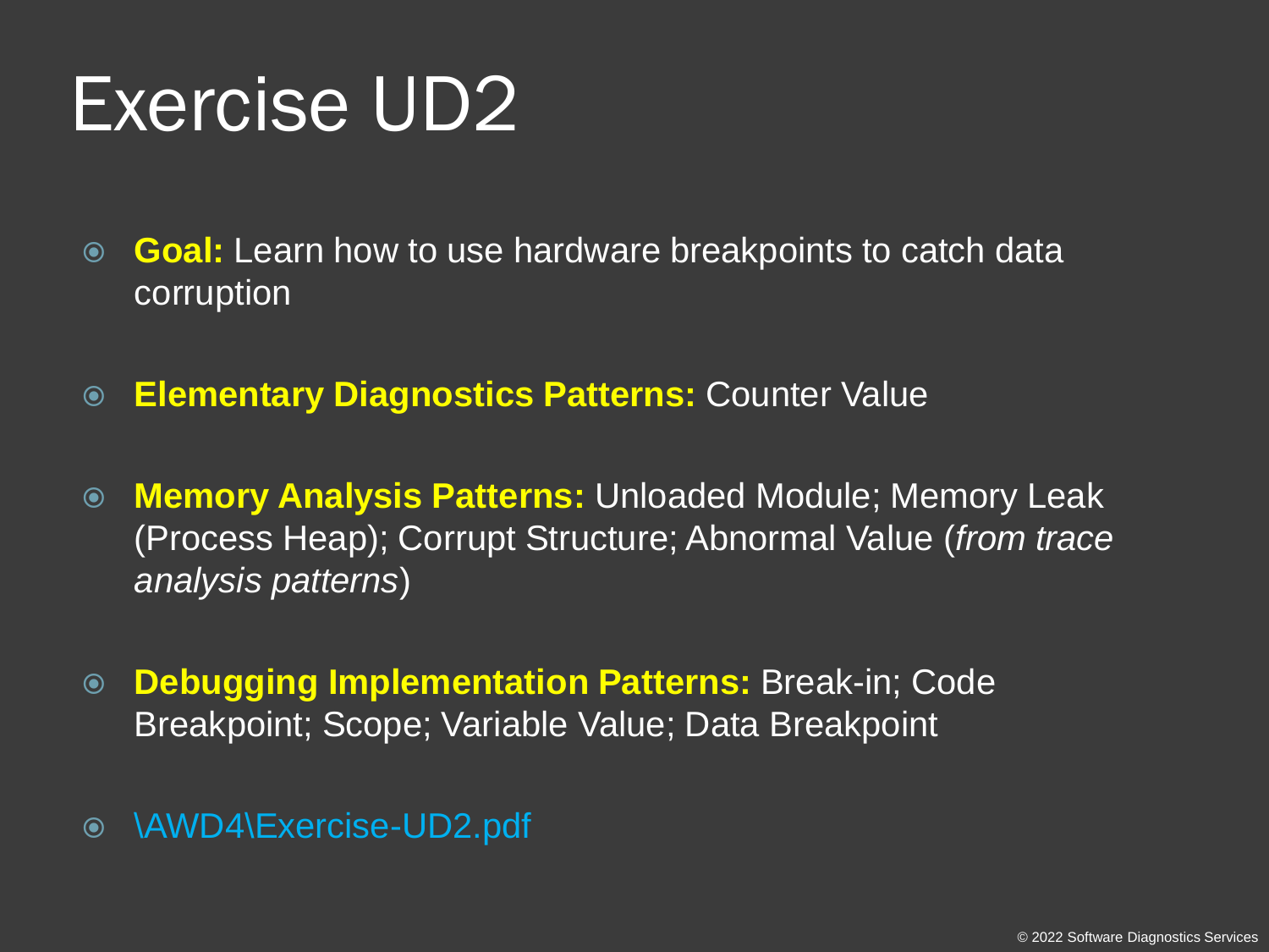# Exercise UD2

- **Goal:** Learn how to use hardware breakpoints to catch data corruption
- **Elementary Diagnostics Patterns:** Counter Value
- **Memory Analysis Patterns:** Unloaded Module; Memory Leak (Process Heap); Corrupt Structure; Abnormal Value (*from trace analysis patterns*)
- **Debugging Implementation Patterns:** Break-in; Code Breakpoint; Scope; Variable Value; Data Breakpoint
- \AWD4\Exercise-UD2.pdf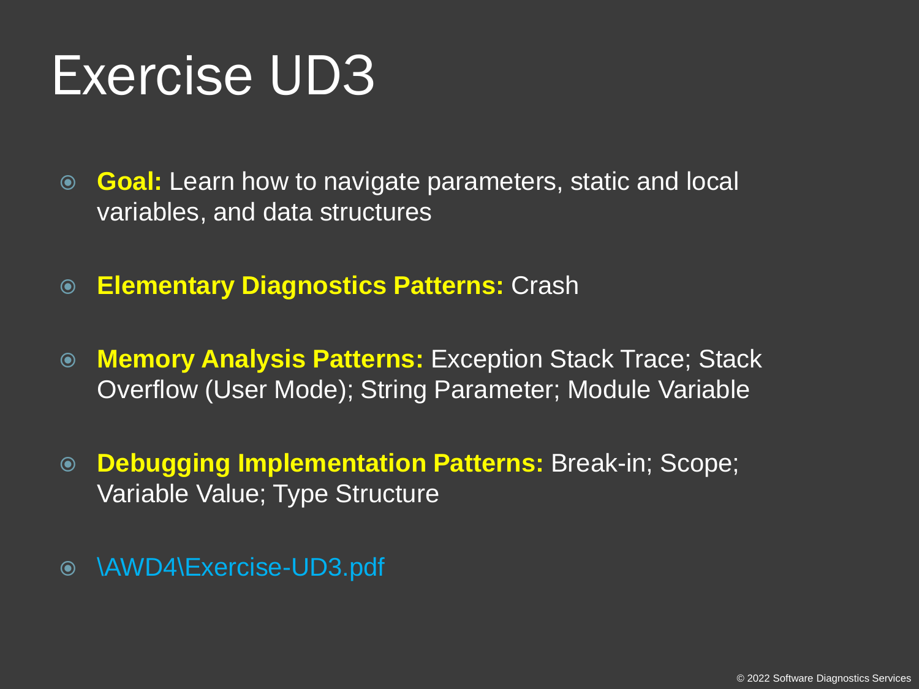# Exercise UD3

- **Goal:** Learn how to navigate parameters, static and local variables, and data structures
- **Elementary Diagnostics Patterns:** Crash
- **Memory Analysis Patterns:** Exception Stack Trace; Stack Overflow (User Mode); String Parameter; Module Variable
- **Debugging Implementation Patterns:** Break-in; Scope; Variable Value; Type Structure
- \AWD4\Exercise-UD3.pdf

© 2022 Software Diagnostics Services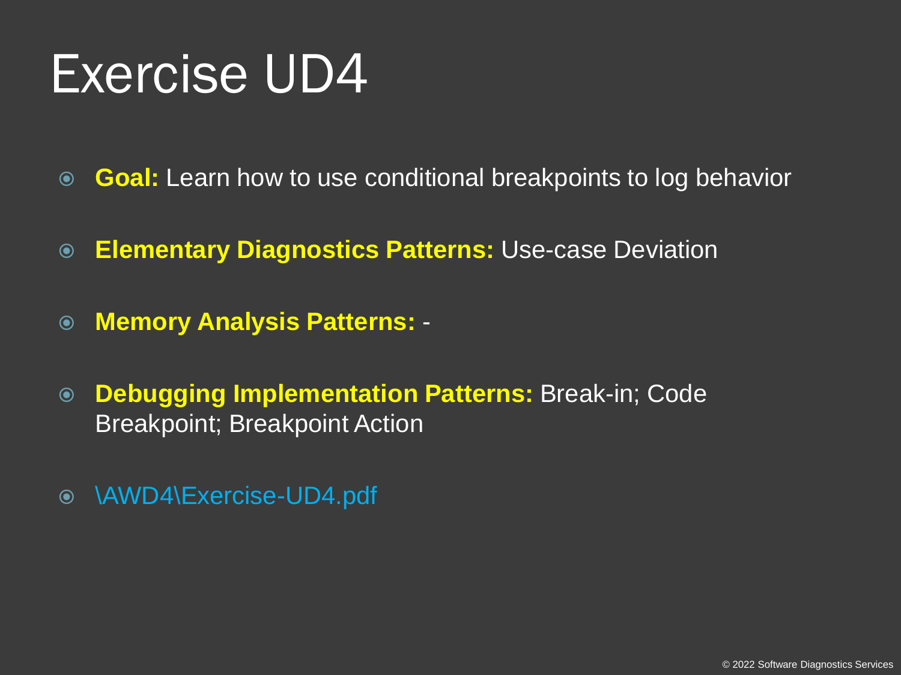# Exercise UD4

- **Goal:** Learn how to use conditional breakpoints to log behavior
- **Elementary Diagnostics Patterns:** Use-case Deviation
- **Memory Analysis Patterns:** -
- **Debugging Implementation Patterns:** Break-in; Code Breakpoint; Breakpoint Action
- \AWD4\Exercise-UD4.pdf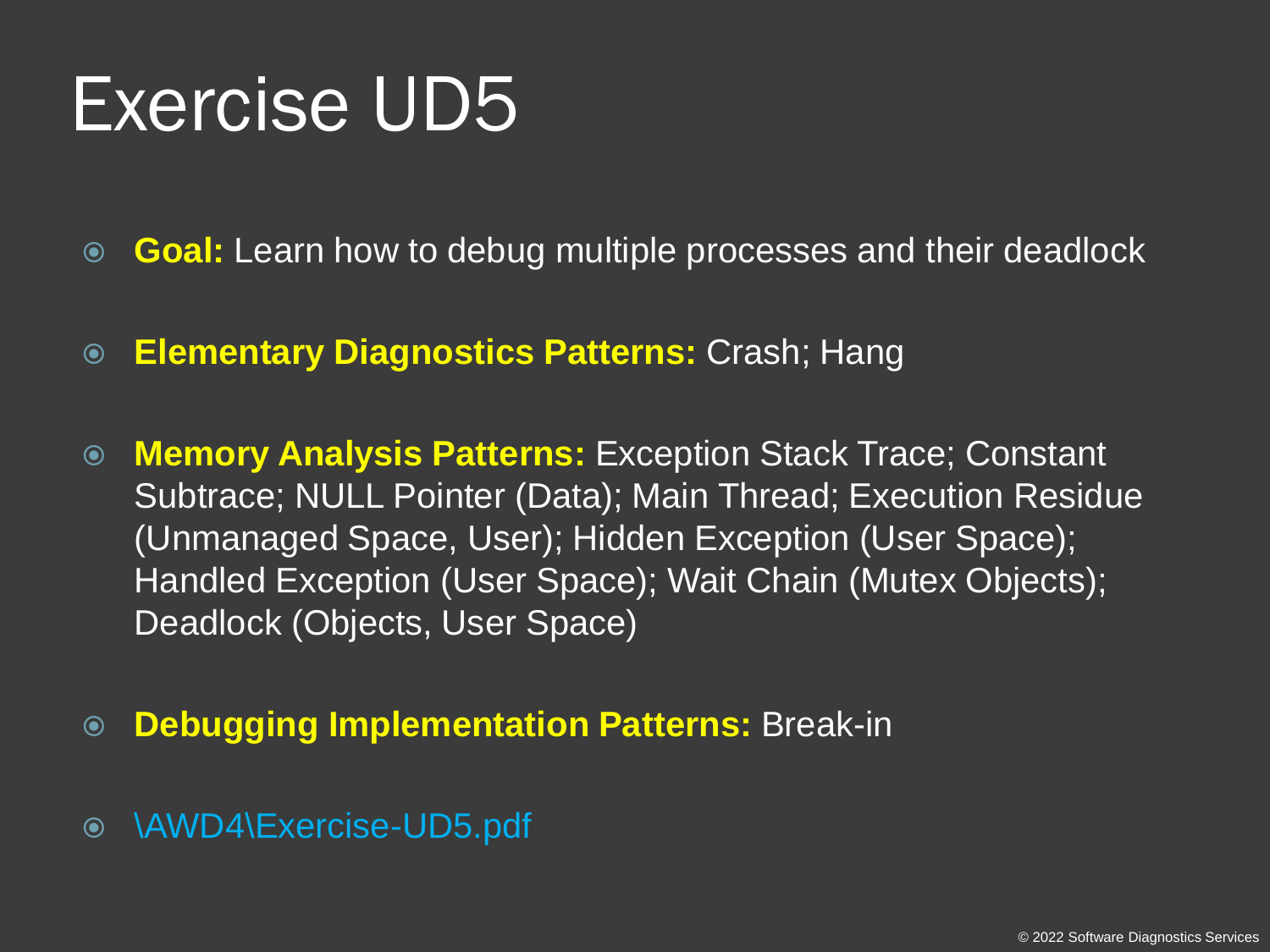# Exercise UD5

- **Goal:** Learn how to debug multiple processes and their deadlock
- **Elementary Diagnostics Patterns:** Crash; Hang
- **Memory Analysis Patterns:** Exception Stack Trace; Constant Subtrace; NULL Pointer (Data); Main Thread; Execution Residue (Unmanaged Space, User); Hidden Exception (User Space); Handled Exception (User Space); Wait Chain (Mutex Objects); Deadlock (Objects, User Space)
- **Debugging Implementation Patterns:** Break-in
- \AWD4\Exercise-UD5.pdf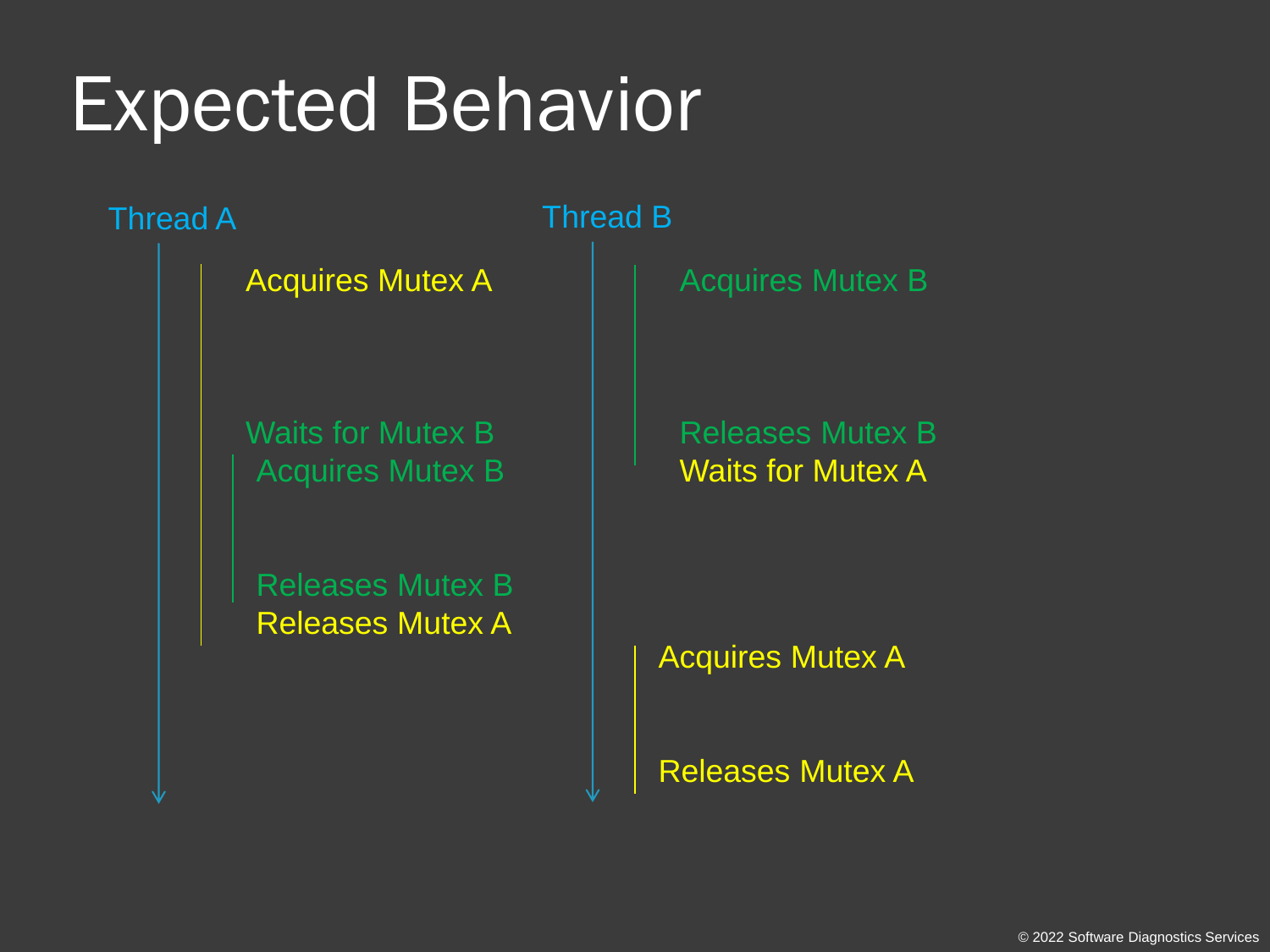# Expected Behavior

| Thread A | Thread B |
| --- | --- |
| Acquires Mutex A | Acquires Mutex B |
| Waits for Mutex B | Releases Mutex B |
| Acquires Mutex B | Waits for Mutex A |
| Releases Mutex B | |
| Releases Mutex A | |
| | Acquires Mutex A |
| | Releases Mutex A |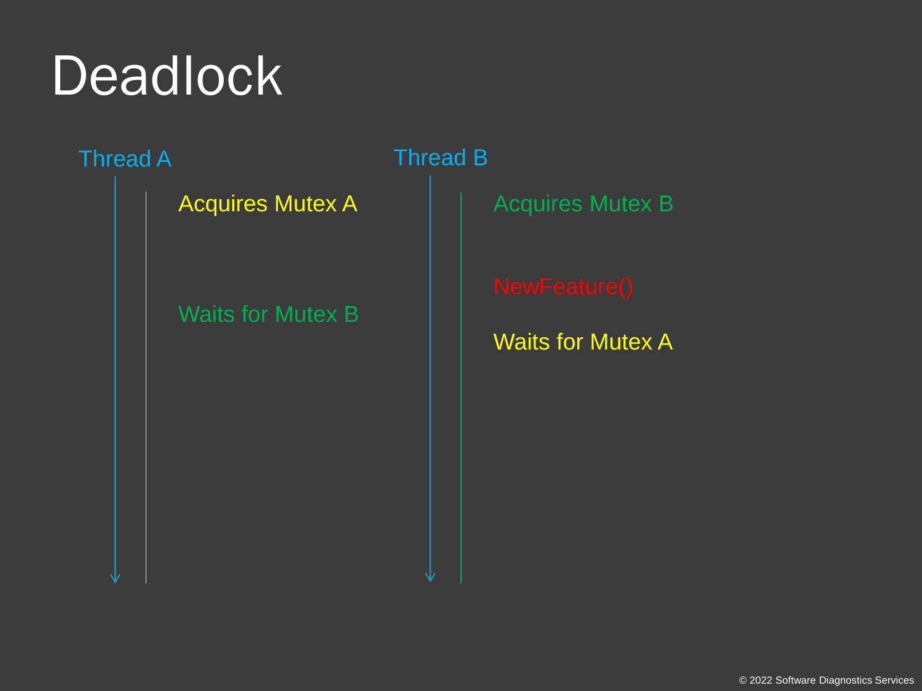# Deadlock

Thread A

Acquires Mutex A

Waits for Mutex B

Thread B

Acquires Mutex B

NewFeature()

Waits for Mutex A

© 2022 Software Diagnostics Services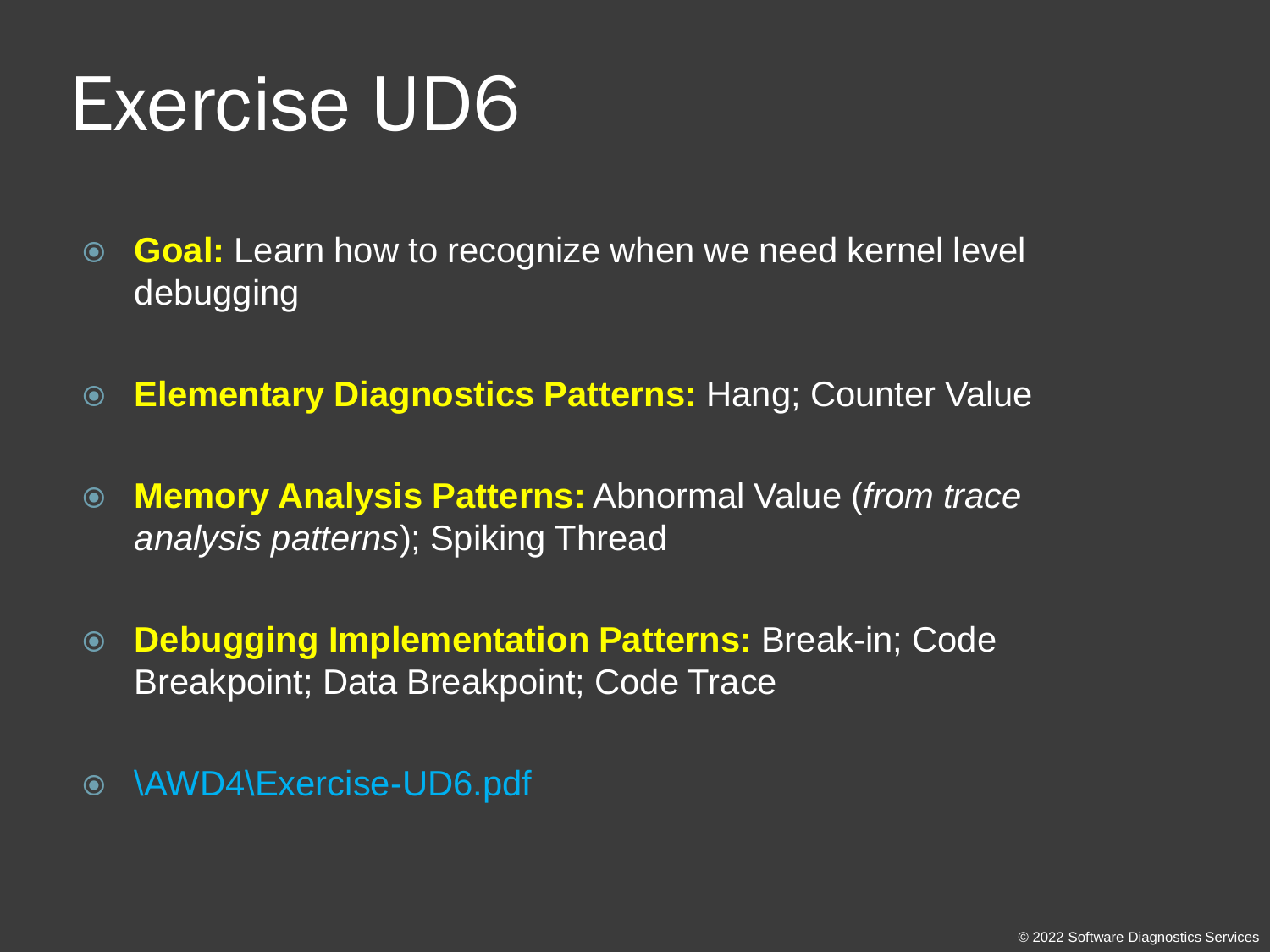# Exercise UD6

- **Goal:** Learn how to recognize when we need kernel level debugging
- **Elementary Diagnostics Patterns:** Hang; Counter Value
- **Memory Analysis Patterns:** Abnormal Value (*from trace analysis patterns*); Spiking Thread
- **Debugging Implementation Patterns:** Break-in; Code Breakpoint; Data Breakpoint; Code Trace
- \AWD4\Exercise-UD6.pdf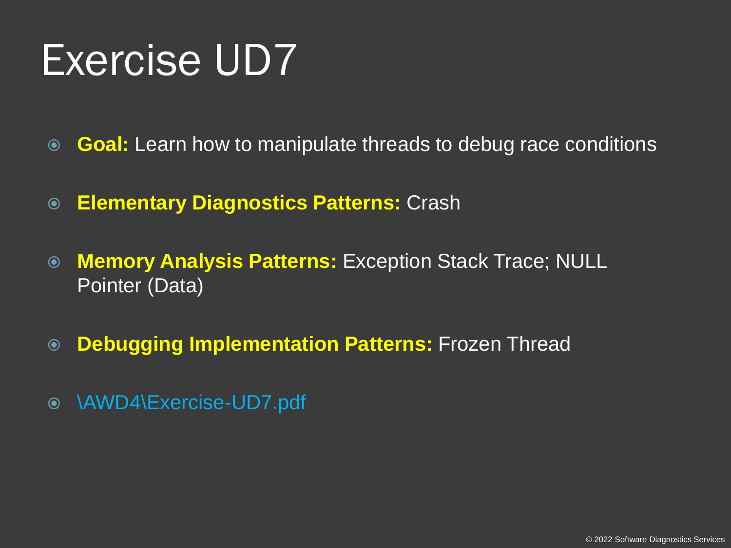# Exercise UD7

- **Goal:** Learn how to manipulate threads to debug race conditions
- **Elementary Diagnostics Patterns:** Crash
- **Memory Analysis Patterns:** Exception Stack Trace; NULL Pointer (Data)
- **Debugging Implementation Patterns:** Frozen Thread
- \AWD4\Exercise-UD7.pdf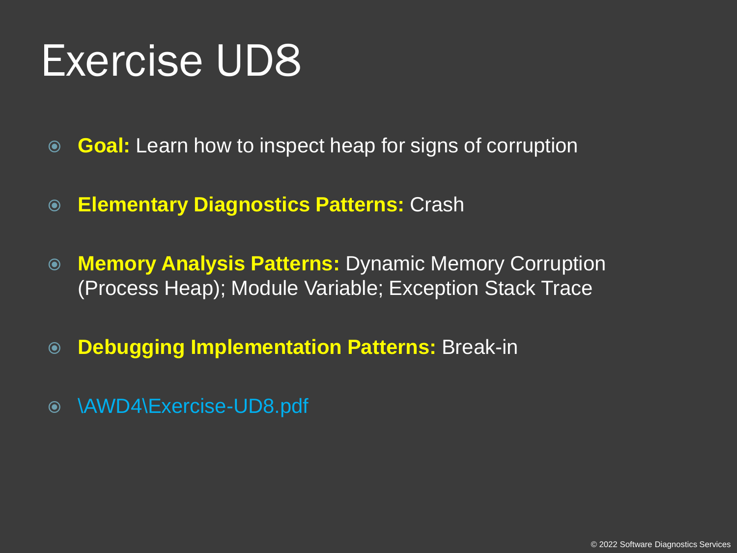# Exercise UD8

- **Goal:** Learn how to inspect heap for signs of corruption
- **Elementary Diagnostics Patterns:** Crash
- **Memory Analysis Patterns:** Dynamic Memory Corruption (Process Heap); Module Variable; Exception Stack Trace
- **Debugging Implementation Patterns:** Break-in
- \AWD4\Exercise-UD8.pdf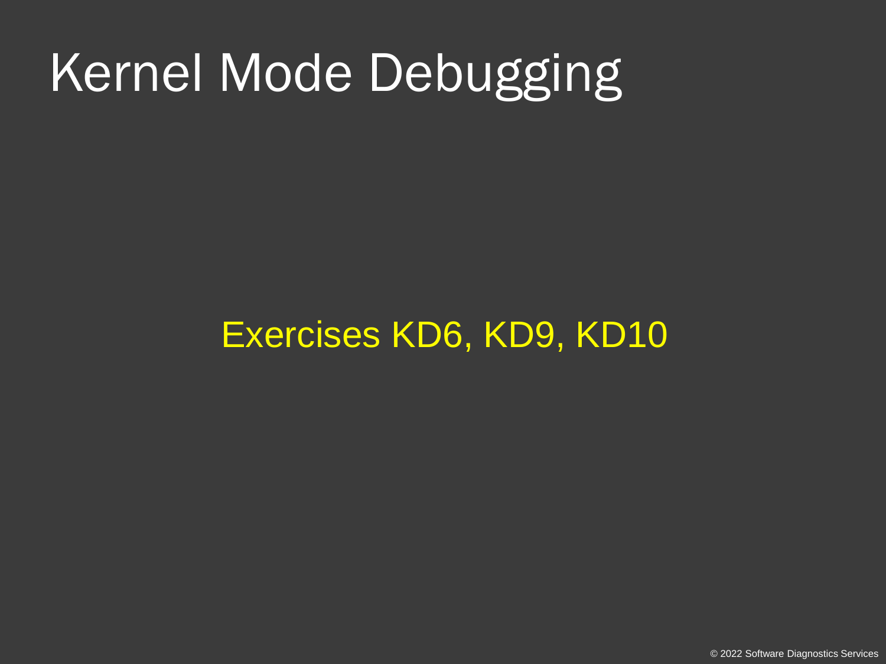# Kernel Mode Debugging

Exercises KD6, KD9, KD10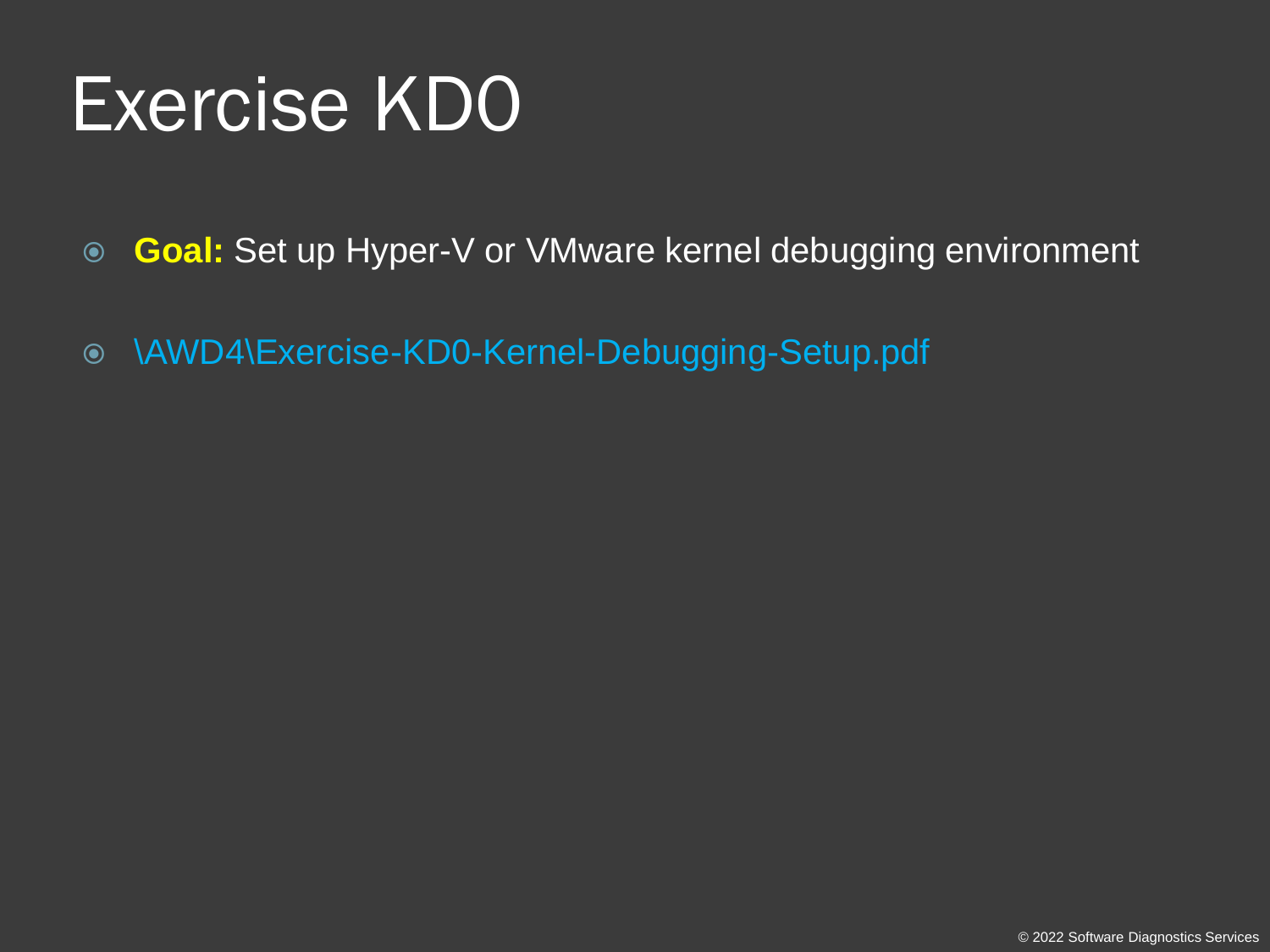# Exercise KD0

- **Goal:** Set up Hyper-V or VMware kernel debugging environment
- \AWD4\Exercise-KD0-Kernel-Debugging-Setup.pdf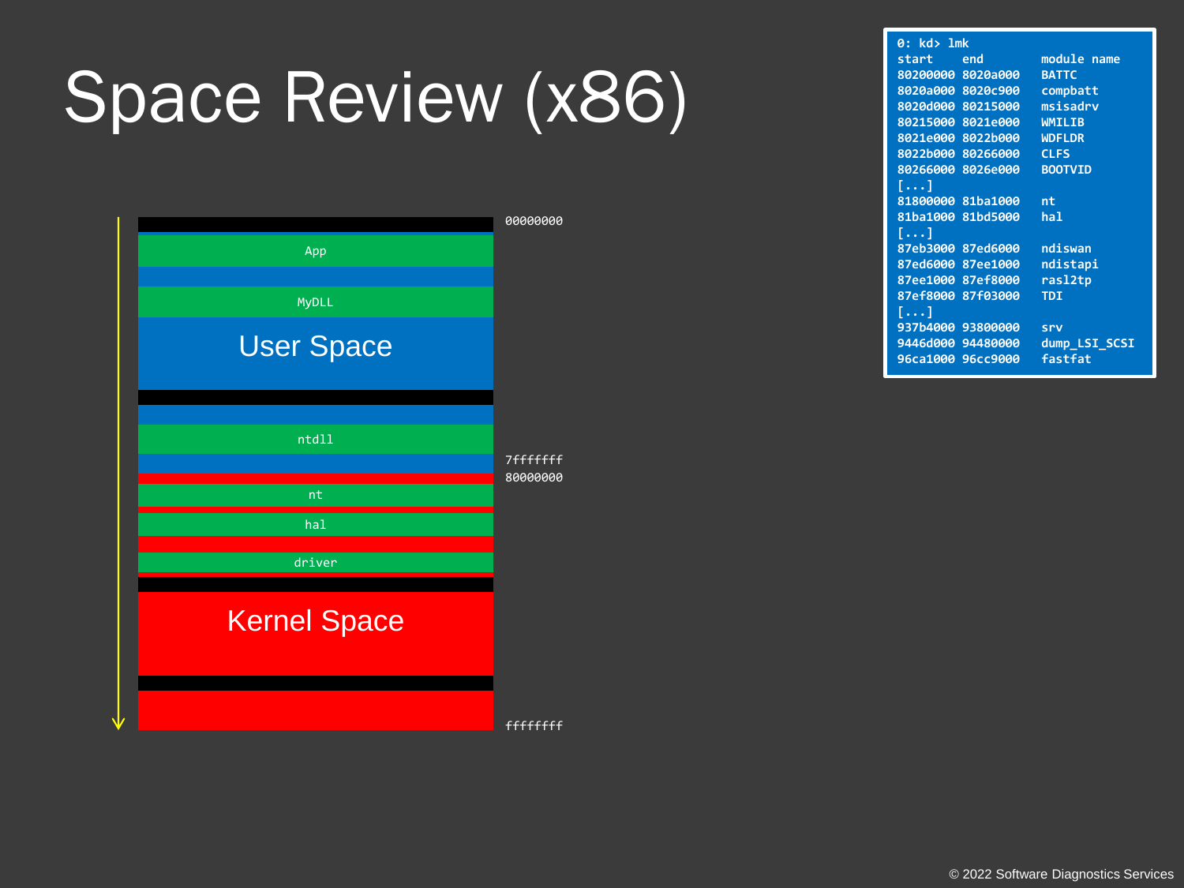# Space Review (x86)

| |
|---|
| 00000000 |
| App |
| MyDLL |
| User Space |
| ntdll |
| 7fffffff |
| 80000000 |
| nt |
| hal |
| driver |
| Kernel Space |
| ffffffff |

```
0: kd> lmk
start    end        module name
80200000 8020a000   BATTC
8020a000 8020c900   compbatt
8020d000 80215000   msisadrv
80215000 8021e000   WMILIB
8021e000 8022b000   WDFLDR
8022b000 80266000   CLFS
80266000 8026e000   BOOTVID
[...]
81800000 81ba1000   nt
81ba1000 81bd5000   hal
[...]
87eb3000 87ed6000   ndiswan
87ed6000 87ee1000   ndistapi
87ee1000 87ef8000   rasl2tp
87ef8000 87f03000   TDI
[...]
937b4000 93800000   srv
9446d000 94480000   dump_LSI_SCSI
96ca1000 96cc9000   fastfat
```

© 2022 Software Diagnostics Services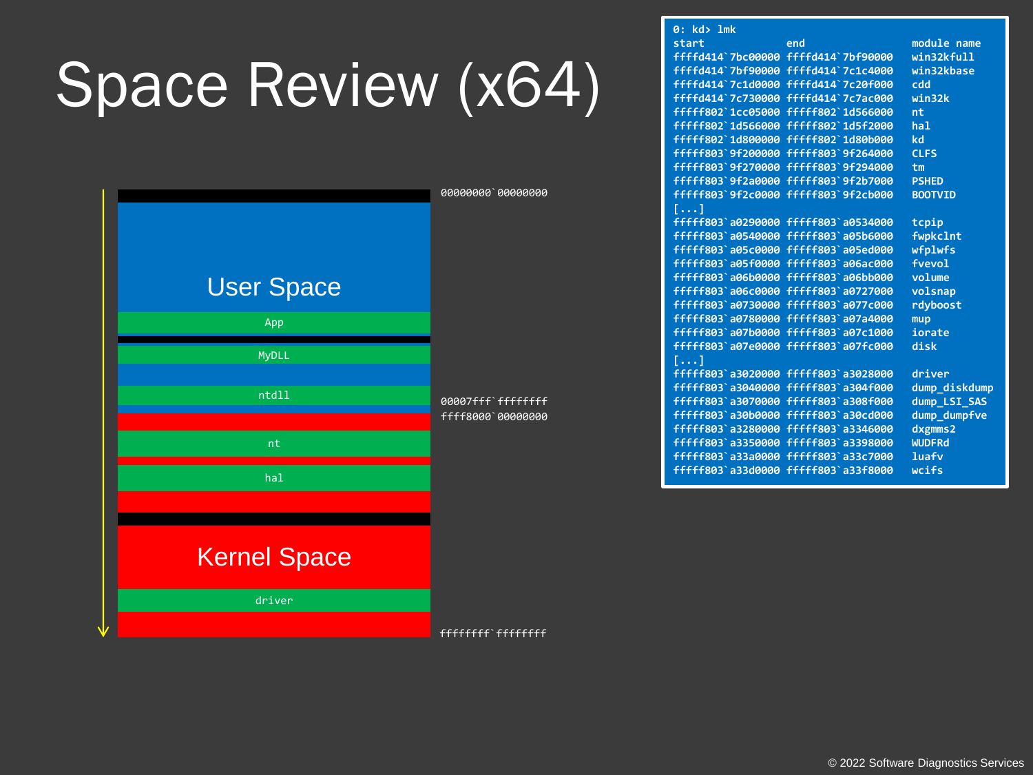# Space Review (x64)

User Space

App

MyDLL

ntdll

nt

hal

Kernel Space

driver

00000000`00000000

00007fff`ffffffff

ffff8000`00000000

ffffffff`ffffffff

```
0: kd> lmk
start             end               module name
ffffd414`7bc00000 ffffd414`7bf90000 win32kfull
ffffd414`7bf90000 ffffd414`7c1c4000 win32kbase
ffffd414`7c1d0000 ffffd414`7c20f000 cdd
ffffd414`7c730000 ffffd414`7c7ac000 win32k
fffff802`1cc05000 fffff802`1d566000 nt
fffff802`1d566000 fffff802`1d5f2000 hal
fffff802`1d800000 fffff802`1d80b000 kd
fffff803`9f200000 fffff803`9f264000 CLFS
fffff803`9f270000 fffff803`9f294000 tm
fffff803`9f2a0000 fffff803`9f2b7000 PSHED
fffff803`9f2c0000 fffff803`9f2cb000 BOOTVID
[...]
fffff803`a0290000 fffff803`a0534000 tcpip
fffff803`a0540000 fffff803`a05b6000 fwpkclnt
fffff803`a05c0000 fffff803`a05ed000 wfplwfs
fffff803`a05f0000 fffff803`a06ac000 fvevol
fffff803`a06b0000 fffff803`a06bb000 volume
fffff803`a06c0000 fffff803`a0727000 volsnap
fffff803`a0730000 fffff803`a077c000 rdyboost
fffff803`a0780000 fffff803`a07a4000 mup
fffff803`a07b0000 fffff803`a07c1000 iorate
fffff803`a07e0000 fffff803`a07fc000 disk
[...]
fffff803`a3020000 fffff803`a3028000 driver
fffff803`a3040000 fffff803`a304f000 dump_diskdump
fffff803`a3070000 fffff803`a308f000 dump_LSI_SAS
fffff803`a30b0000 fffff803`a30cd000 dump_dumpfve
fffff803`a3280000 fffff803`a3346000 dxgmms2
fffff803`a3350000 fffff803`a3398000 WUDFRd
fffff803`a33a0000 fffff803`a33c7000 luafv
fffff803`a33d0000 fffff803`a33f8000 wcifs
```

© 2022 Software Diagnostics Services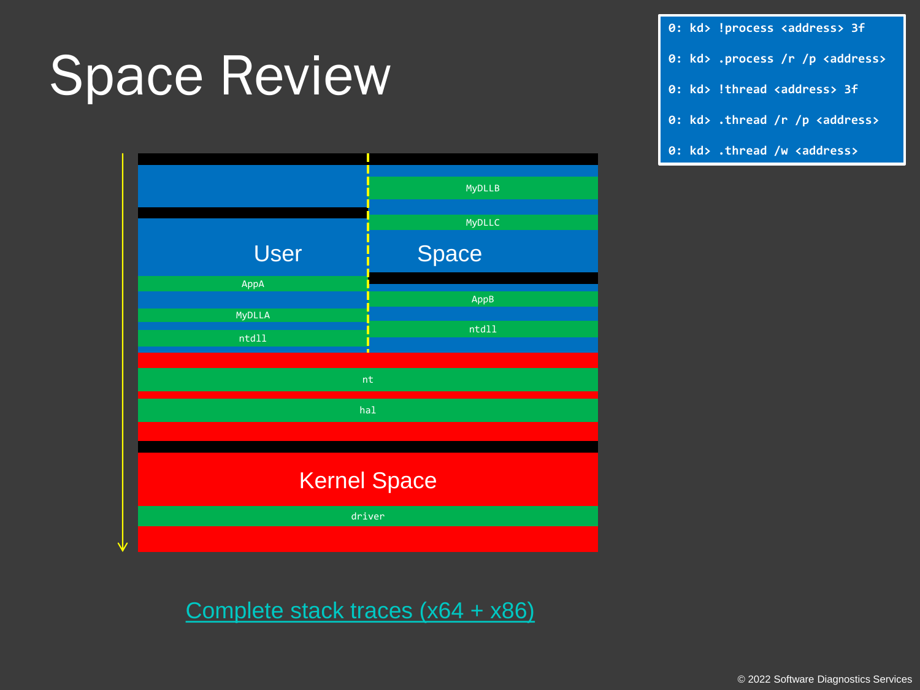# Space Review

```
0: kd> !process <address> 3f

0: kd> .process /r /p <address>

0: kd> !thread <address> 3f

0: kd> .thread /r /p <address>

0: kd> .thread /w <address>
```

User Space

MyDLLB

MyDLLC

AppA

MyDLLA

ntdll

AppB

ntdll

nt

hal

Kernel Space

driver

Complete stack traces (x64 + x86)

© 2022 Software Diagnostics Services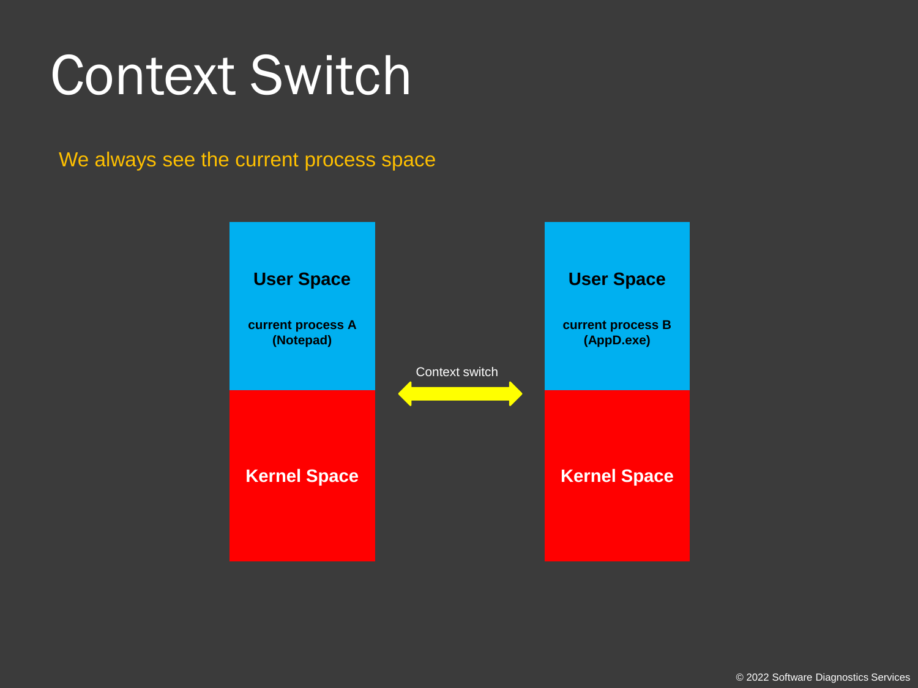# Context Switch

We always see the current process space

**User Space**

**current process A (Notepad)**

**Kernel Space**

Context switch

**User Space**

**current process B (AppD.exe)**

**Kernel Space**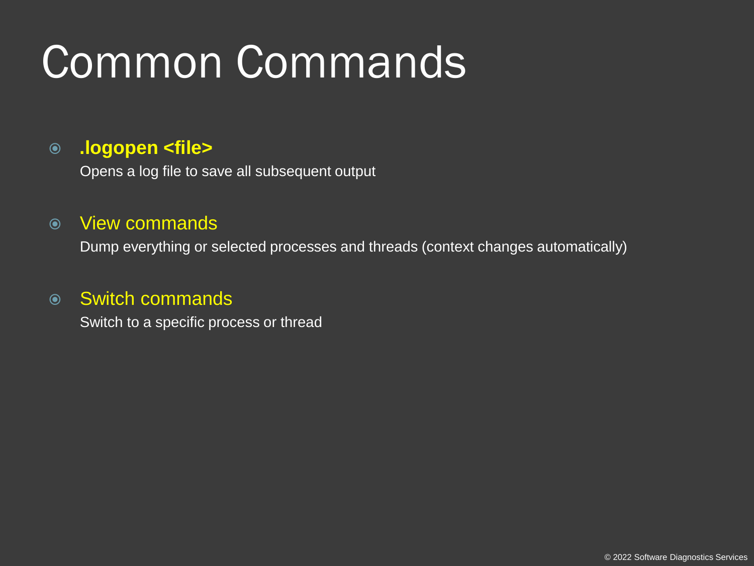# Common Commands

- **.logopen <file>**
  Opens a log file to save all subsequent output

- View commands
  Dump everything or selected processes and threads (context changes automatically)

- Switch commands
  Switch to a specific process or thread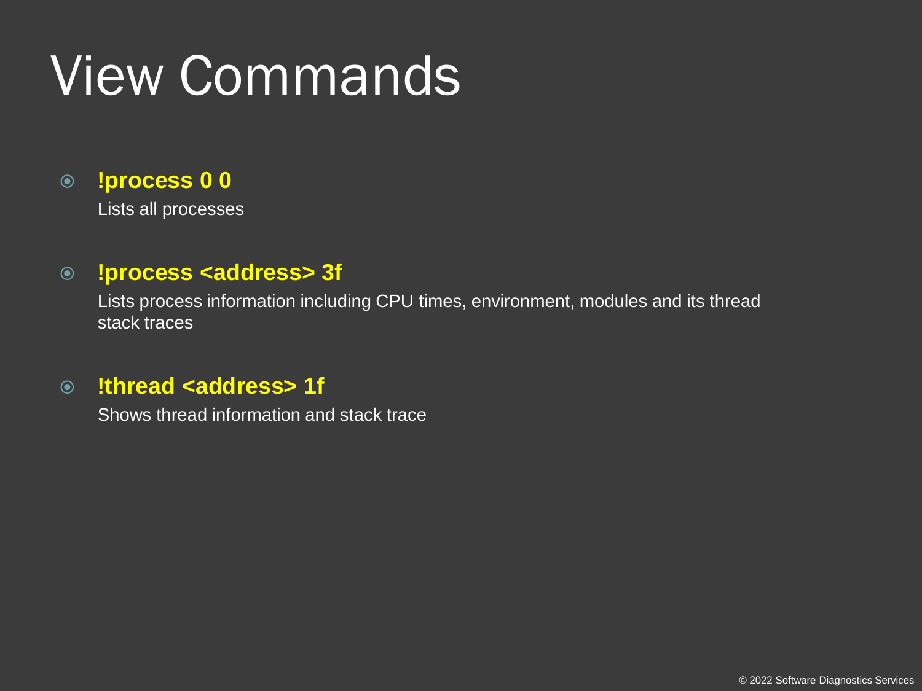# View Commands

- **!process 0 0**
  Lists all processes

- **!process <address> 3f**
  Lists process information including CPU times, environment, modules and its thread stack traces

- **!thread <address> 1f**
  Shows thread information and stack trace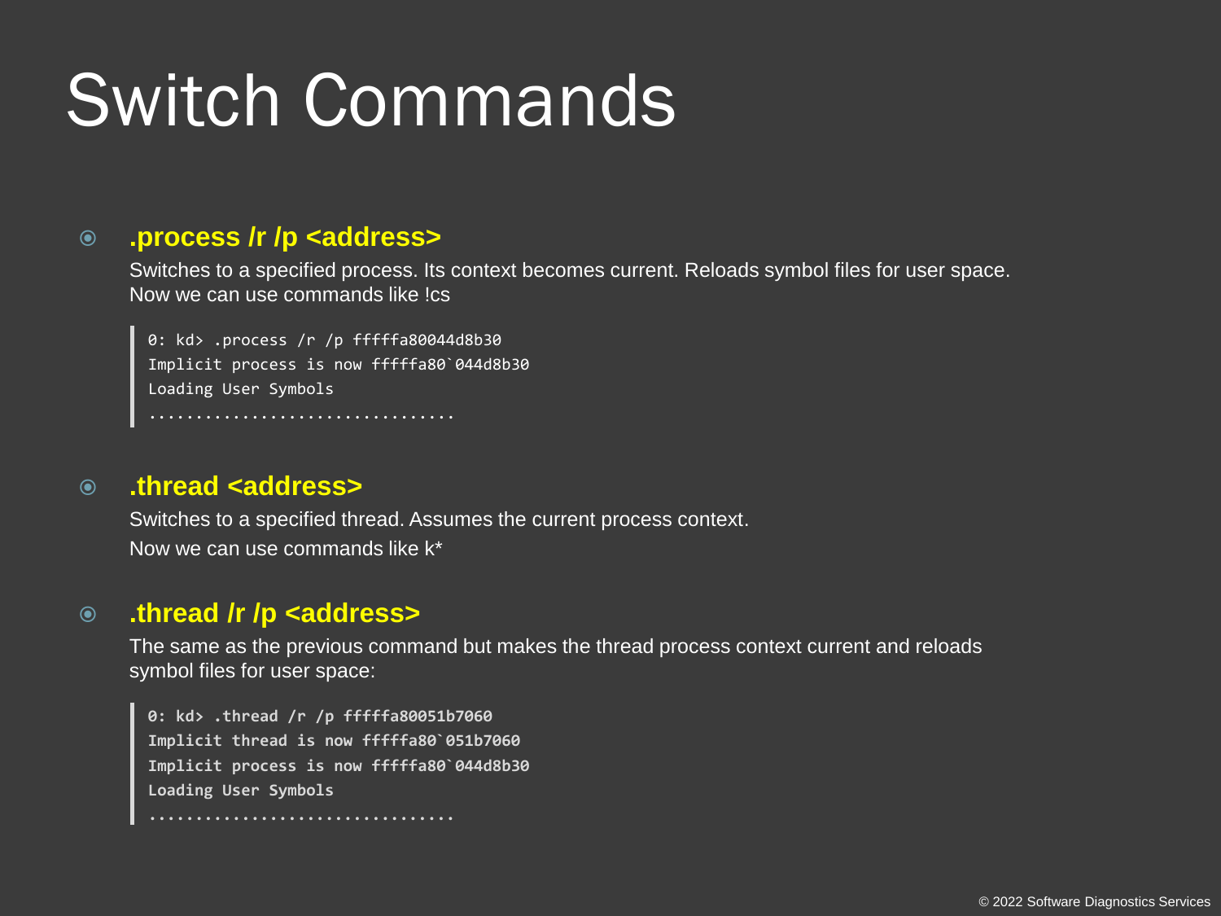# Switch Commands

- **.process /r /p <address>**

  Switches to a specified process. Its context becomes current. Reloads symbol files for user space. Now we can use commands like !cs

```
0: kd> .process /r /p fffffa80044d8b30
Implicit process is now fffffa80`044d8b30
Loading User Symbols
................................
```

- **.thread <address>**

  Switches to a specified thread. Assumes the current process context.

  Now we can use commands like k*

- **.thread /r /p <address>**

  The same as the previous command but makes the thread process context current and reloads symbol files for user space:

```
0: kd> .thread /r /p fffffa80051b7060
Implicit thread is now fffffa80`051b7060
Implicit process is now fffffa80`044d8b30
Loading User Symbols
................................
```

© 2022 Software Diagnostics Services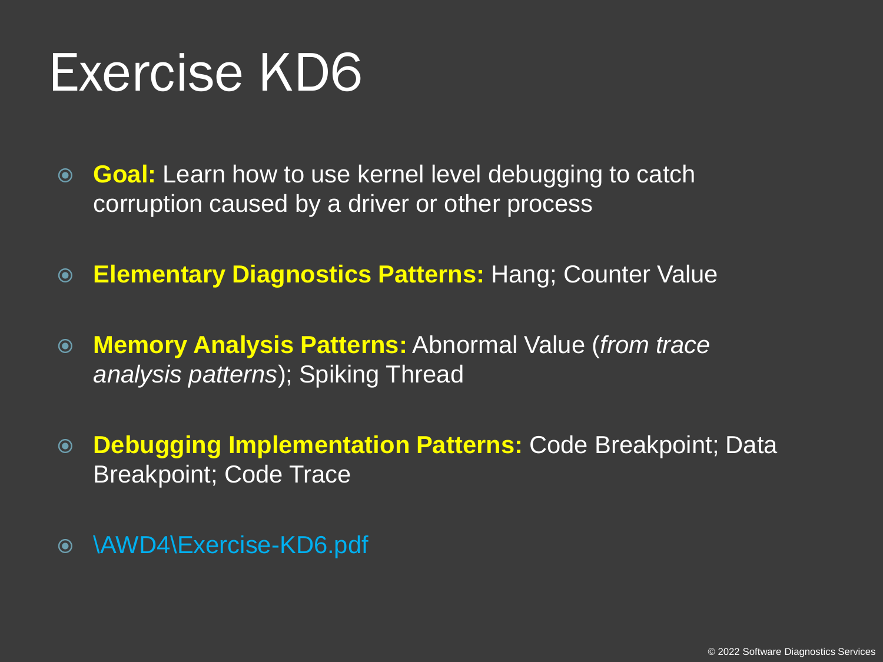# Exercise KD6

- **Goal:** Learn how to use kernel level debugging to catch corruption caused by a driver or other process
- **Elementary Diagnostics Patterns:** Hang; Counter Value
- **Memory Analysis Patterns:** Abnormal Value (*from trace analysis patterns*); Spiking Thread
- **Debugging Implementation Patterns:** Code Breakpoint; Data Breakpoint; Code Trace
- \AWD4\Exercise-KD6.pdf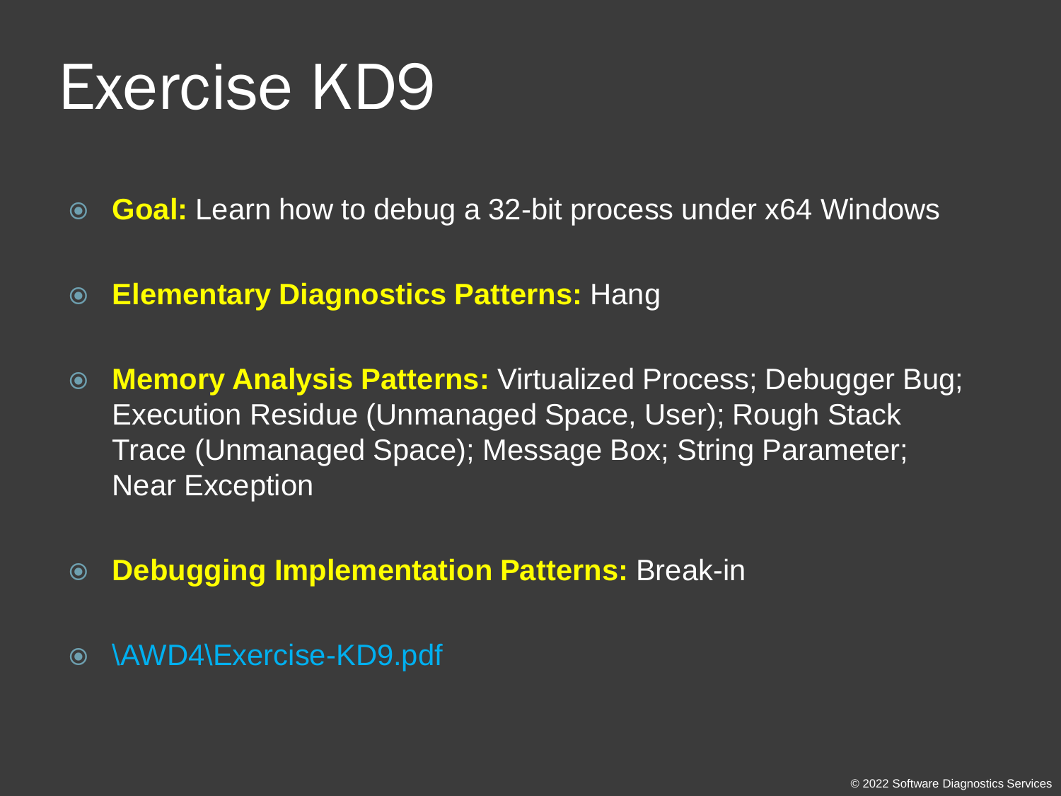# Exercise KD9

- **Goal:** Learn how to debug a 32-bit process under x64 Windows
- **Elementary Diagnostics Patterns:** Hang
- **Memory Analysis Patterns:** Virtualized Process; Debugger Bug; Execution Residue (Unmanaged Space, User); Rough Stack Trace (Unmanaged Space); Message Box; String Parameter; Near Exception
- **Debugging Implementation Patterns:** Break-in
- \AWD4\Exercise-KD9.pdf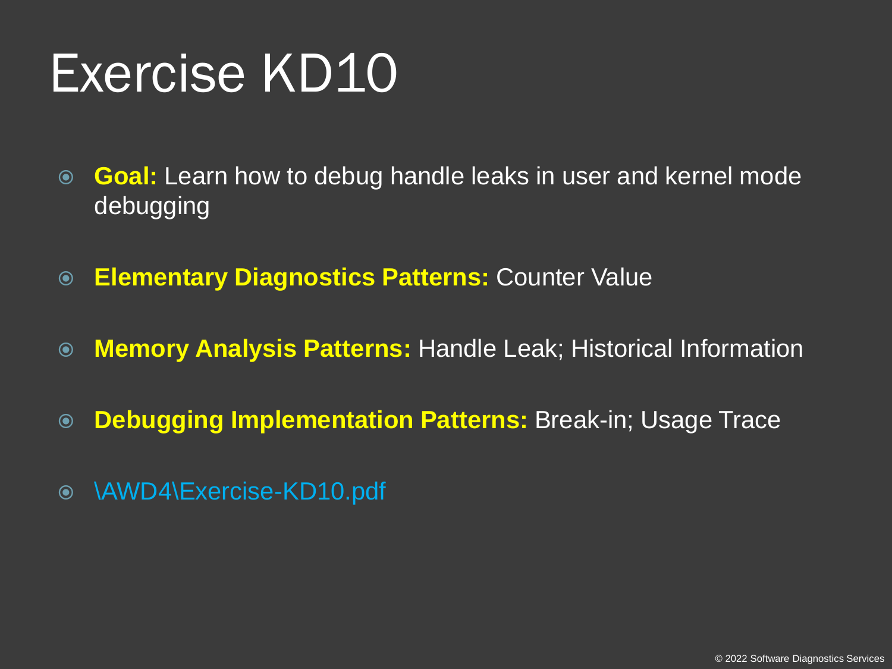# Exercise KD10

- **Goal:** Learn how to debug handle leaks in user and kernel mode debugging
- **Elementary Diagnostics Patterns:** Counter Value
- **Memory Analysis Patterns:** Handle Leak; Historical Information
- **Debugging Implementation Patterns:** Break-in; Usage Trace
- \AWD4\Exercise-KD10.pdf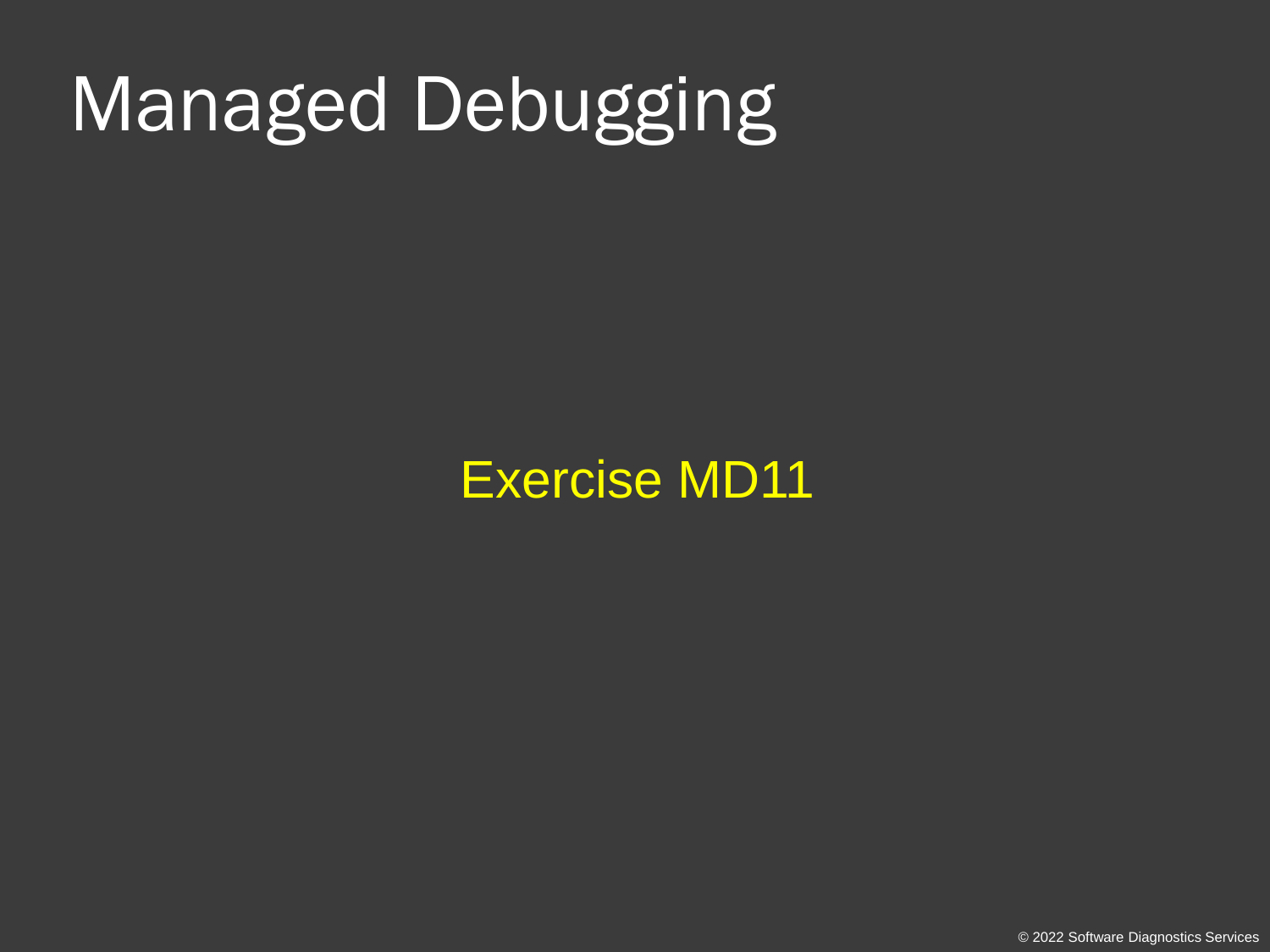# Managed Debugging

Exercise MD11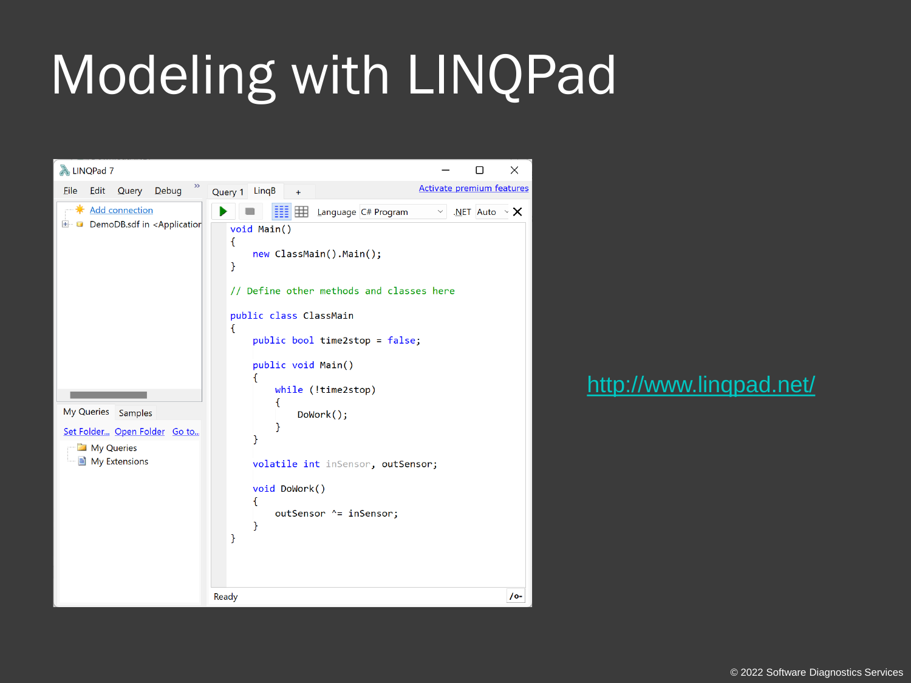# Modeling with LINQPad

```
void Main()
{
    new ClassMain().Main();
}

// Define other methods and classes here

public class ClassMain
{
    public bool time2stop = false;

    public void Main()
    {
        while (!time2stop)
        {
            DoWork();
        }
    }

    volatile int inSensor, outSensor;

    void DoWork()
    {
        outSensor ^= inSensor;
    }
}
```

http://www.linqpad.net/

© 2022 Software Diagnostics Services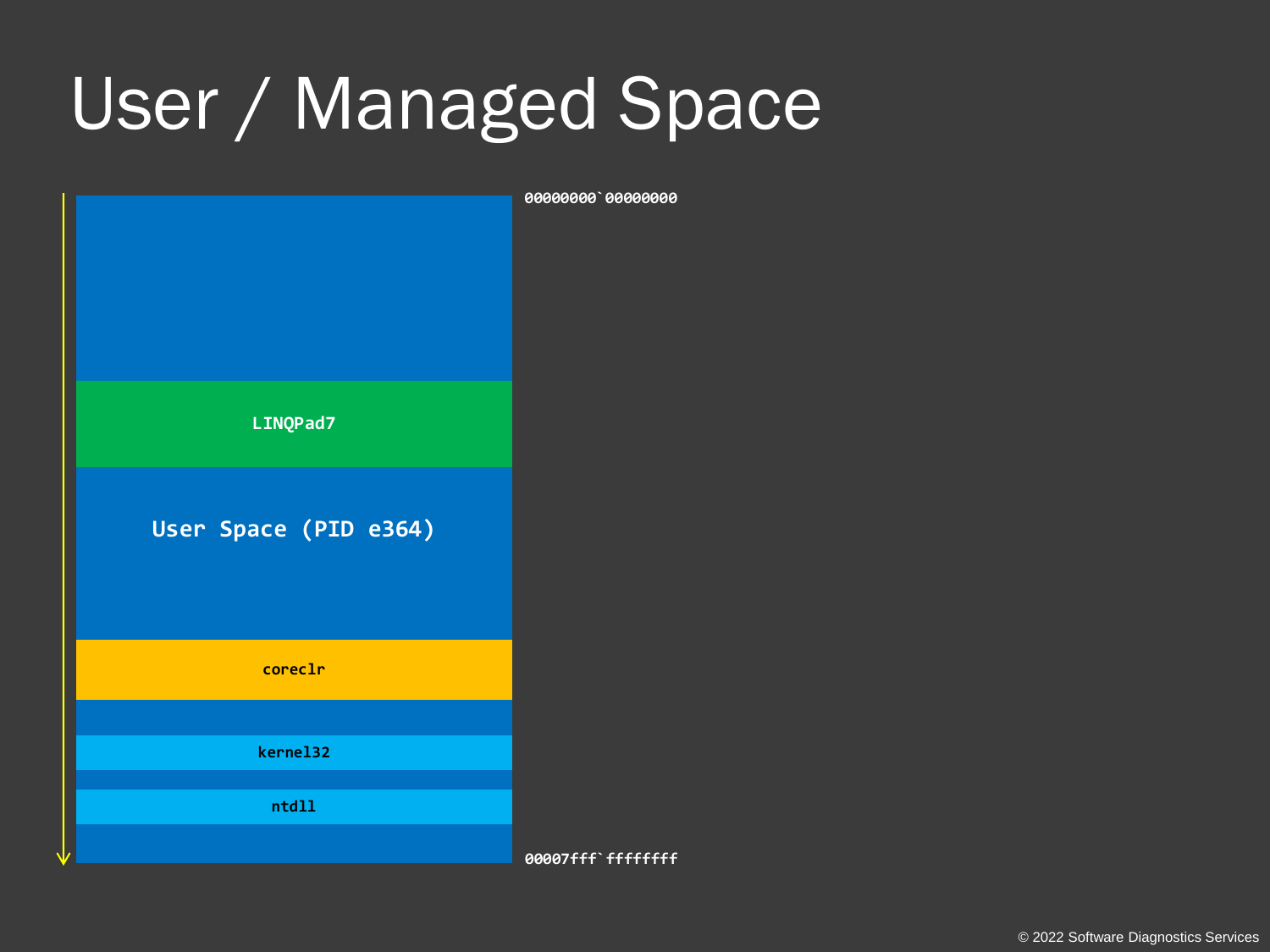# User / Managed Space

00000000`00000000

LINQPad7

User Space (PID e364)

coreclr

kernel32

ntdll

00007fff`ffffffff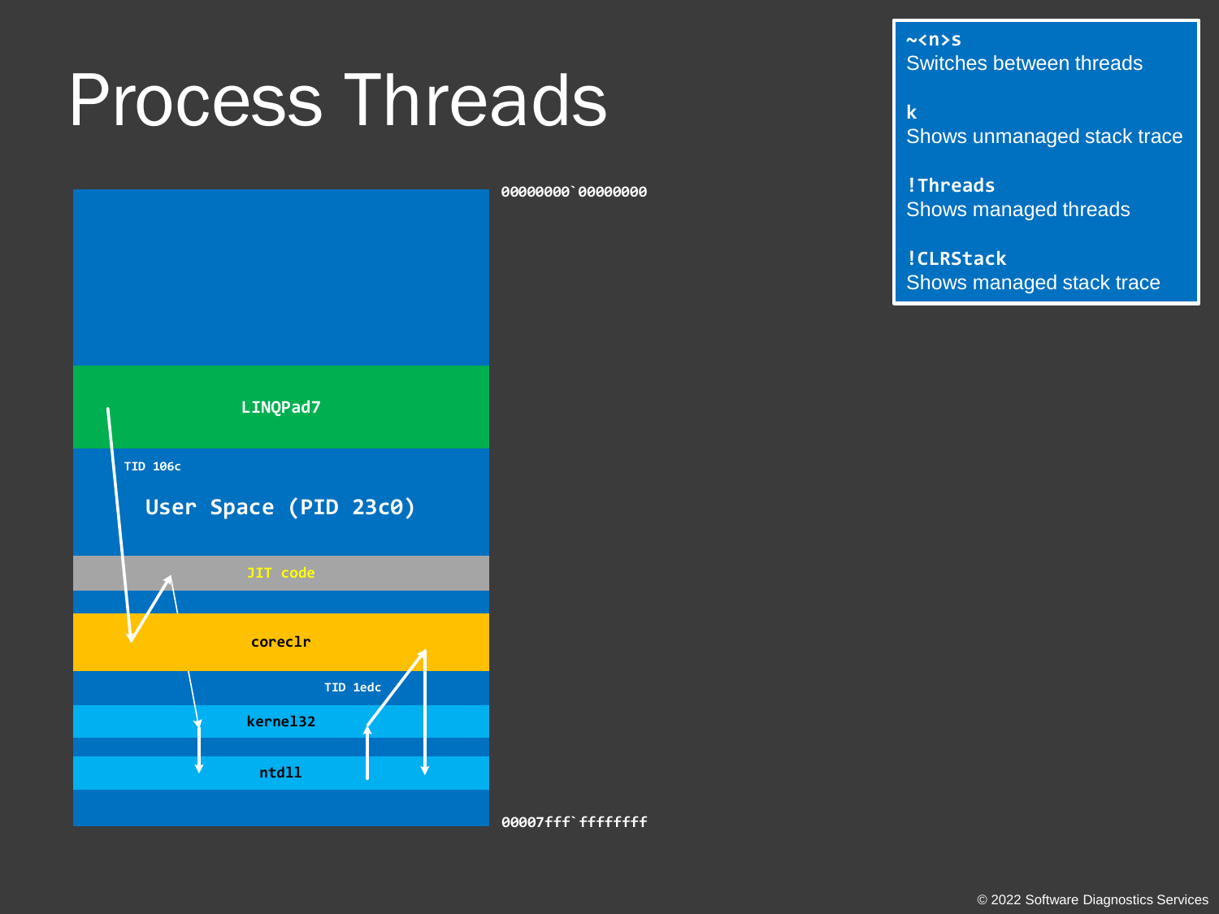# Process Threads

**~<n>s**
Switches between threads

**k**
Shows unmanaged stack trace

**!Threads**
Shows managed threads

**!CLRStack**
Shows managed stack trace

00000000`00000000

LINQPad7

TID 106c

User Space (PID 23c0)

JIT code

coreclr

TID 1edc

kernel32

ntdll

00007fff`ffffffff

© 2022 Software Diagnostics Services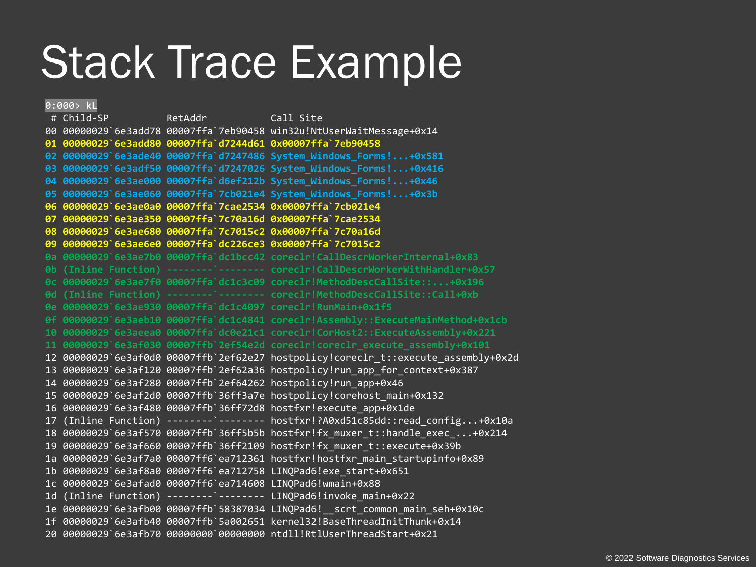# Stack Trace Example

```
0:000> kL
 # Child-SP          RetAddr           Call Site
00 00000029`6e3add78 00007ffa`7eb90458 win32u!NtUserWaitMessage+0x14
01 00000029`6e3add80 00007ffa`d7244d61 0x00007ffa`7eb90458
02 00000029`6e3ade40 00007ffa`d7247486 System_Windows_Forms!...+0x581
03 00000029`6e3adf50 00007ffa`d7247026 System_Windows_Forms!...+0x416
04 00000029`6e3ae000 00007ffa`d6ef212b System_Windows_Forms!...+0x46
05 00000029`6e3ae060 00007ffa`7cb021e4 System_Windows_Forms!...+0x3b
06 00000029`6e3ae0a0 00007ffa`7cae2534 0x00007ffa`7cb021e4
07 00000029`6e3ae350 00007ffa`7c70a16d 0x00007ffa`7cae2534
08 00000029`6e3ae680 00007ffa`7c7015c2 0x00007ffa`7c70a16d
09 00000029`6e3ae6e0 00007ffa`dc226ce3 0x00007ffa`7c7015c2
0a 00000029`6e3ae7b0 00007ffa`dc1bcc42 coreclr!CallDescrWorkerInternal+0x83
0b (Inline Function) --------`-------- coreclr!CallDescrWorkerWithHandler+0x57
0c 00000029`6e3ae7f0 00007ffa`dc1c3c09 coreclr!MethodDescCallSite::...+0x196
0d (Inline Function) --------`-------- coreclr!MethodDescCallSite::Call+0xb
0e 00000029`6e3ae930 00007ffa`dc1c4097 coreclr!RunMain+0x1f5
0f 00000029`6e3aeb10 00007ffa`dc1c4841 coreclr!Assembly::ExecuteMainMethod+0x1cb
10 00000029`6e3aeea0 00007ffa`dc0e21c1 coreclr!CorHost2::ExecuteAssembly+0x221
11 00000029`6e3af030 00007ffb`2ef54e2d coreclr!coreclr_execute_assembly+0x101
12 00000029`6e3af0d0 00007ffb`2ef62e27 hostpolicy!coreclr_t::execute_assembly+0x2d
13 00000029`6e3af120 00007ffb`2ef62a36 hostpolicy!run_app_for_context+0x387
14 00000029`6e3af280 00007ffb`2ef64262 hostpolicy!run_app+0x46
15 00000029`6e3af2d0 00007ffb`36ff3a7e hostpolicy!corehost_main+0x132
16 00000029`6e3af480 00007ffb`36ff72d8 hostfxr!execute_app+0x1de
17 (Inline Function) --------`-------- hostfxr!?A0xd51c85dd::read_config...+0x10a
18 00000029`6e3af570 00007ffb`36ff5b5b hostfxr!fx_muxer_t::handle_exec_...+0x214
19 00000029`6e3af660 00007ffb`36ff2109 hostfxr!fx_muxer_t::execute+0x39b
1a 00000029`6e3af7a0 00007ff6`ea712361 hostfxr!hostfxr_main_startupinfo+0x89
1b 00000029`6e3af8a0 00007ff6`ea712758 LINQPad6!exe_start+0x651
1c 00000029`6e3afad0 00007ff6`ea714608 LINQPad6!wmain+0x88
1d (Inline Function) --------`-------- LINQPad6!invoke_main+0x22
1e 00000029`6e3afb00 00007ffb`58387034 LINQPad6!__scrt_common_main_seh+0x10c
1f 00000029`6e3afb40 00007ffb`5a002651 kernel32!BaseThreadInitThunk+0x14
20 00000029`6e3afb70 00000000`00000000 ntdll!RtlUserThreadStart+0x21
```

© 2022 Software Diagnostics Services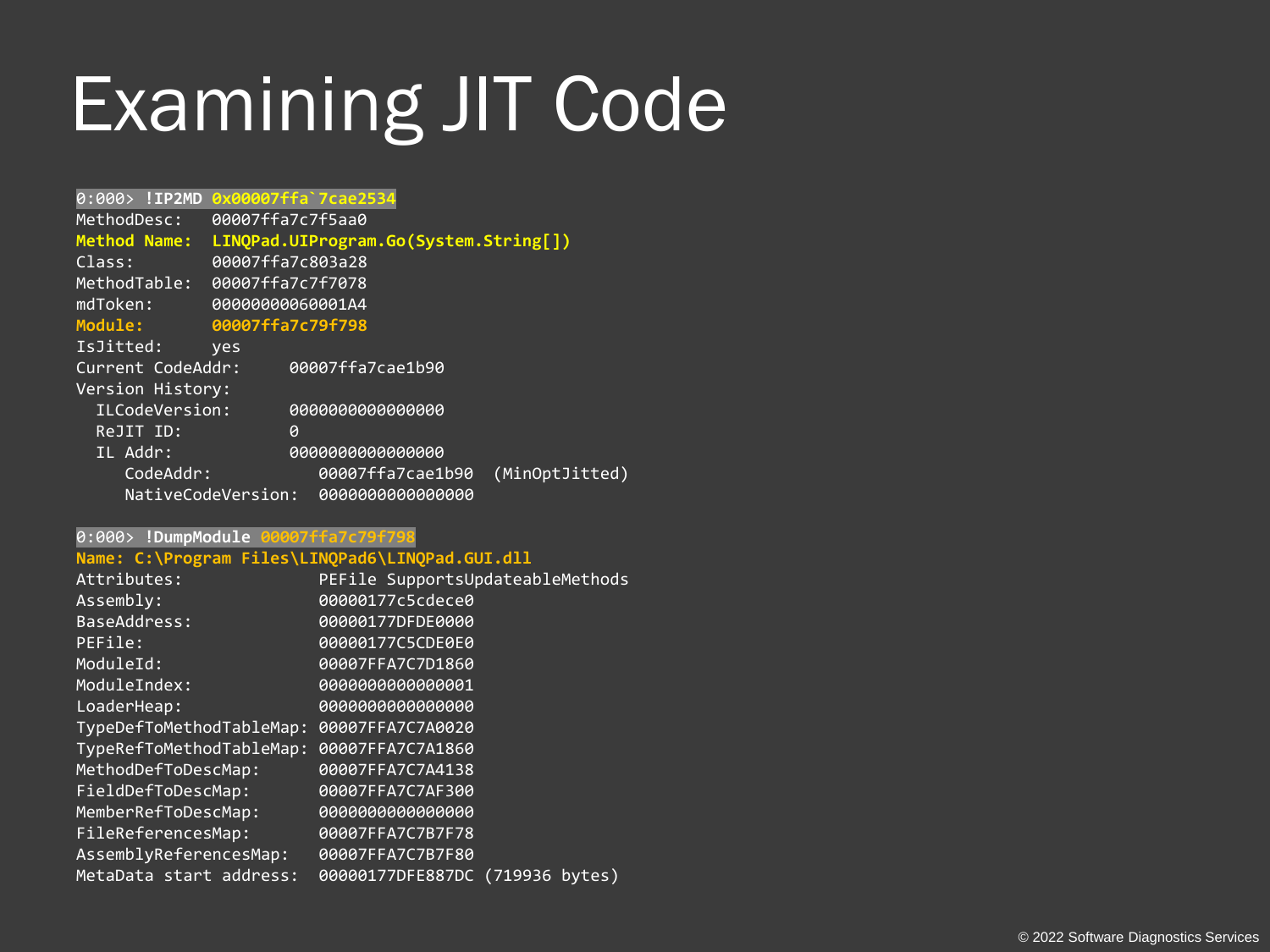# Examining JIT Code

```
0:000> !IP2MD 0x00007ffa`7cae2534
MethodDesc:   00007ffa7c7f5aa0
Method Name:  LINQPad.UIProgram.Go(System.String[])
Class:        00007ffa7c803a28
MethodTable:  00007ffa7c7f7078
mdToken:      00000000060001A4
Module:       00007ffa7c79f798
IsJitted:     yes
Current CodeAddr:     00007ffa7cae1b90
Version History:
  ILCodeVersion:      0000000000000000
  ReJIT ID:           0
  IL Addr:            0000000000000000
     CodeAddr:           00007ffa7cae1b90  (MinOptJitted)
     NativeCodeVersion:  0000000000000000

0:000> !DumpModule 00007ffa7c79f798
Name: C:\Program Files\LINQPad6\LINQPad.GUI.dll
Attributes:              PEFile SupportsUpdateableMethods
Assembly:                00000177c5cdece0
BaseAddress:             00000177DFDE0000
PEFile:                  00000177C5CDE0E0
ModuleId:                00007FFA7C7D1860
ModuleIndex:             0000000000000001
LoaderHeap:              0000000000000000
TypeDefToMethodTableMap: 00007FFA7C7A0020
TypeRefToMethodTableMap: 00007FFA7C7A1860
MethodDefToDescMap:      00007FFA7C7A4138
FieldDefToDescMap:       00007FFA7C7AF300
MemberRefToDescMap:      0000000000000000
FileReferencesMap:       00007FFA7C7B7F78
AssemblyReferencesMap:   00007FFA7C7B7F80
MetaData start address:  00000177DFE887DC (719936 bytes)
```

© 2022 Software Diagnostics Services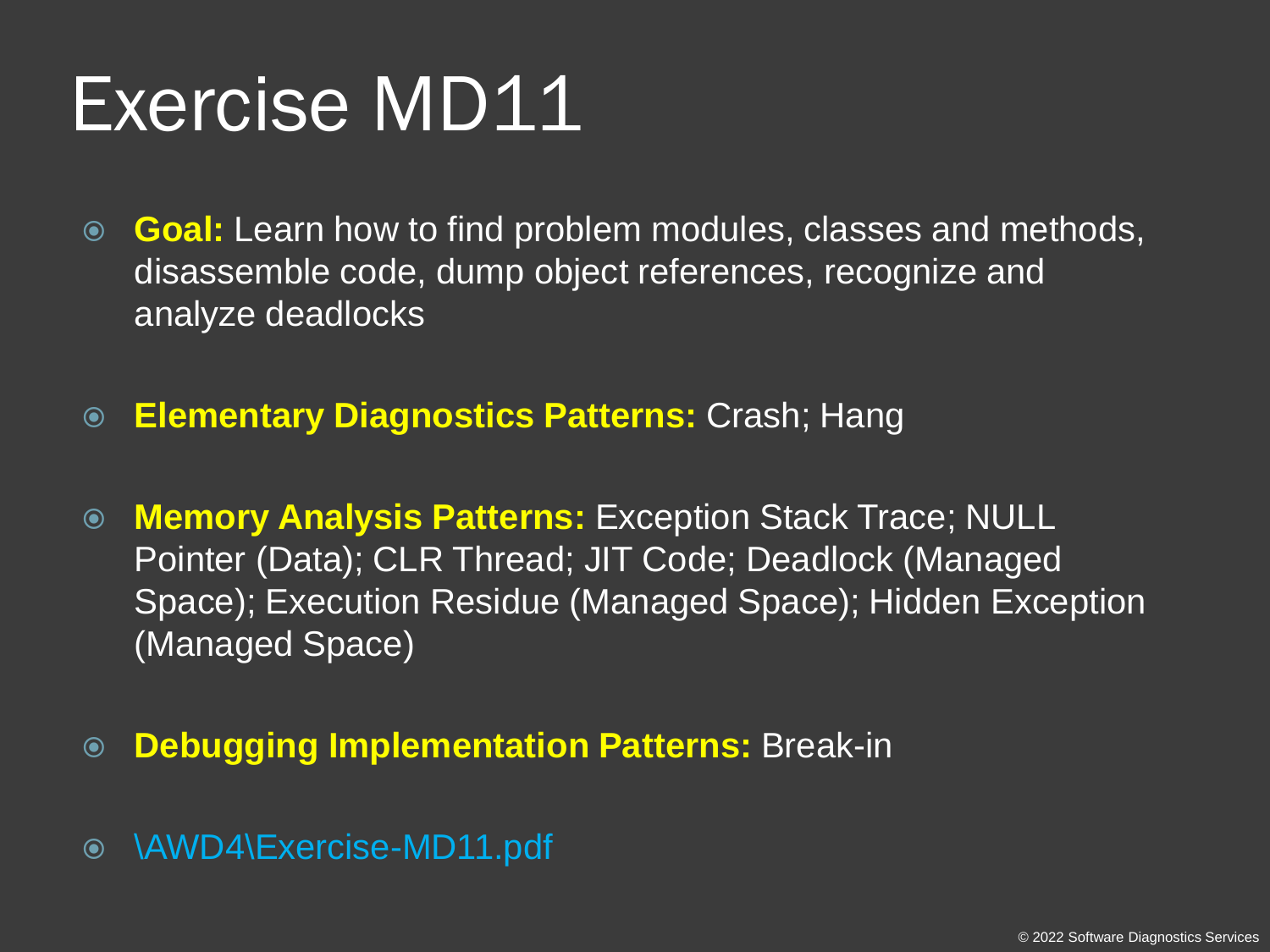# Exercise MD11

- **Goal:** Learn how to find problem modules, classes and methods, disassemble code, dump object references, recognize and analyze deadlocks
- **Elementary Diagnostics Patterns:** Crash; Hang
- **Memory Analysis Patterns:** Exception Stack Trace; NULL Pointer (Data); CLR Thread; JIT Code; Deadlock (Managed Space); Execution Residue (Managed Space); Hidden Exception (Managed Space)
- **Debugging Implementation Patterns:** Break-in
- \AWD4\Exercise-MD11.pdf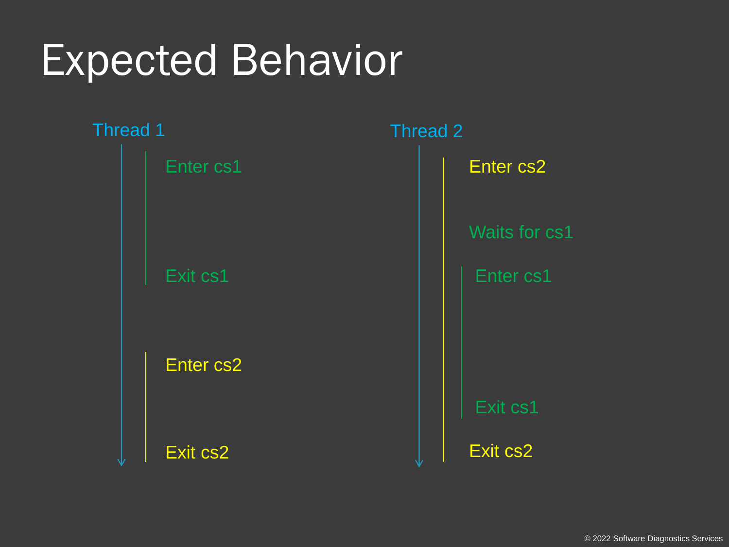# Expected Behavior

**Thread 1**

- Enter cs1
- Exit cs1
- Enter cs2
- Exit cs2

**Thread 2**

- Enter cs2
- Waits for cs1
- Enter cs1
- Exit cs1
- Exit cs2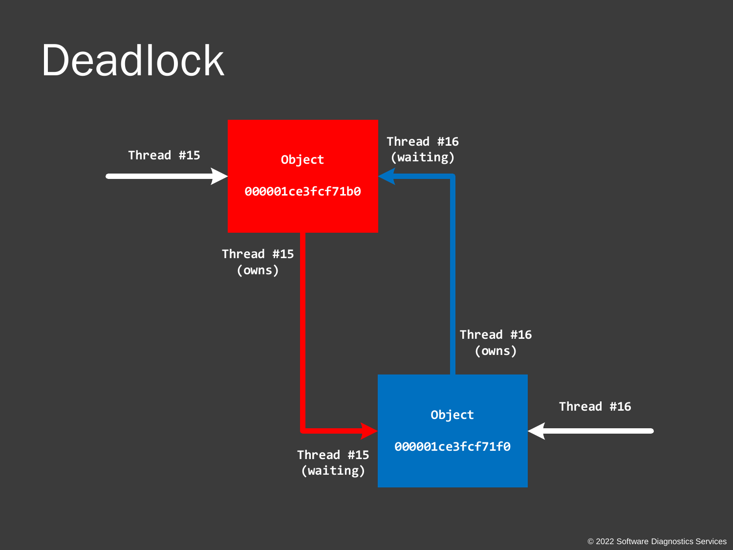# Deadlock

Thread #15

Object

000001ce3fcf71b0

Thread #16
(waiting)

Thread #15
(owns)

Thread #16
(owns)

Object

000001ce3fcf71f0

Thread #16

Thread #15
(waiting)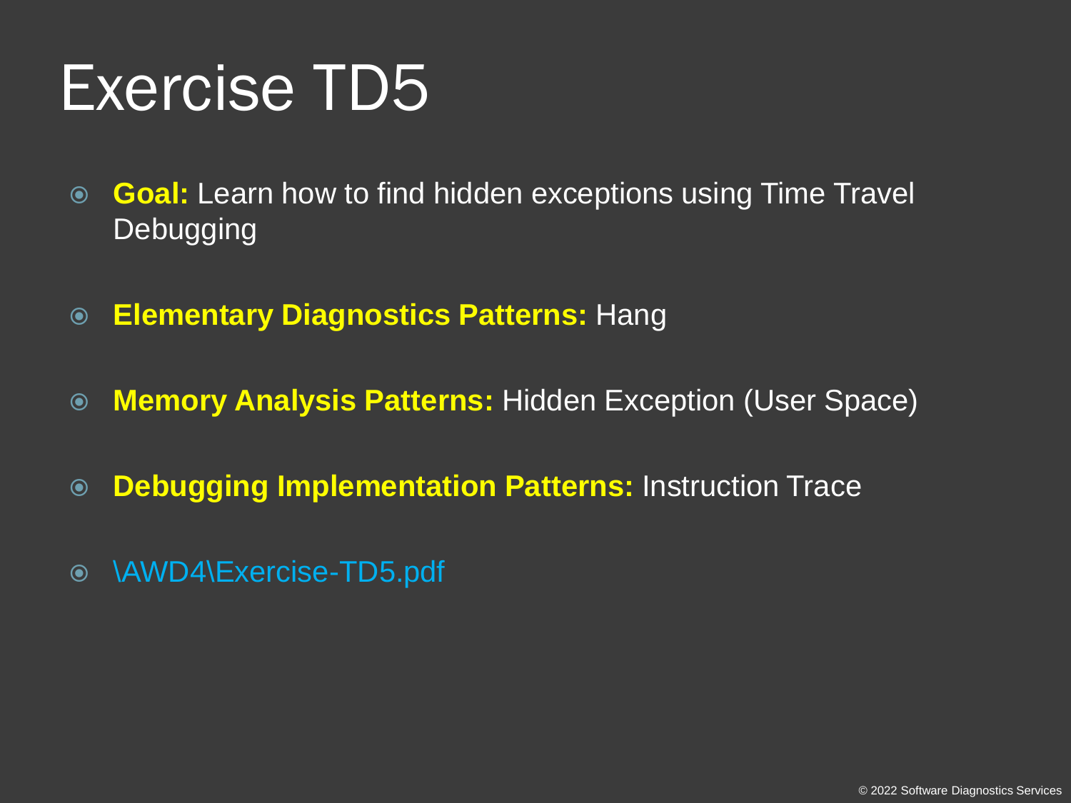# Exercise TD5

- **Goal:** Learn how to find hidden exceptions using Time Travel Debugging
- **Elementary Diagnostics Patterns:** Hang
- **Memory Analysis Patterns:** Hidden Exception (User Space)
- **Debugging Implementation Patterns:** Instruction Trace
- \AWD4\Exercise-TD5.pdf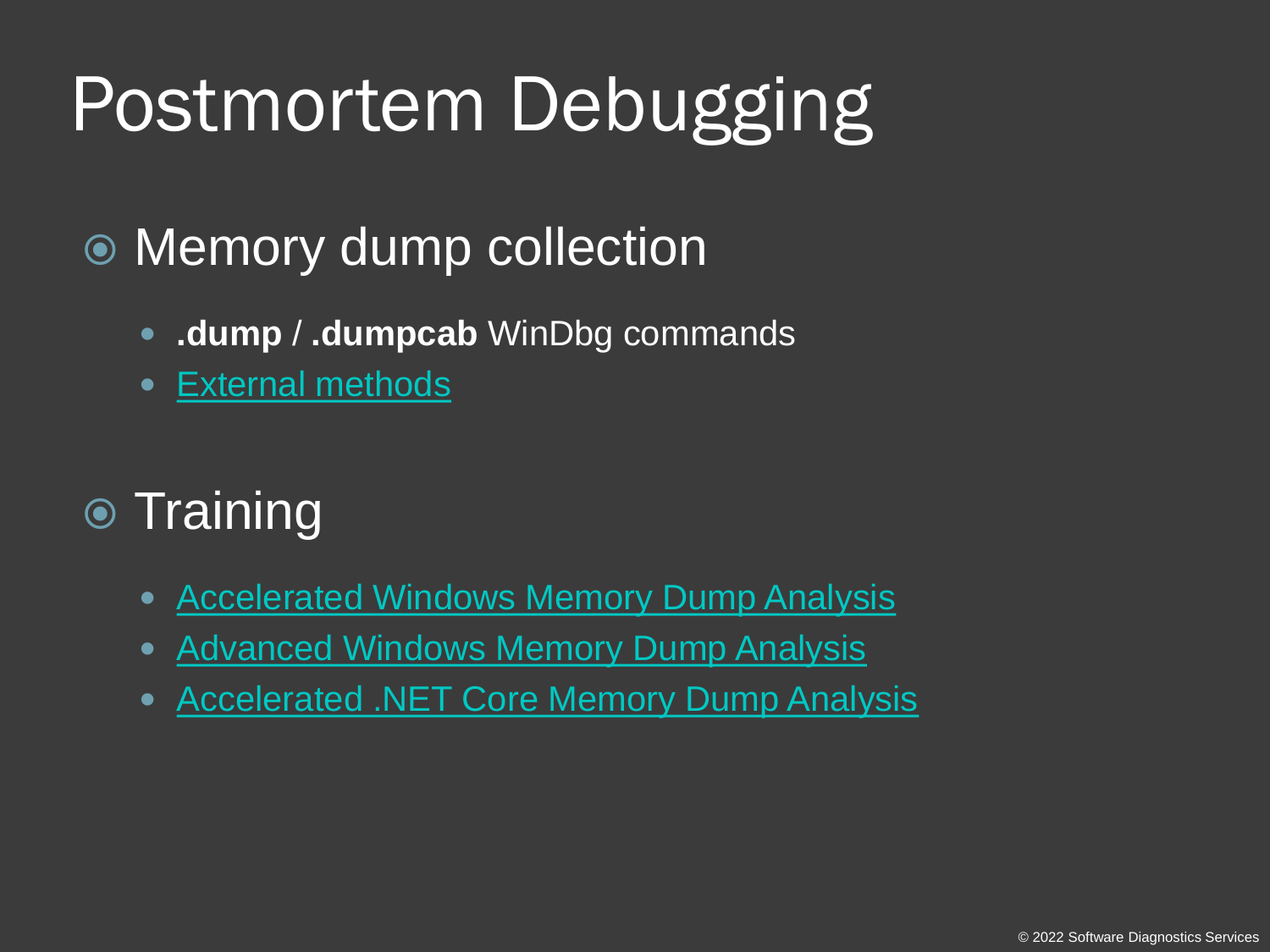# Postmortem Debugging

- Memory dump collection
  - **.dump** / **.dumpcab** WinDbg commands
  - External methods
- Training
  - Accelerated Windows Memory Dump Analysis
  - Advanced Windows Memory Dump Analysis
  - Accelerated .NET Core Memory Dump Analysis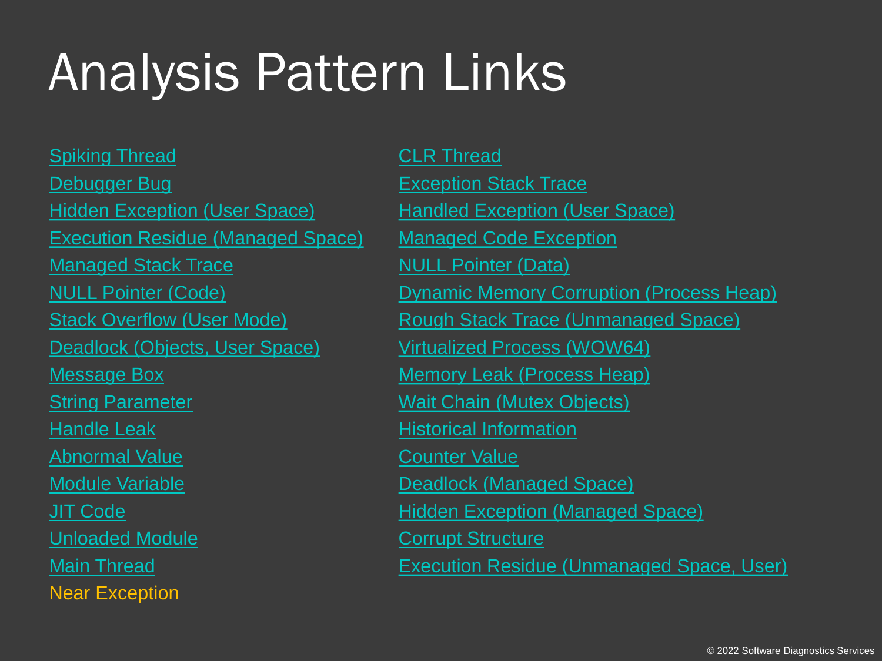# Analysis Pattern Links

- Spiking Thread
- Debugger Bug
- Hidden Exception (User Space)
- Execution Residue (Managed Space)
- Managed Stack Trace
- NULL Pointer (Code)
- Stack Overflow (User Mode)
- Deadlock (Objects, User Space)
- Message Box
- String Parameter
- Handle Leak
- Abnormal Value
- Module Variable
- JIT Code
- Unloaded Module
- Main Thread
- Near Exception
- CLR Thread
- Exception Stack Trace
- Handled Exception (User Space)
- Managed Code Exception
- NULL Pointer (Data)
- Dynamic Memory Corruption (Process Heap)
- Rough Stack Trace (Unmanaged Space)
- Virtualized Process (WOW64)
- Memory Leak (Process Heap)
- Wait Chain (Mutex Objects)
- Historical Information
- Counter Value
- Deadlock (Managed Space)
- Hidden Exception (Managed Space)
- Corrupt Structure
- Execution Residue (Unmanaged Space, User)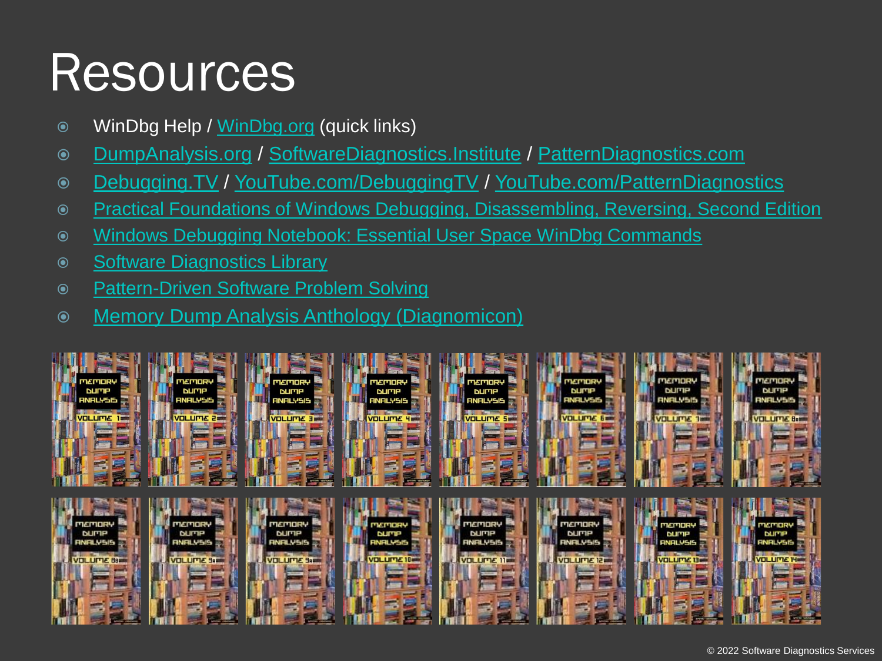# Resources

- WinDbg Help / WinDbg.org (quick links)
- DumpAnalysis.org / SoftwareDiagnostics.Institute / PatternDiagnostics.com
- Debugging.TV / YouTube.com/DebuggingTV / YouTube.com/PatternDiagnostics
- Practical Foundations of Windows Debugging, Disassembling, Reversing, Second Edition
- Windows Debugging Notebook: Essential User Space WinDbg Commands
- Software Diagnostics Library
- Pattern-Driven Software Problem Solving
- Memory Dump Analysis Anthology (Diagnomicon)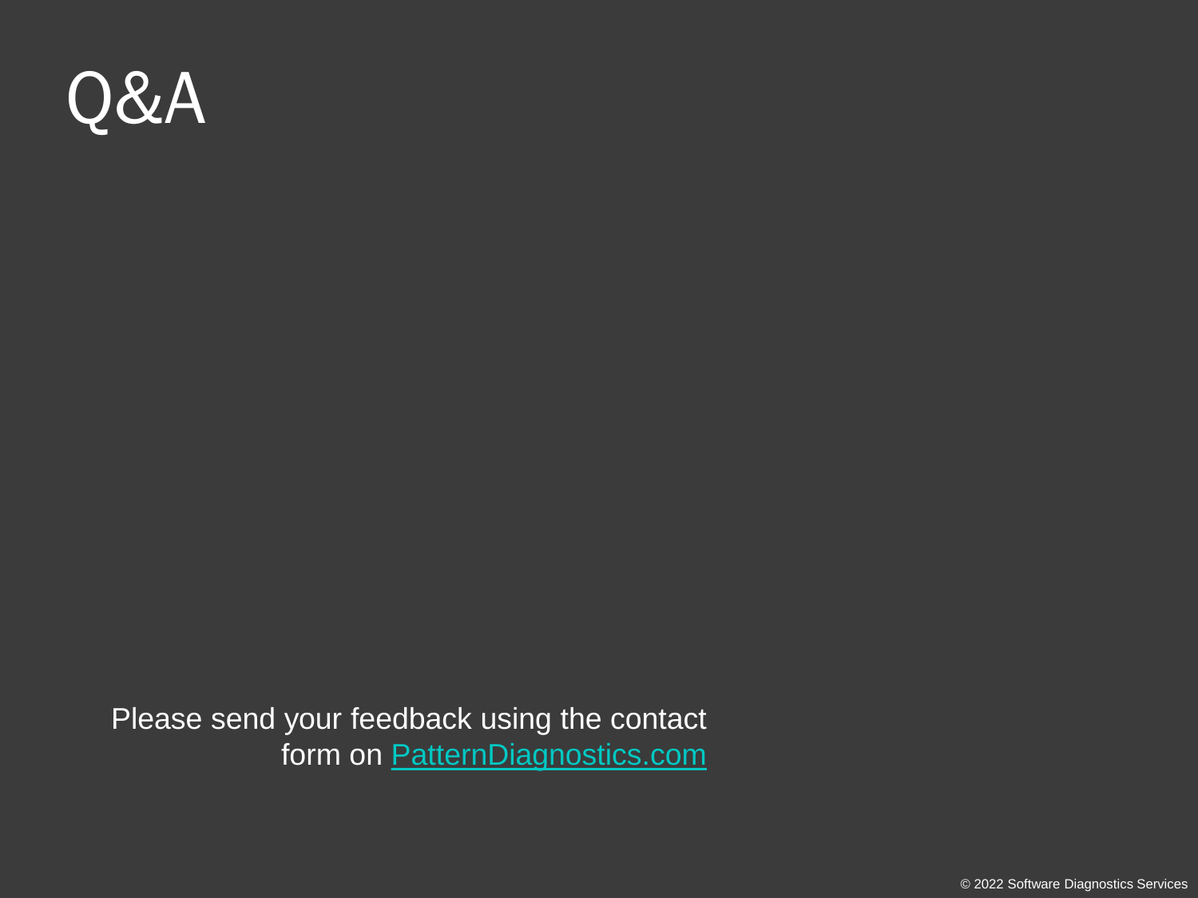# Q&A

Please send your feedback using the contact form on PatternDiagnostics.com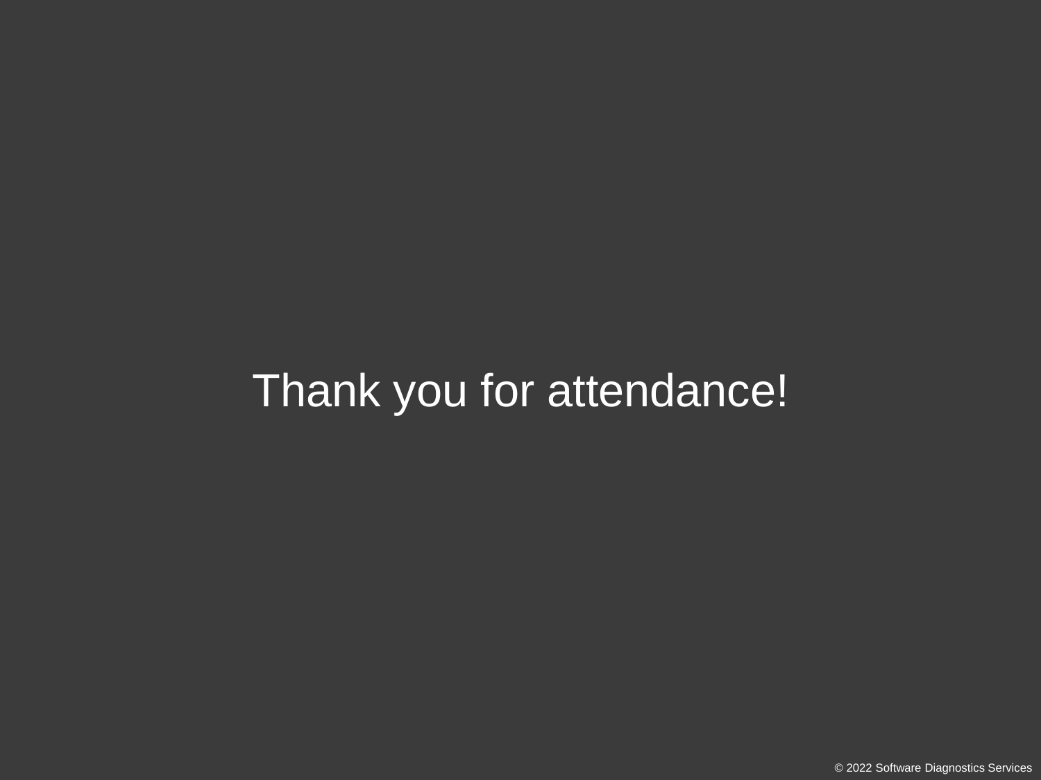Thank you for attendance!